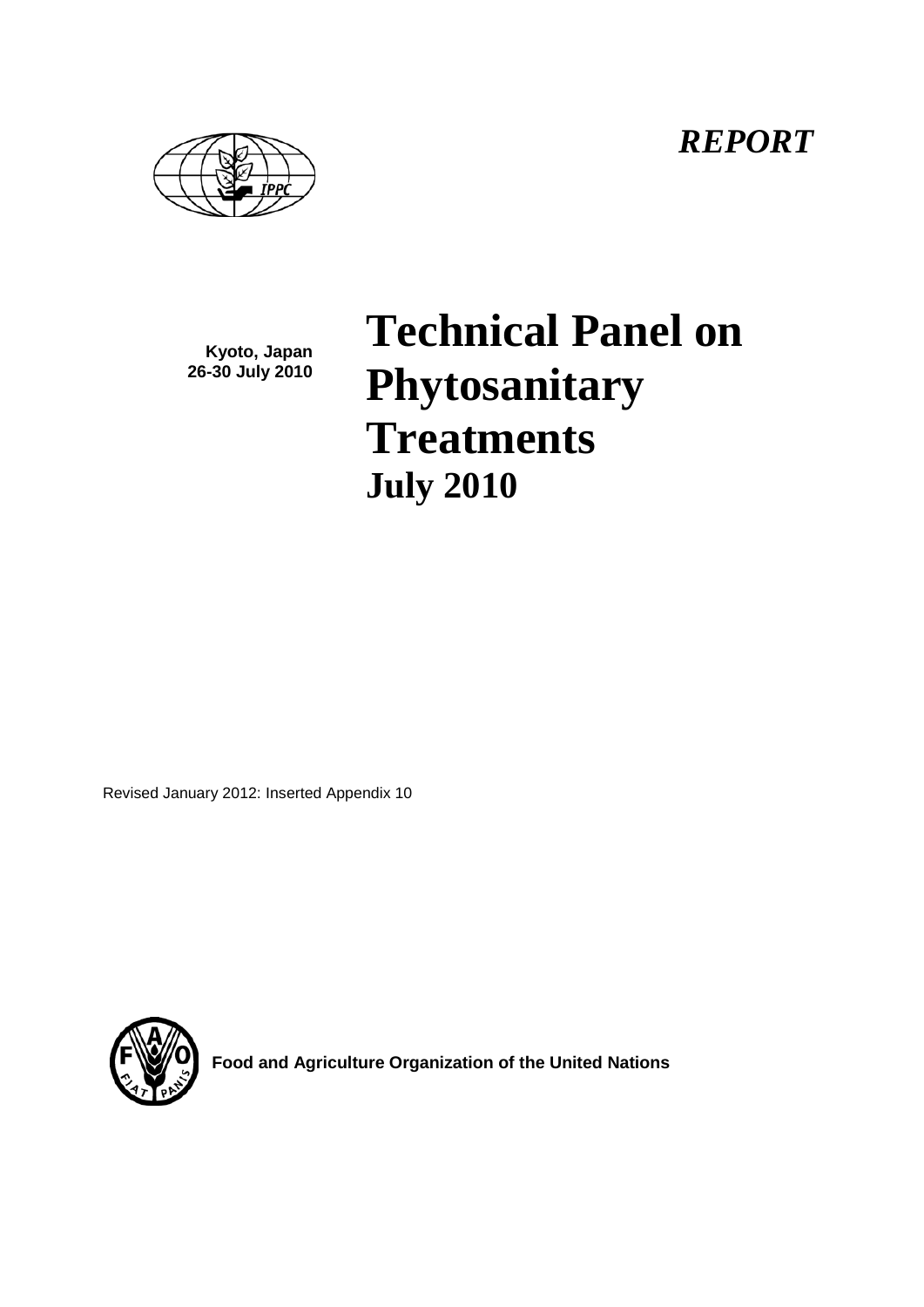*REPORT*

**Kyoto, Japan**
**26-30 July 2010**

# Technical Panel on Phytosanitary Treatments

## July 2010

Revised January 2012: Inserted Appendix 10

**Food and Agriculture Organization of the United Nations**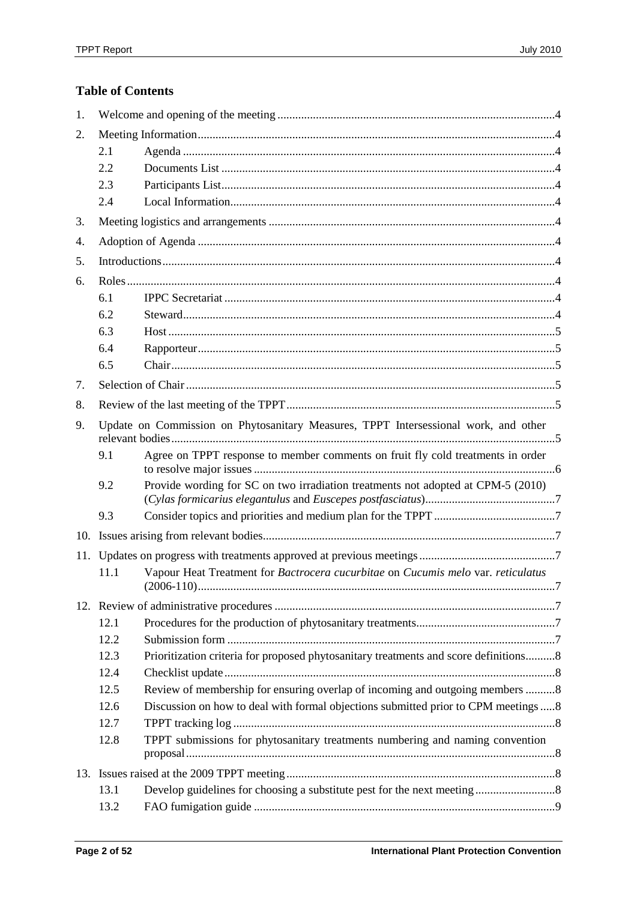## Table of Contents

1. Welcome and opening of the meeting ..... 4
2. Meeting Information ..... 4
   - 2.1 Agenda ..... 4
   - 2.2 Documents List ..... 4
   - 2.3 Participants List ..... 4
   - 2.4 Local Information ..... 4
3. Meeting logistics and arrangements ..... 4
4. Adoption of Agenda ..... 4
5. Introductions ..... 4
6. Roles ..... 4
   - 6.1 IPPC Secretariat ..... 4
   - 6.2 Steward ..... 4
   - 6.3 Host ..... 5
   - 6.4 Rapporteur ..... 5
   - 6.5 Chair ..... 5
7. Selection of Chair ..... 5
8. Review of the last meeting of the TPPT ..... 5
9. Update on Commission on Phytosanitary Measures, TPPT Intersessional work, and other relevant bodies ..... 5
   - 9.1 Agree on TPPT response to member comments on fruit fly cold treatments in order to resolve major issues ..... 6
   - 9.2 Provide wording for SC on two irradiation treatments not adopted at CPM-5 (2010) (*Cylas formicarius elegantulus* and *Euscepes postfasciatus*) ..... 7
   - 9.3 Consider topics and priorities and medium plan for the TPPT ..... 7
10. Issues arising from relevant bodies ..... 7
11. Updates on progress with treatments approved at previous meetings ..... 7
    - 11.1 Vapour Heat Treatment for *Bactrocera cucurbitae* on *Cucumis melo* var. *reticulatus* (2006-110) ..... 7
12. Review of administrative procedures ..... 7
    - 12.1 Procedures for the production of phytosanitary treatments ..... 7
    - 12.2 Submission form ..... 7
    - 12.3 Prioritization criteria for proposed phytosanitary treatments and score definitions ..... 8
    - 12.4 Checklist update ..... 8
    - 12.5 Review of membership for ensuring overlap of incoming and outgoing members ..... 8
    - 12.6 Discussion on how to deal with formal objections submitted prior to CPM meetings ..... 8
    - 12.7 TPPT tracking log ..... 8
    - 12.8 TPPT submissions for phytosanitary treatments numbering and naming convention proposal ..... 8
13. Issues raised at the 2009 TPPT meeting ..... 8
    - 13.1 Develop guidelines for choosing a substitute pest for the next meeting ..... 8
    - 13.2 FAO fumigation guide ..... 9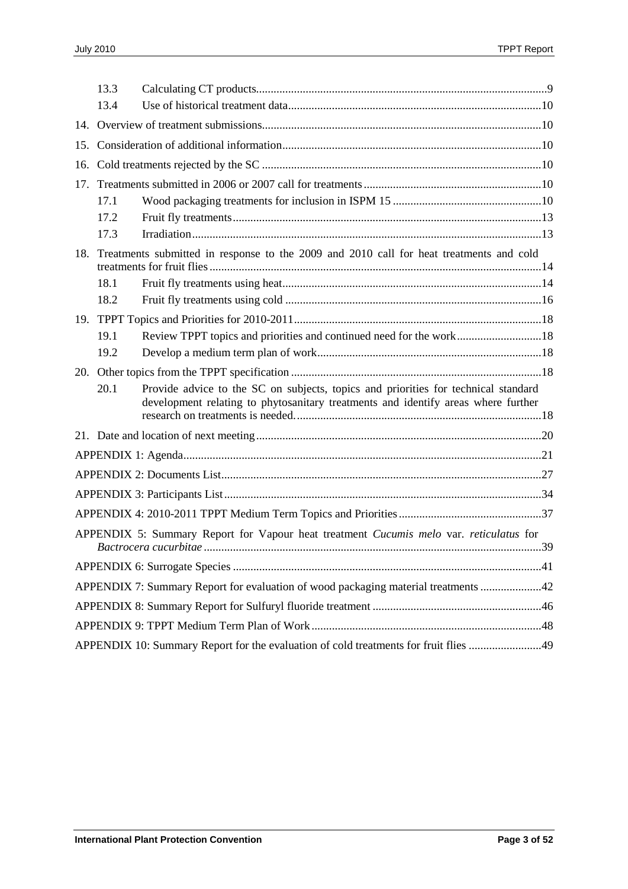13.3 Calculating CT products ... 9

13.4 Use of historical treatment data ... 10

14. Overview of treatment submissions ... 10

15. Consideration of additional information ... 10

16. Cold treatments rejected by the SC ... 10

17. Treatments submitted in 2006 or 2007 call for treatments ... 10

17.1 Wood packaging treatments for inclusion in ISPM 15 ... 10

17.2 Fruit fly treatments ... 13

17.3 Irradiation ... 13

18. Treatments submitted in response to the 2009 and 2010 call for heat treatments and cold treatments for fruit flies ... 14

18.1 Fruit fly treatments using heat ... 14

18.2 Fruit fly treatments using cold ... 16

19. TPPT Topics and Priorities for 2010-2011 ... 18

19.1 Review TPPT topics and priorities and continued need for the work ... 18

19.2 Develop a medium term plan of work ... 18

20. Other topics from the TPPT specification ... 18

20.1 Provide advice to the SC on subjects, topics and priorities for technical standard development relating to phytosanitary treatments and identify areas where further research on treatments is needed. ... 18

21. Date and location of next meeting ... 20

APPENDIX 1: Agenda ... 21

APPENDIX 2: Documents List ... 27

APPENDIX 3: Participants List ... 34

APPENDIX 4: 2010-2011 TPPT Medium Term Topics and Priorities ... 37

APPENDIX 5: Summary Report for Vapour heat treatment *Cucumis melo* var. *reticulatus* for *Bactrocera cucurbitae* ... 39

APPENDIX 6: Surrogate Species ... 41

APPENDIX 7: Summary Report for evaluation of wood packaging material treatments ... 42

APPENDIX 8: Summary Report for Sulfuryl fluoride treatment ... 46

APPENDIX 9: TPPT Medium Term Plan of Work ... 48

APPENDIX 10: Summary Report for the evaluation of cold treatments for fruit flies ... 49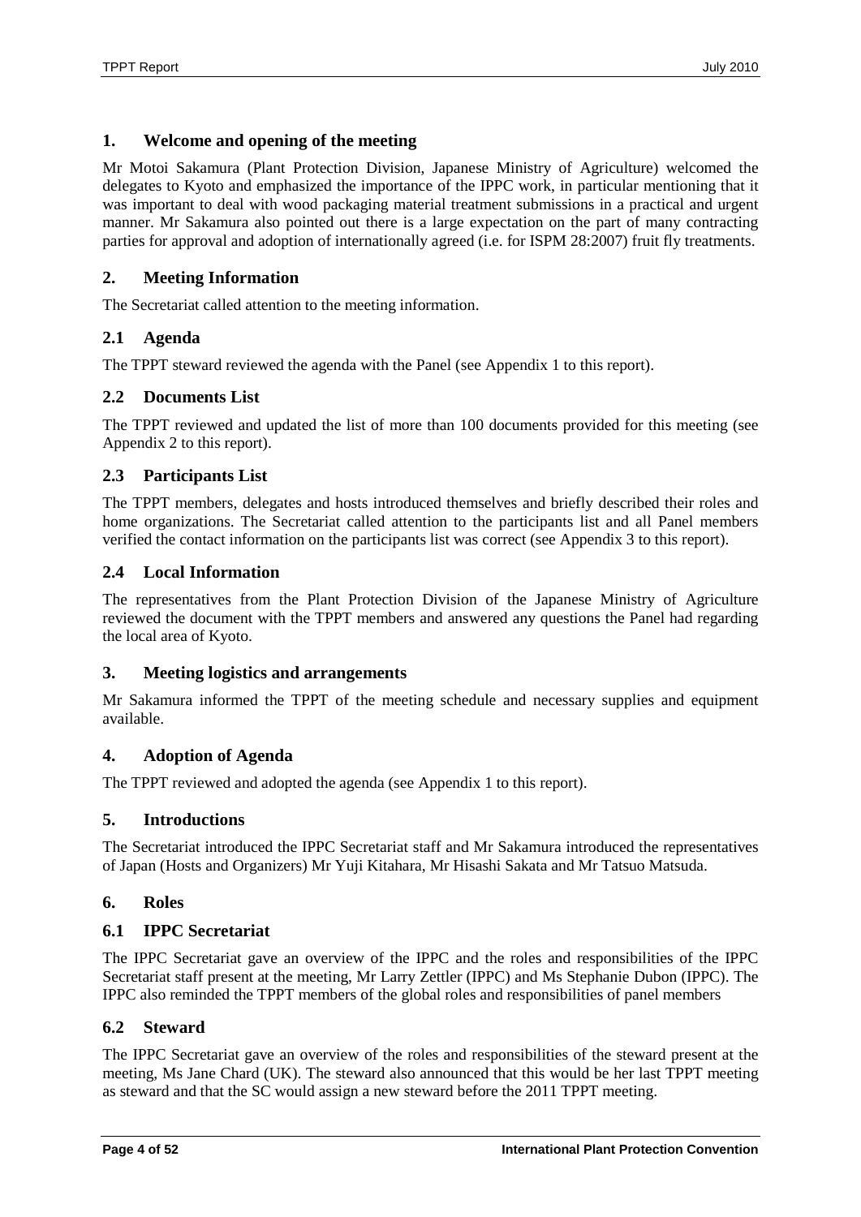## 1. Welcome and opening of the meeting

Mr Motoi Sakamura (Plant Protection Division, Japanese Ministry of Agriculture) welcomed the delegates to Kyoto and emphasized the importance of the IPPC work, in particular mentioning that it was important to deal with wood packaging material treatment submissions in a practical and urgent manner. Mr Sakamura also pointed out there is a large expectation on the part of many contracting parties for approval and adoption of internationally agreed (i.e. for ISPM 28:2007) fruit fly treatments.

## 2. Meeting Information

The Secretariat called attention to the meeting information.

### 2.1 Agenda

The TPPT steward reviewed the agenda with the Panel (see Appendix 1 to this report).

### 2.2 Documents List

The TPPT reviewed and updated the list of more than 100 documents provided for this meeting (see Appendix 2 to this report).

### 2.3 Participants List

The TPPT members, delegates and hosts introduced themselves and briefly described their roles and home organizations. The Secretariat called attention to the participants list and all Panel members verified the contact information on the participants list was correct (see Appendix 3 to this report).

### 2.4 Local Information

The representatives from the Plant Protection Division of the Japanese Ministry of Agriculture reviewed the document with the TPPT members and answered any questions the Panel had regarding the local area of Kyoto.

## 3. Meeting logistics and arrangements

Mr Sakamura informed the TPPT of the meeting schedule and necessary supplies and equipment available.

## 4. Adoption of Agenda

The TPPT reviewed and adopted the agenda (see Appendix 1 to this report).

## 5. Introductions

The Secretariat introduced the IPPC Secretariat staff and Mr Sakamura introduced the representatives of Japan (Hosts and Organizers) Mr Yuji Kitahara, Mr Hisashi Sakata and Mr Tatsuo Matsuda.

## 6. Roles

### 6.1 IPPC Secretariat

The IPPC Secretariat gave an overview of the IPPC and the roles and responsibilities of the IPPC Secretariat staff present at the meeting, Mr Larry Zettler (IPPC) and Ms Stephanie Dubon (IPPC). The IPPC also reminded the TPPT members of the global roles and responsibilities of panel members

### 6.2 Steward

The IPPC Secretariat gave an overview of the roles and responsibilities of the steward present at the meeting, Ms Jane Chard (UK). The steward also announced that this would be her last TPPT meeting as steward and that the SC would assign a new steward before the 2011 TPPT meeting.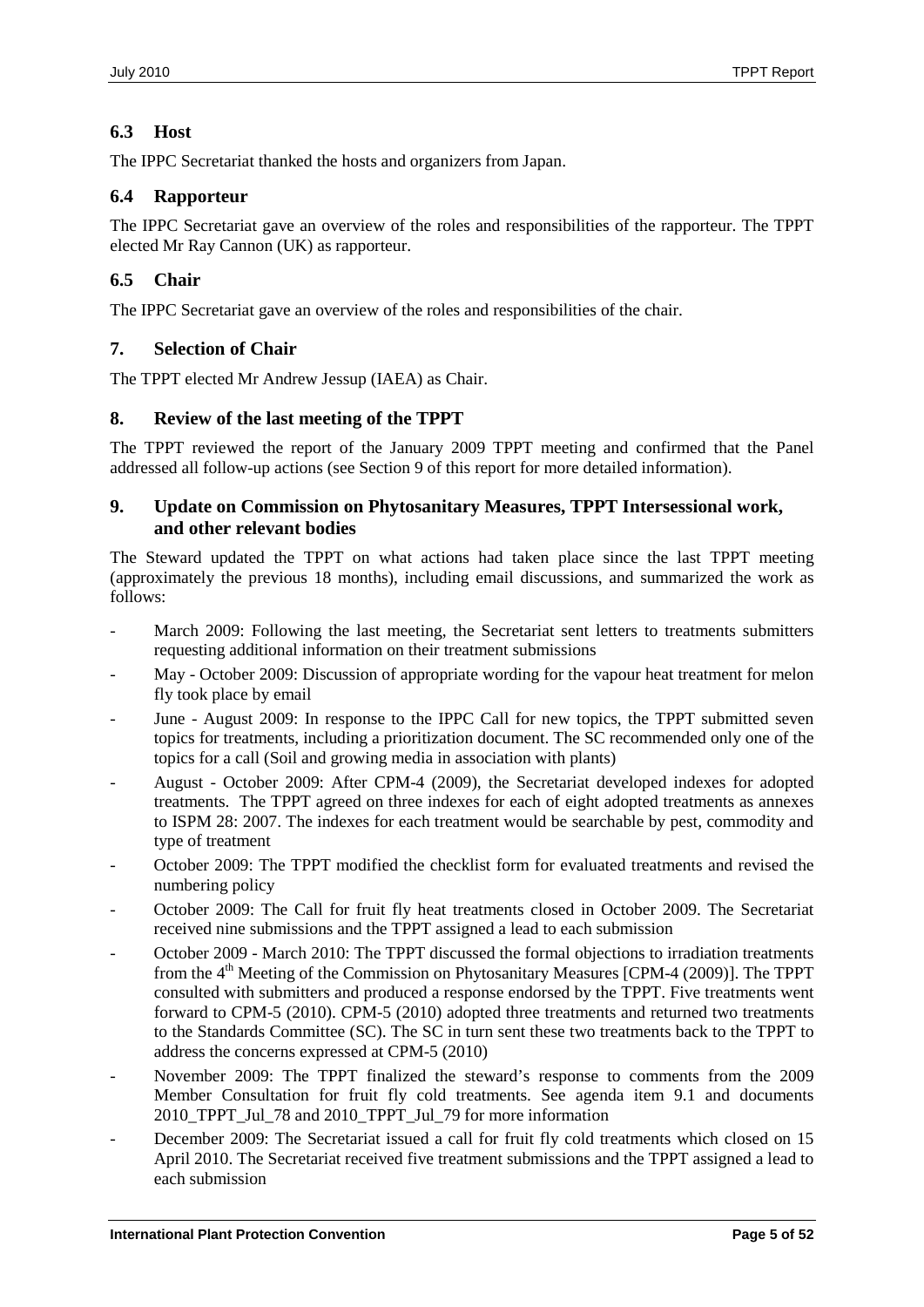### 6.3 Host

The IPPC Secretariat thanked the hosts and organizers from Japan.

### 6.4 Rapporteur

The IPPC Secretariat gave an overview of the roles and responsibilities of the rapporteur. The TPPT elected Mr Ray Cannon (UK) as rapporteur.

### 6.5 Chair

The IPPC Secretariat gave an overview of the roles and responsibilities of the chair.

## 7. Selection of Chair

The TPPT elected Mr Andrew Jessup (IAEA) as Chair.

## 8. Review of the last meeting of the TPPT

The TPPT reviewed the report of the January 2009 TPPT meeting and confirmed that the Panel addressed all follow-up actions (see Section 9 of this report for more detailed information).

## 9. Update on Commission on Phytosanitary Measures, TPPT Intersessional work, and other relevant bodies

The Steward updated the TPPT on what actions had taken place since the last TPPT meeting (approximately the previous 18 months), including email discussions, and summarized the work as follows:

- March 2009: Following the last meeting, the Secretariat sent letters to treatments submitters requesting additional information on their treatment submissions
- May - October 2009: Discussion of appropriate wording for the vapour heat treatment for melon fly took place by email
- June - August 2009: In response to the IPPC Call for new topics, the TPPT submitted seven topics for treatments, including a prioritization document. The SC recommended only one of the topics for a call (Soil and growing media in association with plants)
- August - October 2009: After CPM-4 (2009), the Secretariat developed indexes for adopted treatments. The TPPT agreed on three indexes for each of eight adopted treatments as annexes to ISPM 28: 2007. The indexes for each treatment would be searchable by pest, commodity and type of treatment
- October 2009: The TPPT modified the checklist form for evaluated treatments and revised the numbering policy
- October 2009: The Call for fruit fly heat treatments closed in October 2009. The Secretariat received nine submissions and the TPPT assigned a lead to each submission
- October 2009 - March 2010: The TPPT discussed the formal objections to irradiation treatments from the 4th Meeting of the Commission on Phytosanitary Measures [CPM-4 (2009)]. The TPPT consulted with submitters and produced a response endorsed by the TPPT. Five treatments went forward to CPM-5 (2010). CPM-5 (2010) adopted three treatments and returned two treatments to the Standards Committee (SC). The SC in turn sent these two treatments back to the TPPT to address the concerns expressed at CPM-5 (2010)
- November 2009: The TPPT finalized the steward's response to comments from the 2009 Member Consultation for fruit fly cold treatments. See agenda item 9.1 and documents 2010_TPPT_Jul_78 and 2010_TPPT_Jul_79 for more information
- December 2009: The Secretariat issued a call for fruit fly cold treatments which closed on 15 April 2010. The Secretariat received five treatment submissions and the TPPT assigned a lead to each submission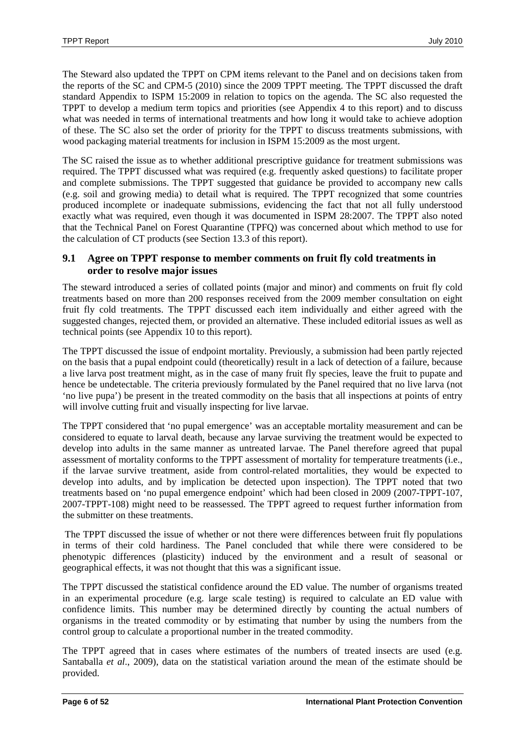The Steward also updated the TPPT on CPM items relevant to the Panel and on decisions taken from the reports of the SC and CPM-5 (2010) since the 2009 TPPT meeting. The TPPT discussed the draft standard Appendix to ISPM 15:2009 in relation to topics on the agenda. The SC also requested the TPPT to develop a medium term topics and priorities (see Appendix 4 to this report) and to discuss what was needed in terms of international treatments and how long it would take to achieve adoption of these. The SC also set the order of priority for the TPPT to discuss treatments submissions, with wood packaging material treatments for inclusion in ISPM 15:2009 as the most urgent.

The SC raised the issue as to whether additional prescriptive guidance for treatment submissions was required. The TPPT discussed what was required (e.g. frequently asked questions) to facilitate proper and complete submissions. The TPPT suggested that guidance be provided to accompany new calls (e.g. soil and growing media) to detail what is required. The TPPT recognized that some countries produced incomplete or inadequate submissions, evidencing the fact that not all fully understood exactly what was required, even though it was documented in ISPM 28:2007. The TPPT also noted that the Technical Panel on Forest Quarantine (TPFQ) was concerned about which method to use for the calculation of CT products (see Section 13.3 of this report).

## 9.1 Agree on TPPT response to member comments on fruit fly cold treatments in order to resolve major issues

The steward introduced a series of collated points (major and minor) and comments on fruit fly cold treatments based on more than 200 responses received from the 2009 member consultation on eight fruit fly cold treatments. The TPPT discussed each item individually and either agreed with the suggested changes, rejected them, or provided an alternative. These included editorial issues as well as technical points (see Appendix 10 to this report).

The TPPT discussed the issue of endpoint mortality. Previously, a submission had been partly rejected on the basis that a pupal endpoint could (theoretically) result in a lack of detection of a failure, because a live larva post treatment might, as in the case of many fruit fly species, leave the fruit to pupate and hence be undetectable. The criteria previously formulated by the Panel required that no live larva (not 'no live pupa') be present in the treated commodity on the basis that all inspections at points of entry will involve cutting fruit and visually inspecting for live larvae.

The TPPT considered that 'no pupal emergence' was an acceptable mortality measurement and can be considered to equate to larval death, because any larvae surviving the treatment would be expected to develop into adults in the same manner as untreated larvae. The Panel therefore agreed that pupal assessment of mortality conforms to the TPPT assessment of mortality for temperature treatments (i.e., if the larvae survive treatment, aside from control-related mortalities, they would be expected to develop into adults, and by implication be detected upon inspection). The TPPT noted that two treatments based on 'no pupal emergence endpoint' which had been closed in 2009 (2007-TPPT-107, 2007-TPPT-108) might need to be reassessed. The TPPT agreed to request further information from the submitter on these treatments.

The TPPT discussed the issue of whether or not there were differences between fruit fly populations in terms of their cold hardiness. The Panel concluded that while there were considered to be phenotypic differences (plasticity) induced by the environment and a result of seasonal or geographical effects, it was not thought that this was a significant issue.

The TPPT discussed the statistical confidence around the ED value. The number of organisms treated in an experimental procedure (e.g. large scale testing) is required to calculate an ED value with confidence limits. This number may be determined directly by counting the actual numbers of organisms in the treated commodity or by estimating that number by using the numbers from the control group to calculate a proportional number in the treated commodity.

The TPPT agreed that in cases where estimates of the numbers of treated insects are used (e.g. Santaballa *et al*., 2009), data on the statistical variation around the mean of the estimate should be provided.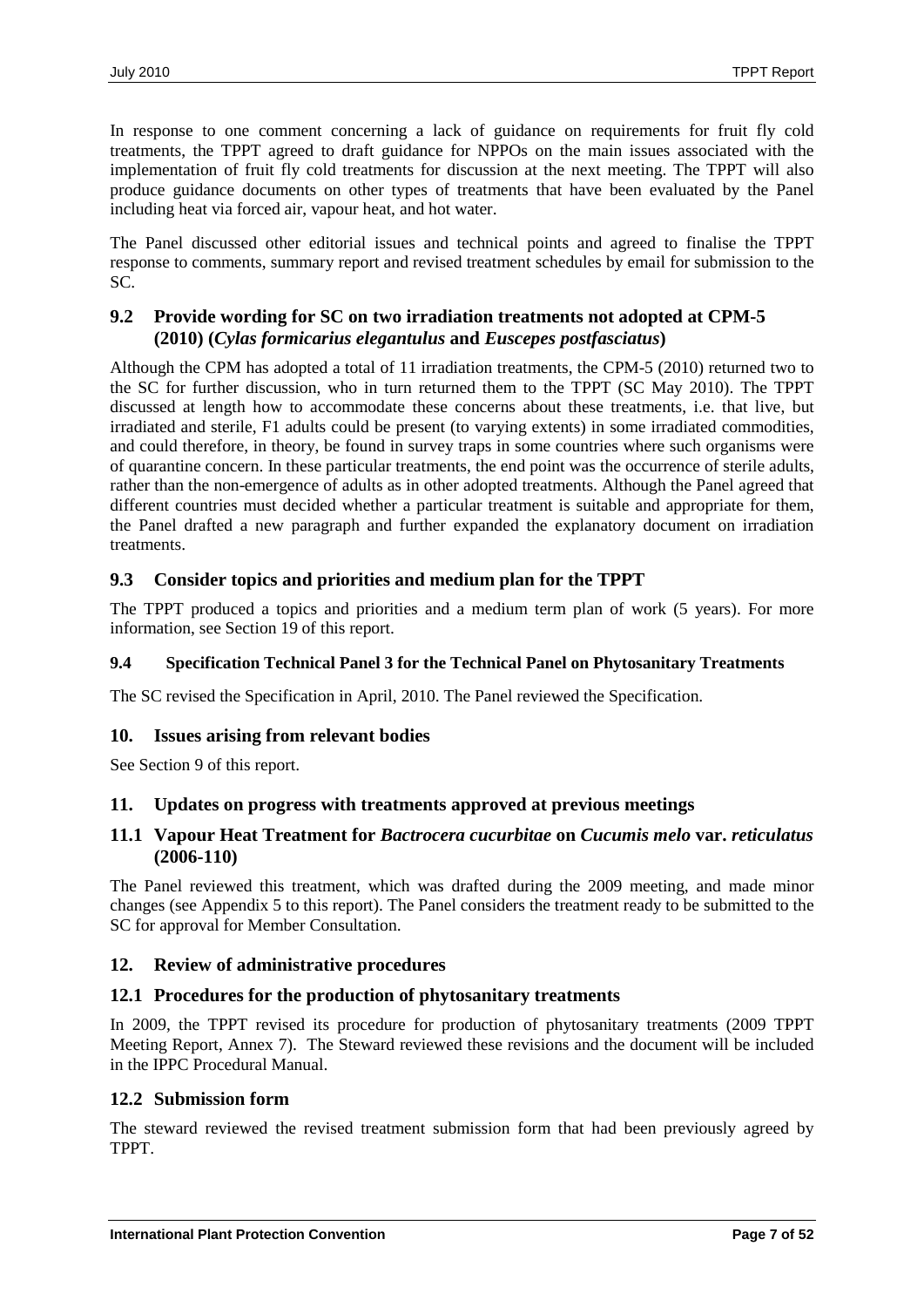In response to one comment concerning a lack of guidance on requirements for fruit fly cold treatments, the TPPT agreed to draft guidance for NPPOs on the main issues associated with the implementation of fruit fly cold treatments for discussion at the next meeting. The TPPT will also produce guidance documents on other types of treatments that have been evaluated by the Panel including heat via forced air, vapour heat, and hot water.

The Panel discussed other editorial issues and technical points and agreed to finalise the TPPT response to comments, summary report and revised treatment schedules by email for submission to the SC.

### 9.2 Provide wording for SC on two irradiation treatments not adopted at CPM-5 (2010) (*Cylas formicarius elegantulus* and *Euscepes postfasciatus*)

Although the CPM has adopted a total of 11 irradiation treatments, the CPM-5 (2010) returned two to the SC for further discussion, who in turn returned them to the TPPT (SC May 2010). The TPPT discussed at length how to accommodate these concerns about these treatments, i.e. that live, but irradiated and sterile, F1 adults could be present (to varying extents) in some irradiated commodities, and could therefore, in theory, be found in survey traps in some countries where such organisms were of quarantine concern. In these particular treatments, the end point was the occurrence of sterile adults, rather than the non-emergence of adults as in other adopted treatments. Although the Panel agreed that different countries must decided whether a particular treatment is suitable and appropriate for them, the Panel drafted a new paragraph and further expanded the explanatory document on irradiation treatments.

### 9.3 Consider topics and priorities and medium plan for the TPPT

The TPPT produced a topics and priorities and a medium term plan of work (5 years). For more information, see Section 19 of this report.

#### 9.4 Specification Technical Panel 3 for the Technical Panel on Phytosanitary Treatments

The SC revised the Specification in April, 2010. The Panel reviewed the Specification.

## 10. Issues arising from relevant bodies

See Section 9 of this report.

## 11. Updates on progress with treatments approved at previous meetings

### 11.1 Vapour Heat Treatment for *Bactrocera cucurbitae* on *Cucumis melo* var. *reticulatus* (2006-110)

The Panel reviewed this treatment, which was drafted during the 2009 meeting, and made minor changes (see Appendix 5 to this report). The Panel considers the treatment ready to be submitted to the SC for approval for Member Consultation.

## 12. Review of administrative procedures

### 12.1 Procedures for the production of phytosanitary treatments

In 2009, the TPPT revised its procedure for production of phytosanitary treatments (2009 TPPT Meeting Report, Annex 7). The Steward reviewed these revisions and the document will be included in the IPPC Procedural Manual.

### 12.2 Submission form

The steward reviewed the revised treatment submission form that had been previously agreed by TPPT.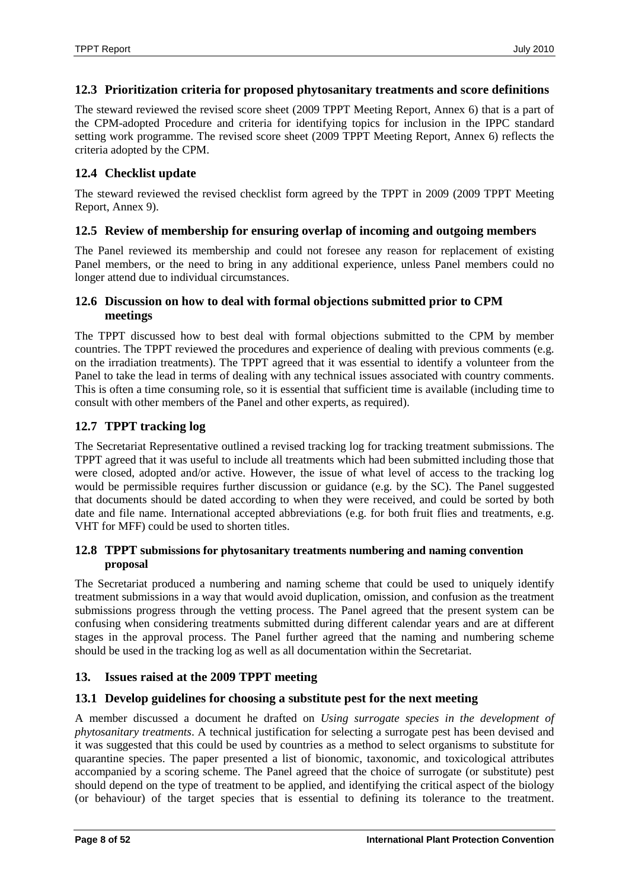### 12.3 Prioritization criteria for proposed phytosanitary treatments and score definitions

The steward reviewed the revised score sheet (2009 TPPT Meeting Report, Annex 6) that is a part of the CPM-adopted Procedure and criteria for identifying topics for inclusion in the IPPC standard setting work programme. The revised score sheet (2009 TPPT Meeting Report, Annex 6) reflects the criteria adopted by the CPM.

### 12.4 Checklist update

The steward reviewed the revised checklist form agreed by the TPPT in 2009 (2009 TPPT Meeting Report, Annex 9).

### 12.5 Review of membership for ensuring overlap of incoming and outgoing members

The Panel reviewed its membership and could not foresee any reason for replacement of existing Panel members, or the need to bring in any additional experience, unless Panel members could no longer attend due to individual circumstances.

### 12.6 Discussion on how to deal with formal objections submitted prior to CPM meetings

The TPPT discussed how to best deal with formal objections submitted to the CPM by member countries. The TPPT reviewed the procedures and experience of dealing with previous comments (e.g. on the irradiation treatments). The TPPT agreed that it was essential to identify a volunteer from the Panel to take the lead in terms of dealing with any technical issues associated with country comments. This is often a time consuming role, so it is essential that sufficient time is available (including time to consult with other members of the Panel and other experts, as required).

### 12.7 TPPT tracking log

The Secretariat Representative outlined a revised tracking log for tracking treatment submissions. The TPPT agreed that it was useful to include all treatments which had been submitted including those that were closed, adopted and/or active. However, the issue of what level of access to the tracking log would be permissible requires further discussion or guidance (e.g. by the SC). The Panel suggested that documents should be dated according to when they were received, and could be sorted by both date and file name. International accepted abbreviations (e.g. for both fruit flies and treatments, e.g. VHT for MFF) could be used to shorten titles.

### 12.8 TPPT submissions for phytosanitary treatments numbering and naming convention proposal

The Secretariat produced a numbering and naming scheme that could be used to uniquely identify treatment submissions in a way that would avoid duplication, omission, and confusion as the treatment submissions progress through the vetting process. The Panel agreed that the present system can be confusing when considering treatments submitted during different calendar years and are at different stages in the approval process. The Panel further agreed that the naming and numbering scheme should be used in the tracking log as well as all documentation within the Secretariat.

## 13. Issues raised at the 2009 TPPT meeting

### 13.1 Develop guidelines for choosing a substitute pest for the next meeting

A member discussed a document he drafted on *Using surrogate species in the development of phytosanitary treatments*. A technical justification for selecting a surrogate pest has been devised and it was suggested that this could be used by countries as a method to select organisms to substitute for quarantine species. The paper presented a list of bionomic, taxonomic, and toxicological attributes accompanied by a scoring scheme. The Panel agreed that the choice of surrogate (or substitute) pest should depend on the type of treatment to be applied, and identifying the critical aspect of the biology (or behaviour) of the target species that is essential to defining its tolerance to the treatment.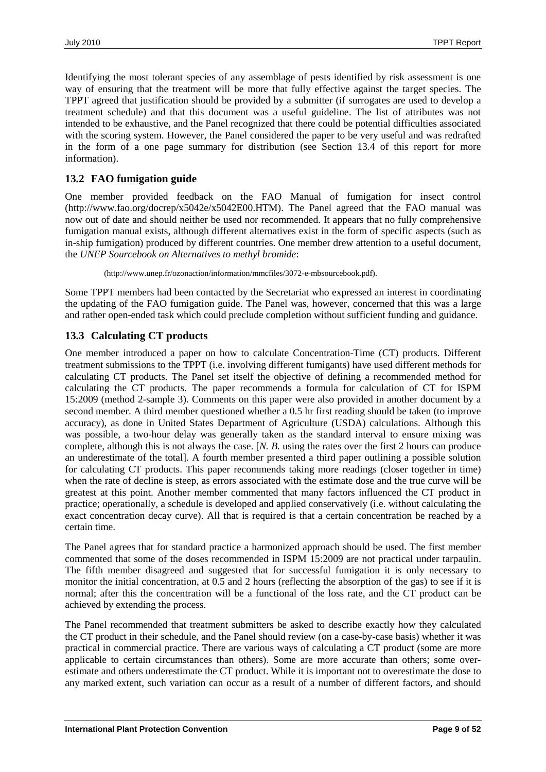Identifying the most tolerant species of any assemblage of pests identified by risk assessment is one way of ensuring that the treatment will be more that fully effective against the target species. The TPPT agreed that justification should be provided by a submitter (if surrogates are used to develop a treatment schedule) and that this document was a useful guideline. The list of attributes was not intended to be exhaustive, and the Panel recognized that there could be potential difficulties associated with the scoring system. However, the Panel considered the paper to be very useful and was redrafted in the form of a one page summary for distribution (see Section 13.4 of this report for more information).

## 13.2 FAO fumigation guide

One member provided feedback on the FAO Manual of fumigation for insect control (http://www.fao.org/docrep/x5042e/x5042E00.HTM). The Panel agreed that the FAO manual was now out of date and should neither be used nor recommended. It appears that no fully comprehensive fumigation manual exists, although different alternatives exist in the form of specific aspects (such as in-ship fumigation) produced by different countries. One member drew attention to a useful document, the *UNEP Sourcebook on Alternatives to methyl bromide*:

(http://www.unep.fr/ozonaction/information/mmcfiles/3072-e-mbsourcebook.pdf).

Some TPPT members had been contacted by the Secretariat who expressed an interest in coordinating the updating of the FAO fumigation guide. The Panel was, however, concerned that this was a large and rather open-ended task which could preclude completion without sufficient funding and guidance.

## 13.3 Calculating CT products

One member introduced a paper on how to calculate Concentration-Time (CT) products. Different treatment submissions to the TPPT (i.e. involving different fumigants) have used different methods for calculating CT products. The Panel set itself the objective of defining a recommended method for calculating the CT products. The paper recommends a formula for calculation of CT for ISPM 15:2009 (method 2-sample 3). Comments on this paper were also provided in another document by a second member. A third member questioned whether a 0.5 hr first reading should be taken (to improve accuracy), as done in United States Department of Agriculture (USDA) calculations. Although this was possible, a two-hour delay was generally taken as the standard interval to ensure mixing was complete, although this is not always the case. [*N. B.* using the rates over the first 2 hours can produce an underestimate of the total]. A fourth member presented a third paper outlining a possible solution for calculating CT products. This paper recommends taking more readings (closer together in time) when the rate of decline is steep, as errors associated with the estimate dose and the true curve will be greatest at this point. Another member commented that many factors influenced the CT product in practice; operationally, a schedule is developed and applied conservatively (i.e. without calculating the exact concentration decay curve). All that is required is that a certain concentration be reached by a certain time.

The Panel agrees that for standard practice a harmonized approach should be used. The first member commented that some of the doses recommended in ISPM 15:2009 are not practical under tarpaulin. The fifth member disagreed and suggested that for successful fumigation it is only necessary to monitor the initial concentration, at 0.5 and 2 hours (reflecting the absorption of the gas) to see if it is normal; after this the concentration will be a functional of the loss rate, and the CT product can be achieved by extending the process.

The Panel recommended that treatment submitters be asked to describe exactly how they calculated the CT product in their schedule, and the Panel should review (on a case-by-case basis) whether it was practical in commercial practice. There are various ways of calculating a CT product (some are more applicable to certain circumstances than others). Some are more accurate than others; some over-estimate and others underestimate the CT product. While it is important not to overestimate the dose to any marked extent, such variation can occur as a result of a number of different factors, and should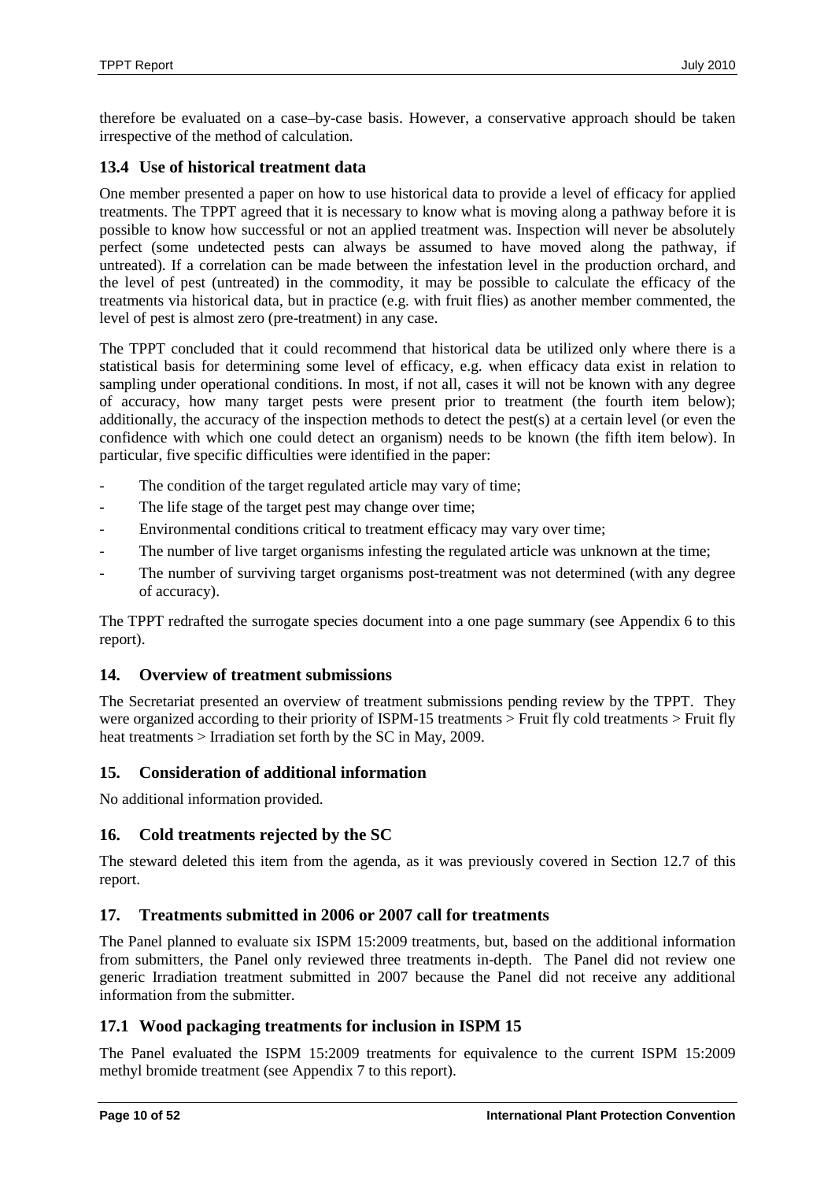therefore be evaluated on a case–by-case basis. However, a conservative approach should be taken irrespective of the method of calculation.

### 13.4 Use of historical treatment data

One member presented a paper on how to use historical data to provide a level of efficacy for applied treatments. The TPPT agreed that it is necessary to know what is moving along a pathway before it is possible to know how successful or not an applied treatment was. Inspection will never be absolutely perfect (some undetected pests can always be assumed to have moved along the pathway, if untreated). If a correlation can be made between the infestation level in the production orchard, and the level of pest (untreated) in the commodity, it may be possible to calculate the efficacy of the treatments via historical data, but in practice (e.g. with fruit flies) as another member commented, the level of pest is almost zero (pre-treatment) in any case.

The TPPT concluded that it could recommend that historical data be utilized only where there is a statistical basis for determining some level of efficacy, e.g. when efficacy data exist in relation to sampling under operational conditions. In most, if not all, cases it will not be known with any degree of accuracy, how many target pests were present prior to treatment (the fourth item below); additionally, the accuracy of the inspection methods to detect the pest(s) at a certain level (or even the confidence with which one could detect an organism) needs to be known (the fifth item below). In particular, five specific difficulties were identified in the paper:

- The condition of the target regulated article may vary of time;
- The life stage of the target pest may change over time;
- Environmental conditions critical to treatment efficacy may vary over time;
- The number of live target organisms infesting the regulated article was unknown at the time;
- The number of surviving target organisms post-treatment was not determined (with any degree of accuracy).

The TPPT redrafted the surrogate species document into a one page summary (see Appendix 6 to this report).

## 14. Overview of treatment submissions

The Secretariat presented an overview of treatment submissions pending review by the TPPT. They were organized according to their priority of ISPM-15 treatments > Fruit fly cold treatments > Fruit fly heat treatments > Irradiation set forth by the SC in May, 2009.

## 15. Consideration of additional information

No additional information provided.

## 16. Cold treatments rejected by the SC

The steward deleted this item from the agenda, as it was previously covered in Section 12.7 of this report.

## 17. Treatments submitted in 2006 or 2007 call for treatments

The Panel planned to evaluate six ISPM 15:2009 treatments, but, based on the additional information from submitters, the Panel only reviewed three treatments in-depth. The Panel did not review one generic Irradiation treatment submitted in 2007 because the Panel did not receive any additional information from the submitter.

### 17.1 Wood packaging treatments for inclusion in ISPM 15

The Panel evaluated the ISPM 15:2009 treatments for equivalence to the current ISPM 15:2009 methyl bromide treatment (see Appendix 7 to this report).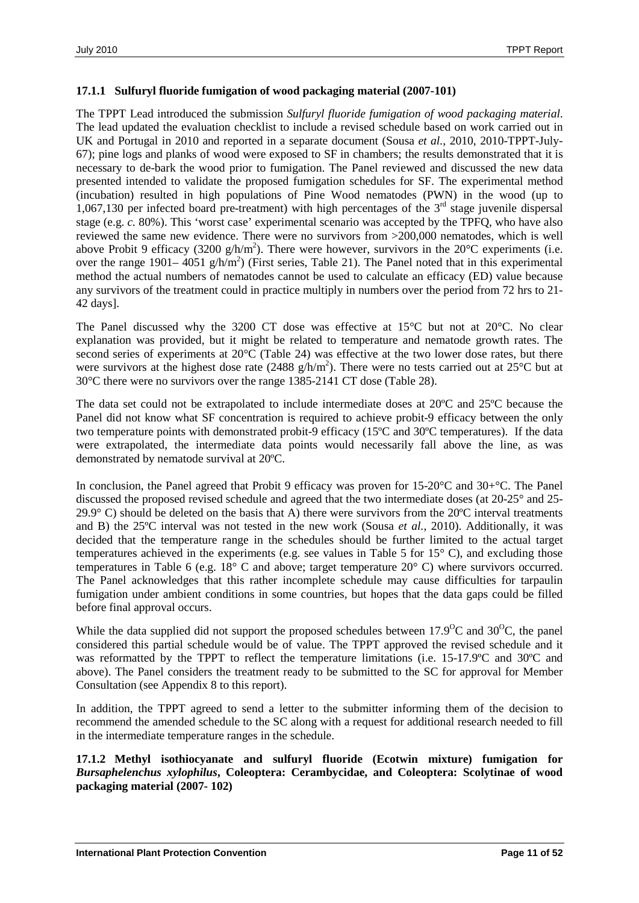### 17.1.1 Sulfuryl fluoride fumigation of wood packaging material (2007-101)

The TPPT Lead introduced the submission *Sulfuryl fluoride fumigation of wood packaging material*. The lead updated the evaluation checklist to include a revised schedule based on work carried out in UK and Portugal in 2010 and reported in a separate document (Sousa *et al.*, 2010, 2010-TPPT-July-67); pine logs and planks of wood were exposed to SF in chambers; the results demonstrated that it is necessary to de-bark the wood prior to fumigation. The Panel reviewed and discussed the new data presented intended to validate the proposed fumigation schedules for SF. The experimental method (incubation) resulted in high populations of Pine Wood nematodes (PWN) in the wood (up to 1,067,130 per infected board pre-treatment) with high percentages of the 3rd stage juvenile dispersal stage (e.g. *c.* 80%). This 'worst case' experimental scenario was accepted by the TPFQ, who have also reviewed the same new evidence. There were no survivors from >200,000 nematodes, which is well above Probit 9 efficacy (3200 $g/h/m^2$). There were however, survivors in the 20°C experiments (i.e. over the range 1901– 4051 $g/h/m^2$) (First series, Table 21). The Panel noted that in this experimental method the actual numbers of nematodes cannot be used to calculate an efficacy (ED) value because any survivors of the treatment could in practice multiply in numbers over the period from 72 hrs to 21-42 days].

The Panel discussed why the 3200 CT dose was effective at 15°C but not at 20°C. No clear explanation was provided, but it might be related to temperature and nematode growth rates. The second series of experiments at 20°C (Table 24) was effective at the two lower dose rates, but there were survivors at the highest dose rate (2488 $g/h/m^2$). There were no tests carried out at 25°C but at 30°C there were no survivors over the range 1385-2141 CT dose (Table 28).

The data set could not be extrapolated to include intermediate doses at 20ºC and 25ºC because the Panel did not know what SF concentration is required to achieve probit-9 efficacy between the only two temperature points with demonstrated probit-9 efficacy (15ºC and 30ºC temperatures). If the data were extrapolated, the intermediate data points would necessarily fall above the line, as was demonstrated by nematode survival at 20ºC.

In conclusion, the Panel agreed that Probit 9 efficacy was proven for 15-20°C and 30+°C. The Panel discussed the proposed revised schedule and agreed that the two intermediate doses (at 20-25° and 25-29.9° C) should be deleted on the basis that A) there were survivors from the 20ºC interval treatments and B) the 25ºC interval was not tested in the new work (Sousa *et al.*, 2010). Additionally, it was decided that the temperature range in the schedules should be further limited to the actual target temperatures achieved in the experiments (e.g. see values in Table 5 for 15° C), and excluding those temperatures in Table 6 (e.g. 18° C and above; target temperature 20° C) where survivors occurred. The Panel acknowledges that this rather incomplete schedule may cause difficulties for tarpaulin fumigation under ambient conditions in some countries, but hopes that the data gaps could be filled before final approval occurs.

While the data supplied did not support the proposed schedules between 17.9°C and 30°C, the panel considered this partial schedule would be of value. The TPPT approved the revised schedule and it was reformatted by the TPPT to reflect the temperature limitations (i.e. 15-17.9ºC and 30ºC and above). The Panel considers the treatment ready to be submitted to the SC for approval for Member Consultation (see Appendix 8 to this report).

In addition, the TPPT agreed to send a letter to the submitter informing them of the decision to recommend the amended schedule to the SC along with a request for additional research needed to fill in the intermediate temperature ranges in the schedule.

### 17.1.2 Methyl isothiocyanate and sulfuryl fluoride (Ecotwin mixture) fumigation for *Bursaphelenchus xylophilus*, Coleoptera: Cerambycidae, and Coleoptera: Scolytinae of wood packaging material (2007- 102)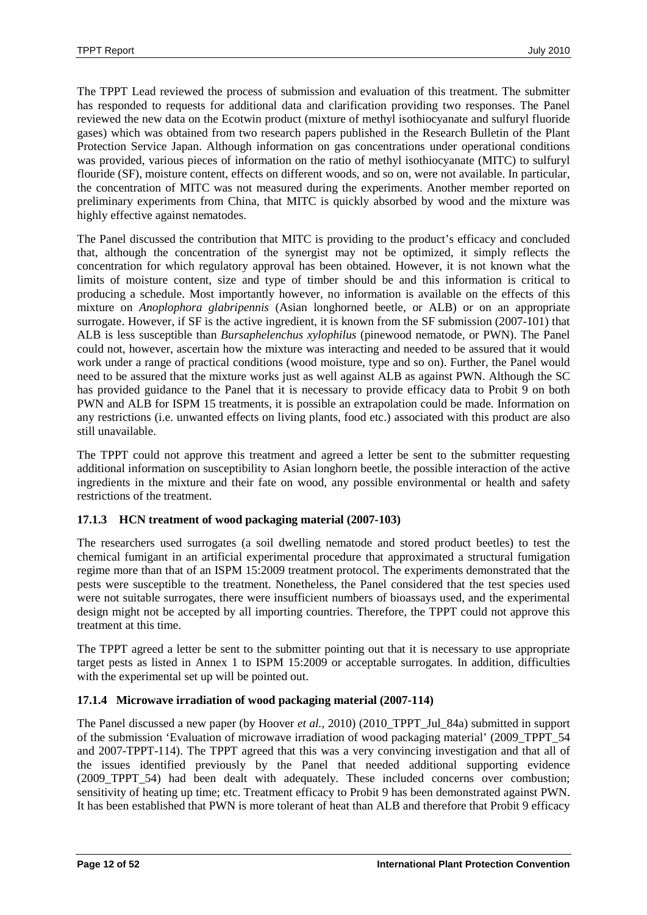The TPPT Lead reviewed the process of submission and evaluation of this treatment. The submitter has responded to requests for additional data and clarification providing two responses. The Panel reviewed the new data on the Ecotwin product (mixture of methyl isothiocyanate and sulfuryl fluoride gases) which was obtained from two research papers published in the Research Bulletin of the Plant Protection Service Japan. Although information on gas concentrations under operational conditions was provided, various pieces of information on the ratio of methyl isothiocyanate (MITC) to sulfuryl flouride (SF), moisture content, effects on different woods, and so on, were not available. In particular, the concentration of MITC was not measured during the experiments. Another member reported on preliminary experiments from China, that MITC is quickly absorbed by wood and the mixture was highly effective against nematodes.

The Panel discussed the contribution that MITC is providing to the product's efficacy and concluded that, although the concentration of the synergist may not be optimized, it simply reflects the concentration for which regulatory approval has been obtained. However, it is not known what the limits of moisture content, size and type of timber should be and this information is critical to producing a schedule. Most importantly however, no information is available on the effects of this mixture on *Anoplophora glabripennis* (Asian longhorned beetle, or ALB) or on an appropriate surrogate. However, if SF is the active ingredient, it is known from the SF submission (2007-101) that ALB is less susceptible than *Bursaphelenchus xylophilus* (pinewood nematode, or PWN). The Panel could not, however, ascertain how the mixture was interacting and needed to be assured that it would work under a range of practical conditions (wood moisture, type and so on). Further, the Panel would need to be assured that the mixture works just as well against ALB as against PWN. Although the SC has provided guidance to the Panel that it is necessary to provide efficacy data to Probit 9 on both PWN and ALB for ISPM 15 treatments, it is possible an extrapolation could be made. Information on any restrictions (i.e. unwanted effects on living plants, food etc.) associated with this product are also still unavailable.

The TPPT could not approve this treatment and agreed a letter be sent to the submitter requesting additional information on susceptibility to Asian longhorn beetle, the possible interaction of the active ingredients in the mixture and their fate on wood, any possible environmental or health and safety restrictions of the treatment.

### 17.1.3 HCN treatment of wood packaging material (2007-103)

The researchers used surrogates (a soil dwelling nematode and stored product beetles) to test the chemical fumigant in an artificial experimental procedure that approximated a structural fumigation regime more than that of an ISPM 15:2009 treatment protocol. The experiments demonstrated that the pests were susceptible to the treatment. Nonetheless, the Panel considered that the test species used were not suitable surrogates, there were insufficient numbers of bioassays used, and the experimental design might not be accepted by all importing countries. Therefore, the TPPT could not approve this treatment at this time.

The TPPT agreed a letter be sent to the submitter pointing out that it is necessary to use appropriate target pests as listed in Annex 1 to ISPM 15:2009 or acceptable surrogates. In addition, difficulties with the experimental set up will be pointed out.

### 17.1.4 Microwave irradiation of wood packaging material (2007-114)

The Panel discussed a new paper (by Hoover *et al.*, 2010) (2010_TPPT_Jul_84a) submitted in support of the submission 'Evaluation of microwave irradiation of wood packaging material' (2009_TPPT_54 and 2007-TPPT-114). The TPPT agreed that this was a very convincing investigation and that all of the issues identified previously by the Panel that needed additional supporting evidence (2009_TPPT_54) had been dealt with adequately. These included concerns over combustion; sensitivity of heating up time; etc. Treatment efficacy to Probit 9 has been demonstrated against PWN. It has been established that PWN is more tolerant of heat than ALB and therefore that Probit 9 efficacy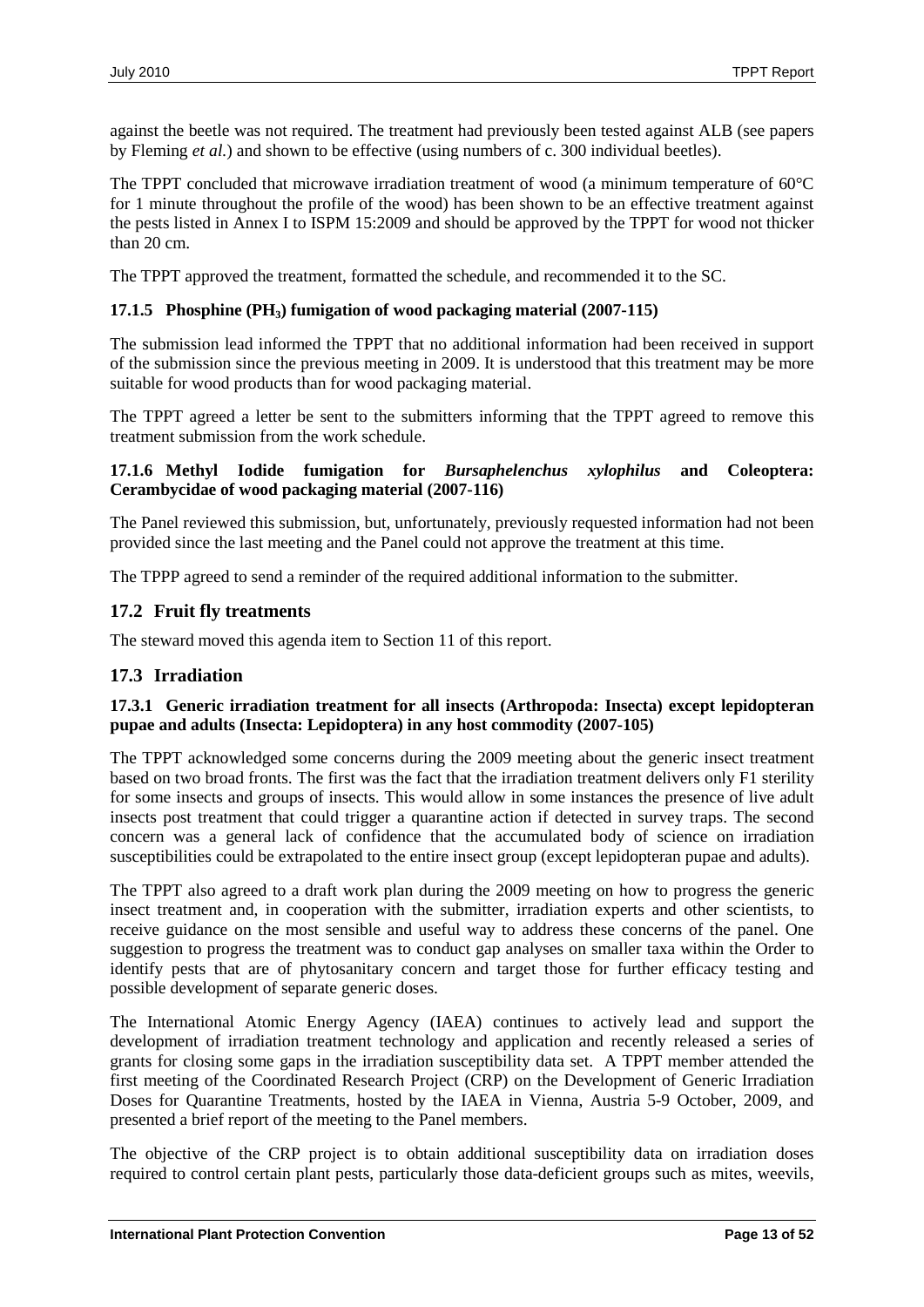against the beetle was not required. The treatment had previously been tested against ALB (see papers by Fleming *et al.*) and shown to be effective (using numbers of c. 300 individual beetles).

The TPPT concluded that microwave irradiation treatment of wood (a minimum temperature of 60°C for 1 minute throughout the profile of the wood) has been shown to be an effective treatment against the pests listed in Annex I to ISPM 15:2009 and should be approved by the TPPT for wood not thicker than 20 cm.

The TPPT approved the treatment, formatted the schedule, and recommended it to the SC.

#### 17.1.5 Phosphine ($PH_3$) fumigation of wood packaging material (2007-115)

The submission lead informed the TPPT that no additional information had been received in support of the submission since the previous meeting in 2009. It is understood that this treatment may be more suitable for wood products than for wood packaging material.

The TPPT agreed a letter be sent to the submitters informing that the TPPT agreed to remove this treatment submission from the work schedule.

#### 17.1.6 Methyl Iodide fumigation for *Bursaphelenchus xylophilus* and Coleoptera: Cerambycidae of wood packaging material (2007-116)

The Panel reviewed this submission, but, unfortunately, previously requested information had not been provided since the last meeting and the Panel could not approve the treatment at this time.

The TPPP agreed to send a reminder of the required additional information to the submitter.

### 17.2 Fruit fly treatments

The steward moved this agenda item to Section 11 of this report.

### 17.3 Irradiation

#### 17.3.1 Generic irradiation treatment for all insects (Arthropoda: Insecta) except lepidopteran pupae and adults (Insecta: Lepidoptera) in any host commodity (2007-105)

The TPPT acknowledged some concerns during the 2009 meeting about the generic insect treatment based on two broad fronts. The first was the fact that the irradiation treatment delivers only F1 sterility for some insects and groups of insects. This would allow in some instances the presence of live adult insects post treatment that could trigger a quarantine action if detected in survey traps. The second concern was a general lack of confidence that the accumulated body of science on irradiation susceptibilities could be extrapolated to the entire insect group (except lepidopteran pupae and adults).

The TPPT also agreed to a draft work plan during the 2009 meeting on how to progress the generic insect treatment and, in cooperation with the submitter, irradiation experts and other scientists, to receive guidance on the most sensible and useful way to address these concerns of the panel. One suggestion to progress the treatment was to conduct gap analyses on smaller taxa within the Order to identify pests that are of phytosanitary concern and target those for further efficacy testing and possible development of separate generic doses.

The International Atomic Energy Agency (IAEA) continues to actively lead and support the development of irradiation treatment technology and application and recently released a series of grants for closing some gaps in the irradiation susceptibility data set. A TPPT member attended the first meeting of the Coordinated Research Project (CRP) on the Development of Generic Irradiation Doses for Quarantine Treatments, hosted by the IAEA in Vienna, Austria 5-9 October, 2009, and presented a brief report of the meeting to the Panel members.

The objective of the CRP project is to obtain additional susceptibility data on irradiation doses required to control certain plant pests, particularly those data-deficient groups such as mites, weevils,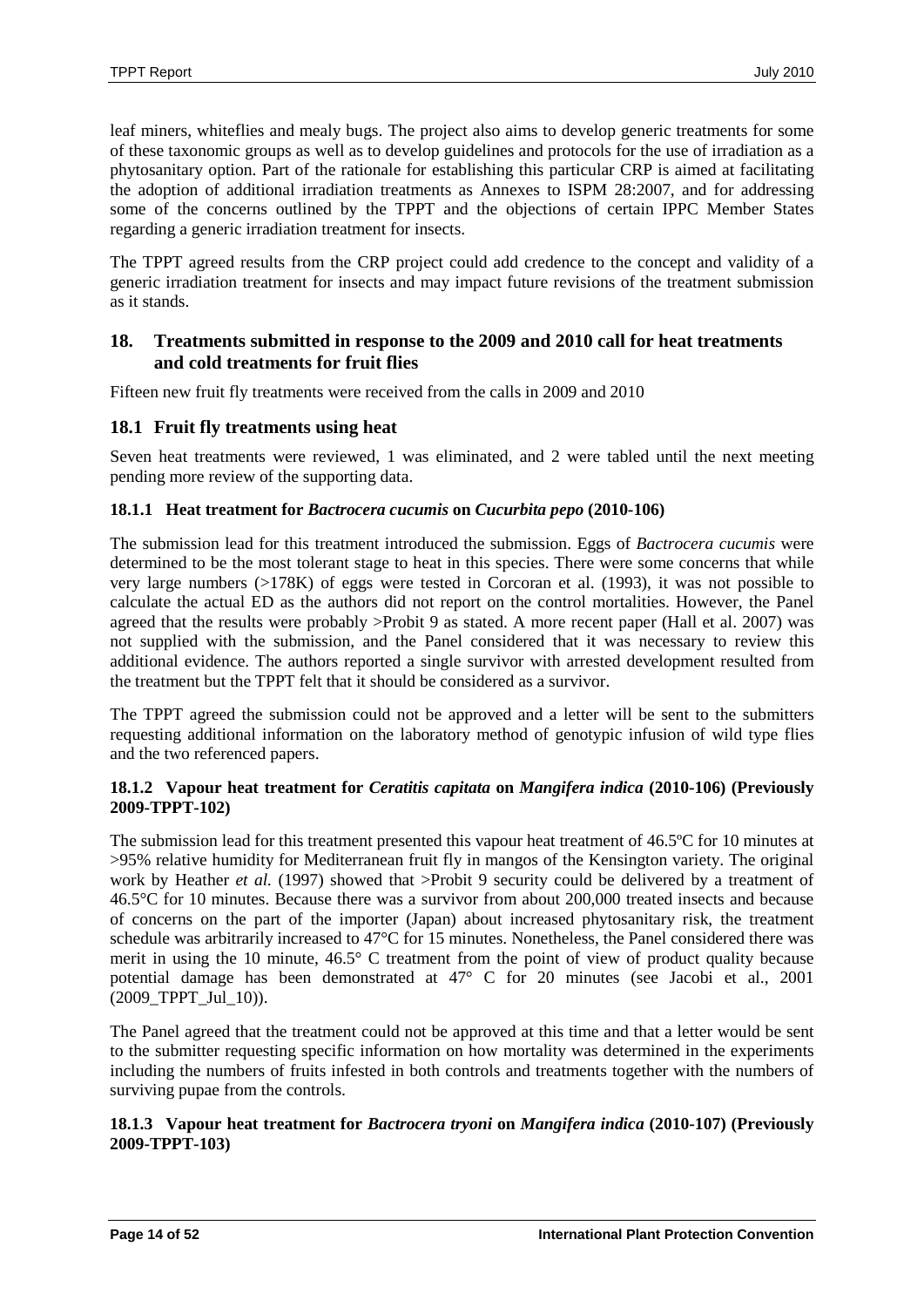leaf miners, whiteflies and mealy bugs. The project also aims to develop generic treatments for some of these taxonomic groups as well as to develop guidelines and protocols for the use of irradiation as a phytosanitary option. Part of the rationale for establishing this particular CRP is aimed at facilitating the adoption of additional irradiation treatments as Annexes to ISPM 28:2007, and for addressing some of the concerns outlined by the TPPT and the objections of certain IPPC Member States regarding a generic irradiation treatment for insects.

The TPPT agreed results from the CRP project could add credence to the concept and validity of a generic irradiation treatment for insects and may impact future revisions of the treatment submission as it stands.

## 18. Treatments submitted in response to the 2009 and 2010 call for heat treatments and cold treatments for fruit flies

Fifteen new fruit fly treatments were received from the calls in 2009 and 2010

### 18.1 Fruit fly treatments using heat

Seven heat treatments were reviewed, 1 was eliminated, and 2 were tabled until the next meeting pending more review of the supporting data.

#### 18.1.1 Heat treatment for *Bactrocera cucumis* on *Cucurbita pepo* (2010-106)

The submission lead for this treatment introduced the submission. Eggs of *Bactrocera cucumis* were determined to be the most tolerant stage to heat in this species. There were some concerns that while very large numbers (>178K) of eggs were tested in Corcoran et al. (1993), it was not possible to calculate the actual ED as the authors did not report on the control mortalities. However, the Panel agreed that the results were probably >Probit 9 as stated. A more recent paper (Hall et al. 2007) was not supplied with the submission, and the Panel considered that it was necessary to review this additional evidence. The authors reported a single survivor with arrested development resulted from the treatment but the TPPT felt that it should be considered as a survivor.

The TPPT agreed the submission could not be approved and a letter will be sent to the submitters requesting additional information on the laboratory method of genotypic infusion of wild type flies and the two referenced papers.

#### 18.1.2 Vapour heat treatment for *Ceratitis capitata* on *Mangifera indica* (2010-106) (Previously 2009-TPPT-102)

The submission lead for this treatment presented this vapour heat treatment of 46.5ºC for 10 minutes at >95% relative humidity for Mediterranean fruit fly in mangos of the Kensington variety. The original work by Heather *et al.* (1997) showed that >Probit 9 security could be delivered by a treatment of 46.5°C for 10 minutes. Because there was a survivor from about 200,000 treated insects and because of concerns on the part of the importer (Japan) about increased phytosanitary risk, the treatment schedule was arbitrarily increased to 47°C for 15 minutes. Nonetheless, the Panel considered there was merit in using the 10 minute, 46.5° C treatment from the point of view of product quality because potential damage has been demonstrated at 47° C for 20 minutes (see Jacobi et al., 2001 (2009_TPPT_Jul_10)).

The Panel agreed that the treatment could not be approved at this time and that a letter would be sent to the submitter requesting specific information on how mortality was determined in the experiments including the numbers of fruits infested in both controls and treatments together with the numbers of surviving pupae from the controls.

#### 18.1.3 Vapour heat treatment for *Bactrocera tryoni* on *Mangifera indica* (2010-107) (Previously 2009-TPPT-103)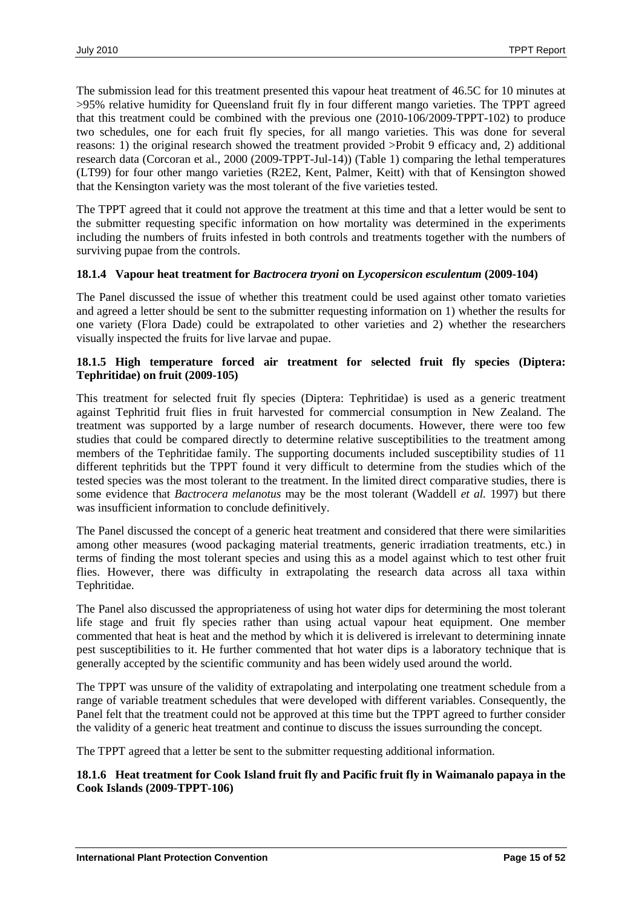The submission lead for this treatment presented this vapour heat treatment of 46.5C for 10 minutes at >95% relative humidity for Queensland fruit fly in four different mango varieties. The TPPT agreed that this treatment could be combined with the previous one (2010-106/2009-TPPT-102) to produce two schedules, one for each fruit fly species, for all mango varieties. This was done for several reasons: 1) the original research showed the treatment provided >Probit 9 efficacy and, 2) additional research data (Corcoran et al., 2000 (2009-TPPT-Jul-14)) (Table 1) comparing the lethal temperatures (LT99) for four other mango varieties (R2E2, Kent, Palmer, Keitt) with that of Kensington showed that the Kensington variety was the most tolerant of the five varieties tested.

The TPPT agreed that it could not approve the treatment at this time and that a letter would be sent to the submitter requesting specific information on how mortality was determined in the experiments including the numbers of fruits infested in both controls and treatments together with the numbers of surviving pupae from the controls.

#### 18.1.4 Vapour heat treatment for *Bactrocera tryoni* on *Lycopersicon esculentum* (2009-104)

The Panel discussed the issue of whether this treatment could be used against other tomato varieties and agreed a letter should be sent to the submitter requesting information on 1) whether the results for one variety (Flora Dade) could be extrapolated to other varieties and 2) whether the researchers visually inspected the fruits for live larvae and pupae.

#### 18.1.5 High temperature forced air treatment for selected fruit fly species (Diptera: Tephritidae) on fruit (2009-105)

This treatment for selected fruit fly species (Diptera: Tephritidae) is used as a generic treatment against Tephritid fruit flies in fruit harvested for commercial consumption in New Zealand. The treatment was supported by a large number of research documents. However, there were too few studies that could be compared directly to determine relative susceptibilities to the treatment among members of the Tephritidae family. The supporting documents included susceptibility studies of 11 different tephritids but the TPPT found it very difficult to determine from the studies which of the tested species was the most tolerant to the treatment. In the limited direct comparative studies, there is some evidence that *Bactrocera melanotus* may be the most tolerant (Waddell *et al.* 1997) but there was insufficient information to conclude definitively.

The Panel discussed the concept of a generic heat treatment and considered that there were similarities among other measures (wood packaging material treatments, generic irradiation treatments, etc.) in terms of finding the most tolerant species and using this as a model against which to test other fruit flies. However, there was difficulty in extrapolating the research data across all taxa within Tephritidae.

The Panel also discussed the appropriateness of using hot water dips for determining the most tolerant life stage and fruit fly species rather than using actual vapour heat equipment. One member commented that heat is heat and the method by which it is delivered is irrelevant to determining innate pest susceptibilities to it. He further commented that hot water dips is a laboratory technique that is generally accepted by the scientific community and has been widely used around the world.

The TPPT was unsure of the validity of extrapolating and interpolating one treatment schedule from a range of variable treatment schedules that were developed with different variables. Consequently, the Panel felt that the treatment could not be approved at this time but the TPPT agreed to further consider the validity of a generic heat treatment and continue to discuss the issues surrounding the concept.

The TPPT agreed that a letter be sent to the submitter requesting additional information.

#### 18.1.6 Heat treatment for Cook Island fruit fly and Pacific fruit fly in Waimanalo papaya in the Cook Islands (2009-TPPT-106)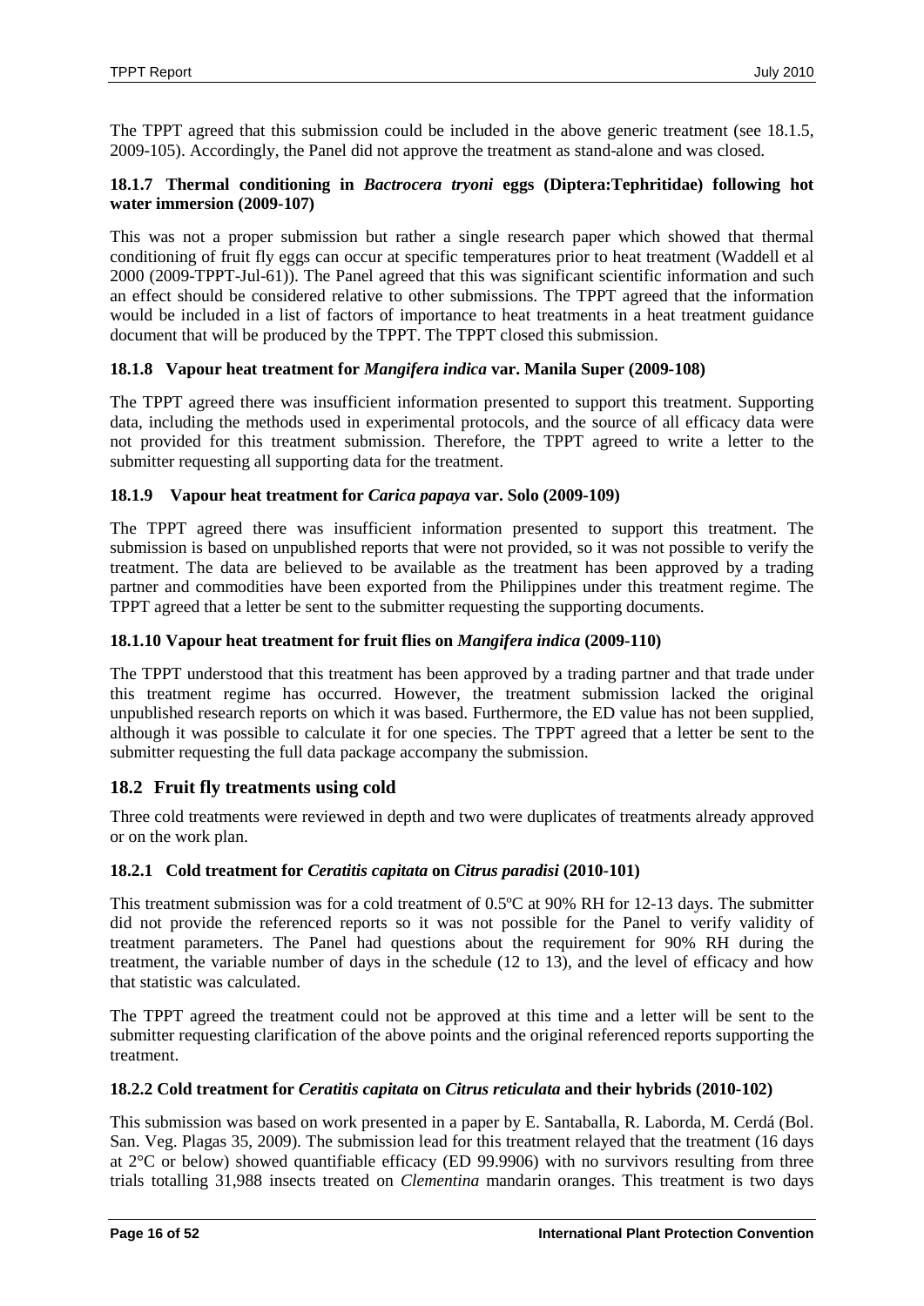The TPPT agreed that this submission could be included in the above generic treatment (see 18.1.5, 2009-105). Accordingly, the Panel did not approve the treatment as stand-alone and was closed.

### 18.1.7 Thermal conditioning in *Bactrocera tryoni* eggs (Diptera:Tephritidae) following hot water immersion (2009-107)

This was not a proper submission but rather a single research paper which showed that thermal conditioning of fruit fly eggs can occur at specific temperatures prior to heat treatment (Waddell et al 2000 (2009-TPPT-Jul-61)). The Panel agreed that this was significant scientific information and such an effect should be considered relative to other submissions. The TPPT agreed that the information would be included in a list of factors of importance to heat treatments in a heat treatment guidance document that will be produced by the TPPT. The TPPT closed this submission.

### 18.1.8 Vapour heat treatment for *Mangifera indica* var. Manila Super (2009-108)

The TPPT agreed there was insufficient information presented to support this treatment. Supporting data, including the methods used in experimental protocols, and the source of all efficacy data were not provided for this treatment submission. Therefore, the TPPT agreed to write a letter to the submitter requesting all supporting data for the treatment.

### 18.1.9 Vapour heat treatment for *Carica papaya* var. Solo (2009-109)

The TPPT agreed there was insufficient information presented to support this treatment. The submission is based on unpublished reports that were not provided, so it was not possible to verify the treatment. The data are believed to be available as the treatment has been approved by a trading partner and commodities have been exported from the Philippines under this treatment regime. The TPPT agreed that a letter be sent to the submitter requesting the supporting documents.

### 18.1.10 Vapour heat treatment for fruit flies on *Mangifera indica* (2009-110)

The TPPT understood that this treatment has been approved by a trading partner and that trade under this treatment regime has occurred. However, the treatment submission lacked the original unpublished research reports on which it was based. Furthermore, the ED value has not been supplied, although it was possible to calculate it for one species. The TPPT agreed that a letter be sent to the submitter requesting the full data package accompany the submission.

## 18.2 Fruit fly treatments using cold

Three cold treatments were reviewed in depth and two were duplicates of treatments already approved or on the work plan.

### 18.2.1 Cold treatment for *Ceratitis capitata* on *Citrus paradisi* (2010-101)

This treatment submission was for a cold treatment of 0.5ºC at 90% RH for 12-13 days. The submitter did not provide the referenced reports so it was not possible for the Panel to verify validity of treatment parameters. The Panel had questions about the requirement for 90% RH during the treatment, the variable number of days in the schedule (12 to 13), and the level of efficacy and how that statistic was calculated.

The TPPT agreed the treatment could not be approved at this time and a letter will be sent to the submitter requesting clarification of the above points and the original referenced reports supporting the treatment.

### 18.2.2 Cold treatment for *Ceratitis capitata* on *Citrus reticulata* and their hybrids (2010-102)

This submission was based on work presented in a paper by E. Santaballa, R. Laborda, M. Cerdá (Bol. San. Veg. Plagas 35, 2009). The submission lead for this treatment relayed that the treatment (16 days at 2°C or below) showed quantifiable efficacy (ED 99.9906) with no survivors resulting from three trials totalling 31,988 insects treated on *Clementina* mandarin oranges. This treatment is two days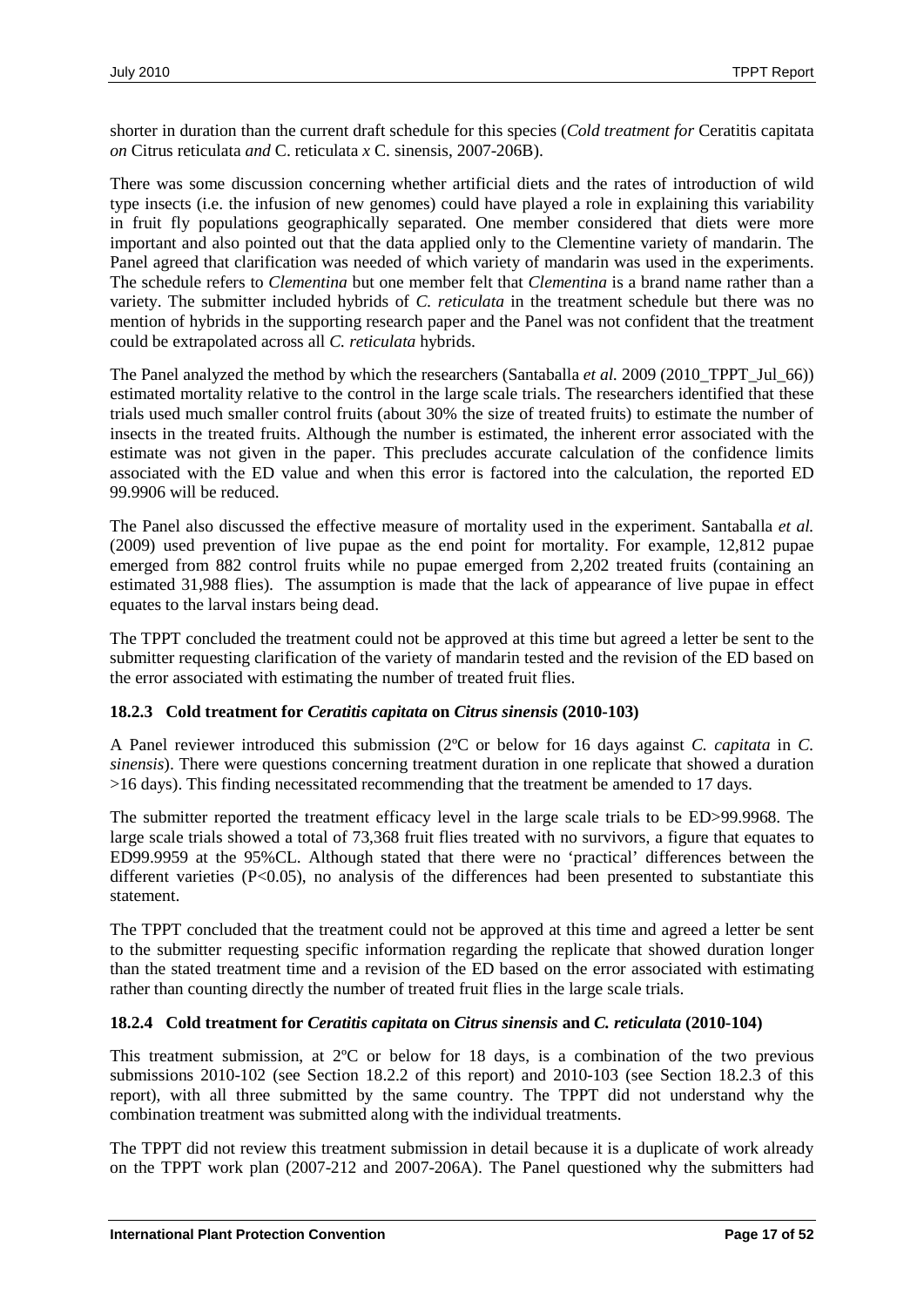shorter in duration than the current draft schedule for this species (*Cold treatment for* Ceratitis capitata *on* Citrus reticulata *and* C. reticulata *x* C. sinensis, 2007-206B).

There was some discussion concerning whether artificial diets and the rates of introduction of wild type insects (i.e. the infusion of new genomes) could have played a role in explaining this variability in fruit fly populations geographically separated. One member considered that diets were more important and also pointed out that the data applied only to the Clementine variety of mandarin. The Panel agreed that clarification was needed of which variety of mandarin was used in the experiments. The schedule refers to *Clementina* but one member felt that *Clementina* is a brand name rather than a variety. The submitter included hybrids of *C. reticulata* in the treatment schedule but there was no mention of hybrids in the supporting research paper and the Panel was not confident that the treatment could be extrapolated across all *C. reticulata* hybrids.

The Panel analyzed the method by which the researchers (Santaballa *et al.* 2009 (2010_TPPT_Jul_66)) estimated mortality relative to the control in the large scale trials. The researchers identified that these trials used much smaller control fruits (about 30% the size of treated fruits) to estimate the number of insects in the treated fruits. Although the number is estimated, the inherent error associated with the estimate was not given in the paper. This precludes accurate calculation of the confidence limits associated with the ED value and when this error is factored into the calculation, the reported ED 99.9906 will be reduced.

The Panel also discussed the effective measure of mortality used in the experiment. Santaballa *et al.* (2009) used prevention of live pupae as the end point for mortality. For example, 12,812 pupae emerged from 882 control fruits while no pupae emerged from 2,202 treated fruits (containing an estimated 31,988 flies). The assumption is made that the lack of appearance of live pupae in effect equates to the larval instars being dead.

The TPPT concluded the treatment could not be approved at this time but agreed a letter be sent to the submitter requesting clarification of the variety of mandarin tested and the revision of the ED based on the error associated with estimating the number of treated fruit flies.

### 18.2.3 Cold treatment for *Ceratitis capitata* on *Citrus sinensis* (2010-103)

A Panel reviewer introduced this submission (2ºC or below for 16 days against *C. capitata* in *C. sinensis*). There were questions concerning treatment duration in one replicate that showed a duration >16 days). This finding necessitated recommending that the treatment be amended to 17 days.

The submitter reported the treatment efficacy level in the large scale trials to be ED>99.9968. The large scale trials showed a total of 73,368 fruit flies treated with no survivors, a figure that equates to ED99.9959 at the 95%CL. Although stated that there were no 'practical' differences between the different varieties ($P<0.05$), no analysis of the differences had been presented to substantiate this statement.

The TPPT concluded that the treatment could not be approved at this time and agreed a letter be sent to the submitter requesting specific information regarding the replicate that showed duration longer than the stated treatment time and a revision of the ED based on the error associated with estimating rather than counting directly the number of treated fruit flies in the large scale trials.

### 18.2.4 Cold treatment for *Ceratitis capitata* on *Citrus sinensis* and *C. reticulata* (2010-104)

This treatment submission, at 2ºC or below for 18 days, is a combination of the two previous submissions 2010-102 (see Section 18.2.2 of this report) and 2010-103 (see Section 18.2.3 of this report), with all three submitted by the same country. The TPPT did not understand why the combination treatment was submitted along with the individual treatments.

The TPPT did not review this treatment submission in detail because it is a duplicate of work already on the TPPT work plan (2007-212 and 2007-206A). The Panel questioned why the submitters had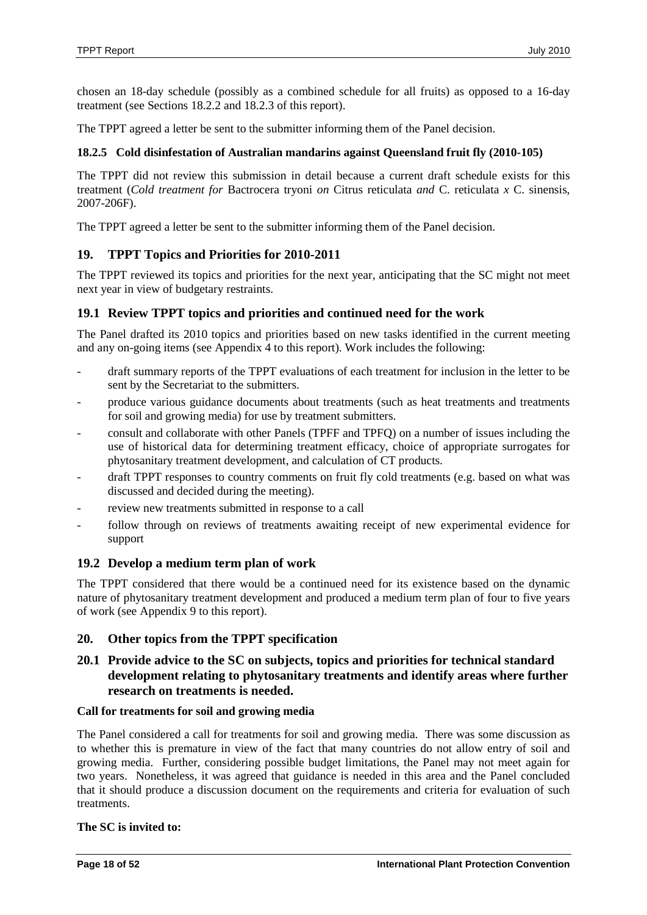chosen an 18-day schedule (possibly as a combined schedule for all fruits) as opposed to a 16-day treatment (see Sections 18.2.2 and 18.2.3 of this report).

The TPPT agreed a letter be sent to the submitter informing them of the Panel decision.

#### 18.2.5 Cold disinfestation of Australian mandarins against Queensland fruit fly (2010-105)

The TPPT did not review this submission in detail because a current draft schedule exists for this treatment (*Cold treatment for* Bactrocera tryoni *on* Citrus reticulata *and* C. reticulata *x* C. sinensis, 2007-206F).

The TPPT agreed a letter be sent to the submitter informing them of the Panel decision.

## 19. TPPT Topics and Priorities for 2010-2011

The TPPT reviewed its topics and priorities for the next year, anticipating that the SC might not meet next year in view of budgetary restraints.

### 19.1 Review TPPT topics and priorities and continued need for the work

The Panel drafted its 2010 topics and priorities based on new tasks identified in the current meeting and any on-going items (see Appendix 4 to this report). Work includes the following:

- draft summary reports of the TPPT evaluations of each treatment for inclusion in the letter to be sent by the Secretariat to the submitters.
- produce various guidance documents about treatments (such as heat treatments and treatments for soil and growing media) for use by treatment submitters.
- consult and collaborate with other Panels (TPFF and TPFQ) on a number of issues including the use of historical data for determining treatment efficacy, choice of appropriate surrogates for phytosanitary treatment development, and calculation of CT products.
- draft TPPT responses to country comments on fruit fly cold treatments (e.g. based on what was discussed and decided during the meeting).
- review new treatments submitted in response to a call
- follow through on reviews of treatments awaiting receipt of new experimental evidence for support

### 19.2 Develop a medium term plan of work

The TPPT considered that there would be a continued need for its existence based on the dynamic nature of phytosanitary treatment development and produced a medium term plan of four to five years of work (see Appendix 9 to this report).

## 20. Other topics from the TPPT specification

### 20.1 Provide advice to the SC on subjects, topics and priorities for technical standard development relating to phytosanitary treatments and identify areas where further research on treatments is needed.

**Call for treatments for soil and growing media**

The Panel considered a call for treatments for soil and growing media. There was some discussion as to whether this is premature in view of the fact that many countries do not allow entry of soil and growing media. Further, considering possible budget limitations, the Panel may not meet again for two years. Nonetheless, it was agreed that guidance is needed in this area and the Panel concluded that it should produce a discussion document on the requirements and criteria for evaluation of such treatments.

**The SC is invited to:**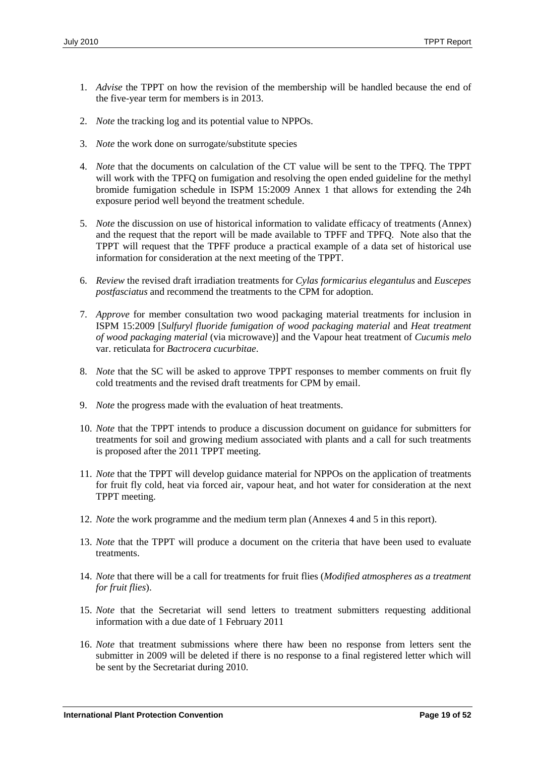1. *Advise* the TPPT on how the revision of the membership will be handled because the end of the five-year term for members is in 2013.

2. *Note* the tracking log and its potential value to NPPOs.

3. *Note* the work done on surrogate/substitute species

4. *Note* that the documents on calculation of the CT value will be sent to the TPFQ. The TPPT will work with the TPFQ on fumigation and resolving the open ended guideline for the methyl bromide fumigation schedule in ISPM 15:2009 Annex 1 that allows for extending the 24h exposure period well beyond the treatment schedule.

5. *Note* the discussion on use of historical information to validate efficacy of treatments (Annex) and the request that the report will be made available to TPFF and TPFQ. Note also that the TPPT will request that the TPFF produce a practical example of a data set of historical use information for consideration at the next meeting of the TPPT.

6. *Review* the revised draft irradiation treatments for *Cylas formicarius elegantulus* and *Euscepes postfasciatus* and recommend the treatments to the CPM for adoption.

7. *Approve* for member consultation two wood packaging material treatments for inclusion in ISPM 15:2009 [*Sulfuryl fluoride fumigation of wood packaging material* and *Heat treatment of wood packaging material* (via microwave)] and the Vapour heat treatment of *Cucumis melo* var. reticulata for *Bactrocera cucurbitae*.

8. *Note* that the SC will be asked to approve TPPT responses to member comments on fruit fly cold treatments and the revised draft treatments for CPM by email.

9. *Note* the progress made with the evaluation of heat treatments.

10. *Note* that the TPPT intends to produce a discussion document on guidance for submitters for treatments for soil and growing medium associated with plants and a call for such treatments is proposed after the 2011 TPPT meeting.

11. *Note* that the TPPT will develop guidance material for NPPOs on the application of treatments for fruit fly cold, heat via forced air, vapour heat, and hot water for consideration at the next TPPT meeting.

12. *Note* the work programme and the medium term plan (Annexes 4 and 5 in this report).

13. *Note* that the TPPT will produce a document on the criteria that have been used to evaluate treatments.

14. *Note* that there will be a call for treatments for fruit flies (*Modified atmospheres as a treatment for fruit flies*).

15. *Note* that the Secretariat will send letters to treatment submitters requesting additional information with a due date of 1 February 2011

16. *Note* that treatment submissions where there haw been no response from letters sent the submitter in 2009 will be deleted if there is no response to a final registered letter which will be sent by the Secretariat during 2010.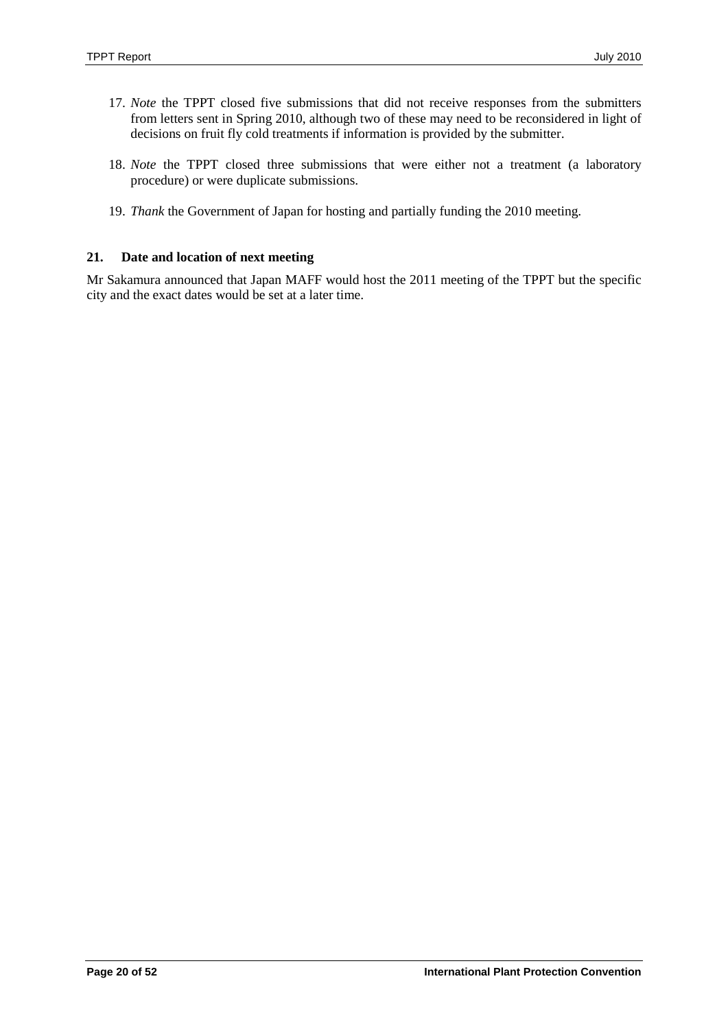17. *Note* the TPPT closed five submissions that did not receive responses from the submitters from letters sent in Spring 2010, although two of these may need to be reconsidered in light of decisions on fruit fly cold treatments if information is provided by the submitter.

18. *Note* the TPPT closed three submissions that were either not a treatment (a laboratory procedure) or were duplicate submissions.

19. *Thank* the Government of Japan for hosting and partially funding the 2010 meeting.

## 21. Date and location of next meeting

Mr Sakamura announced that Japan MAFF would host the 2011 meeting of the TPPT but the specific city and the exact dates would be set at a later time.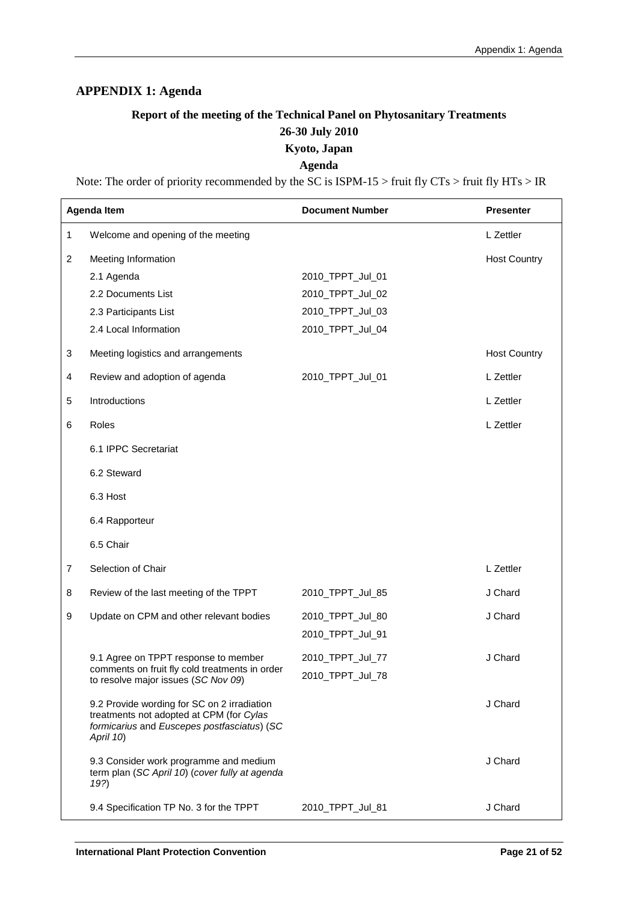## APPENDIX 1: Agenda

**Report of the meeting of the Technical Panel on Phytosanitary Treatments**

**26-30 July 2010**

**Kyoto, Japan**

**Agenda**

Note: The order of priority recommended by the SC is ISPM-15 > fruit fly CTs > fruit fly HTs > IR

| | Agenda Item | Document Number | Presenter |
|---|---|---|---|
| 1 | Welcome and opening of the meeting | | L Zettler |
| 2 | Meeting Information | | Host Country |
| | 2.1 Agenda | 2010_TPPT_Jul_01 | |
| | 2.2 Documents List | 2010_TPPT_Jul_02 | |
| | 2.3 Participants List | 2010_TPPT_Jul_03 | |
| | 2.4 Local Information | 2010_TPPT_Jul_04 | |
| 3 | Meeting logistics and arrangements | | Host Country |
| 4 | Review and adoption of agenda | 2010_TPPT_Jul_01 | L Zettler |
| 5 | Introductions | | L Zettler |
| 6 | Roles | | L Zettler |
| | 6.1 IPPC Secretariat | | |
| | 6.2 Steward | | |
| | 6.3 Host | | |
| | 6.4 Rapporteur | | |
| | 6.5 Chair | | |
| 7 | Selection of Chair | | L Zettler |
| 8 | Review of the last meeting of the TPPT | 2010_TPPT_Jul_85 | J Chard |
| 9 | Update on CPM and other relevant bodies | 2010_TPPT_Jul_80<br>2010_TPPT_Jul_91 | J Chard |
| | 9.1 Agree on TPPT response to member comments on fruit fly cold treatments in order to resolve major issues (*SC Nov 09*) | 2010_TPPT_Jul_77<br>2010_TPPT_Jul_78 | J Chard |
| | 9.2 Provide wording for SC on 2 irradiation treatments not adopted at CPM (for *Cylas formicarius* and *Euscepes postfasciatus*) (*SC April 10*) | | J Chard |
| | 9.3 Consider work programme and medium term plan (*SC April 10*) (*cover fully at agenda 19?*) | | J Chard |
| | 9.4 Specification TP No. 3 for the TPPT | 2010_TPPT_Jul_81 | J Chard |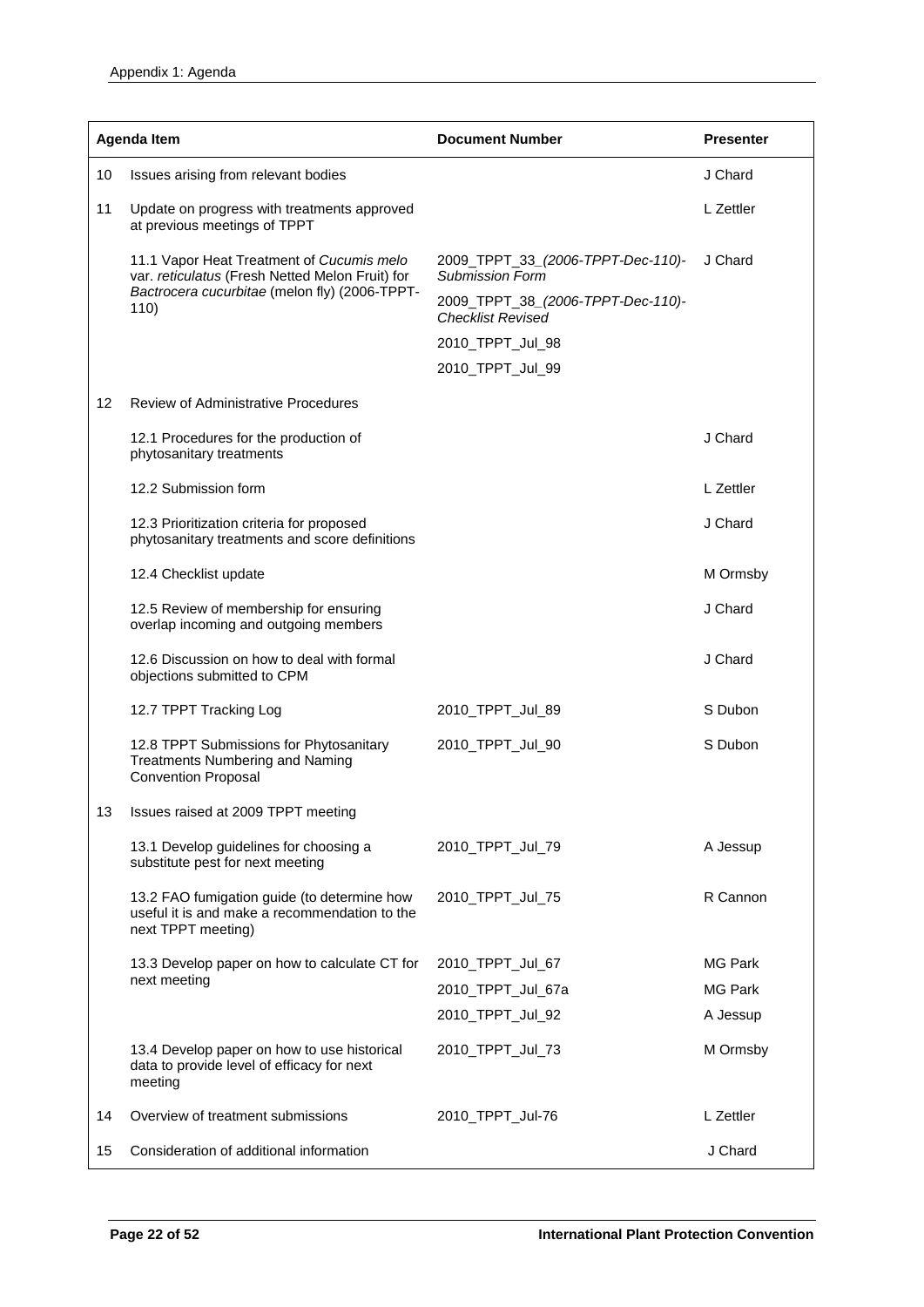Appendix 1: Agenda

| | Agenda Item | Document Number | Presenter |
|---|---|---|---|
| 10 | Issues arising from relevant bodies | | J Chard |
| 11 | Update on progress with treatments approved at previous meetings of TPPT | | L Zettler |
| | 11.1 Vapor Heat Treatment of *Cucumis melo* var. *reticulatus* (Fresh Netted Melon Fruit) for *Bactrocera cucurbitae* (melon fly) (2006-TPPT-110) | 2009_TPPT_33_*(2006-TPPT-Dec-110)-Submission Form*<br>2009_TPPT_38_*(2006-TPPT-Dec-110)-Checklist Revised*<br>2010_TPPT_Jul_98<br>2010_TPPT_Jul_99 | J Chard |
| 12 | Review of Administrative Procedures | | |
| | 12.1 Procedures for the production of phytosanitary treatments | | J Chard |
| | 12.2 Submission form | | L Zettler |
| | 12.3 Prioritization criteria for proposed phytosanitary treatments and score definitions | | J Chard |
| | 12.4 Checklist update | | M Ormsby |
| | 12.5 Review of membership for ensuring overlap incoming and outgoing members | | J Chard |
| | 12.6 Discussion on how to deal with formal objections submitted to CPM | | J Chard |
| | 12.7 TPPT Tracking Log | 2010_TPPT_Jul_89 | S Dubon |
| | 12.8 TPPT Submissions for Phytosanitary Treatments Numbering and Naming Convention Proposal | 2010_TPPT_Jul_90 | S Dubon |
| 13 | Issues raised at 2009 TPPT meeting | | |
| | 13.1 Develop guidelines for choosing a substitute pest for next meeting | 2010_TPPT_Jul_79 | A Jessup |
| | 13.2 FAO fumigation guide (to determine how useful it is and make a recommendation to the next TPPT meeting) | 2010_TPPT_Jul_75 | R Cannon |
| | 13.3 Develop paper on how to calculate CT for next meeting | 2010_TPPT_Jul_67<br>2010_TPPT_Jul_67a<br>2010_TPPT_Jul_92 | MG Park<br>MG Park<br>A Jessup |
| | 13.4 Develop paper on how to use historical data to provide level of efficacy for next meeting | 2010_TPPT_Jul_73 | M Ormsby |
| 14 | Overview of treatment submissions | 2010_TPPT_Jul-76 | L Zettler |
| 15 | Consideration of additional information | | J Chard |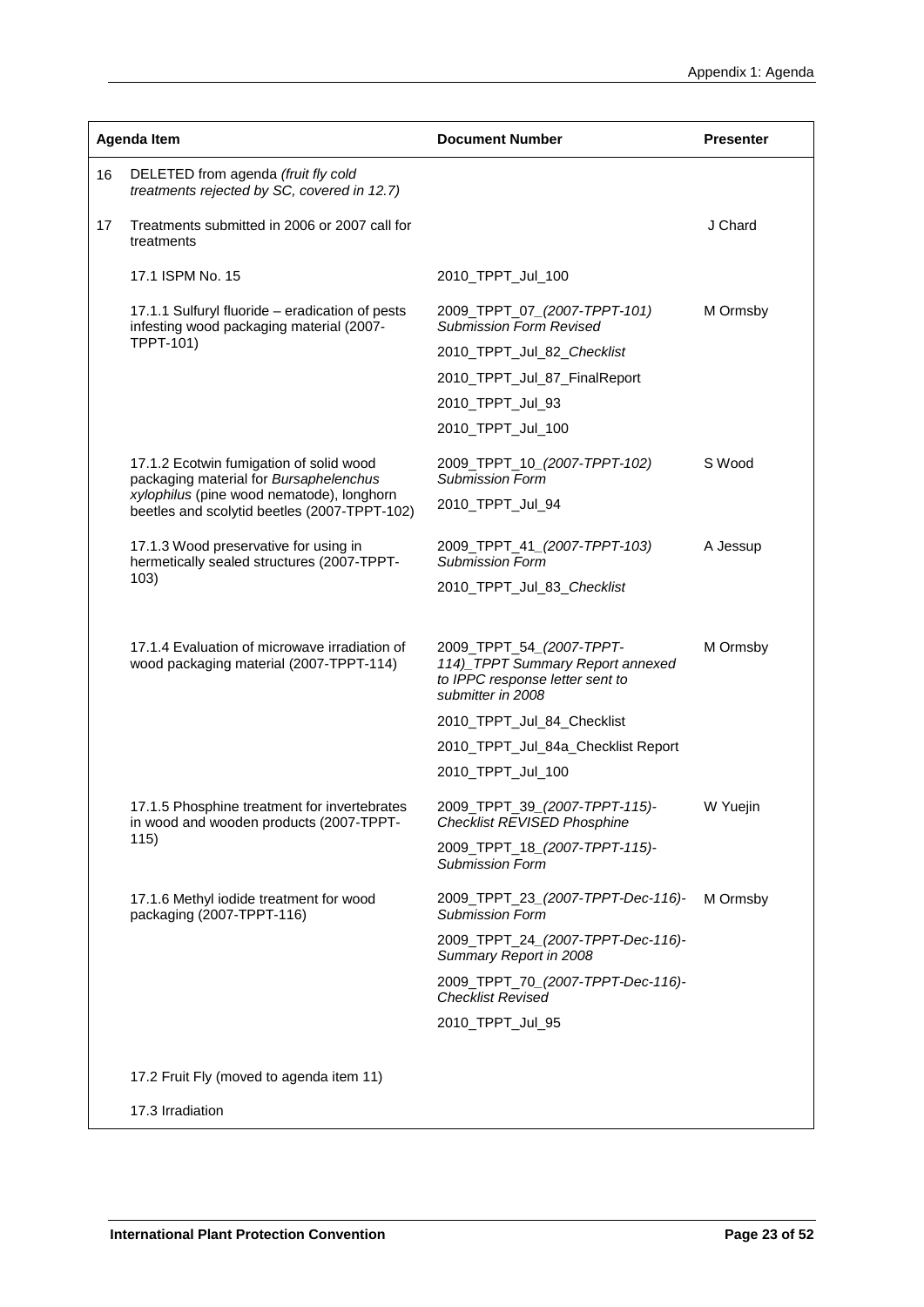| Agenda Item | | Document Number | Presenter |
|---|---|---|---|
| 16 | DELETED from agenda *(fruit fly cold treatments rejected by SC, covered in 12.7)* | | |
| 17 | Treatments submitted in 2006 or 2007 call for treatments | | J Chard |
| | 17.1 ISPM No. 15 | 2010_TPPT_Jul_100 | |
| | 17.1.1 Sulfuryl fluoride – eradication of pests infesting wood packaging material (2007-TPPT-101) | 2009_TPPT_07_*(2007-TPPT-101) Submission Form Revised*<br>2010_TPPT_Jul_82_*Checklist*<br>2010_TPPT_Jul_87_FinalReport<br>2010_TPPT_Jul_93<br>2010_TPPT_Jul_100 | M Ormsby |
| | 17.1.2 Ecotwin fumigation of solid wood packaging material for *Bursaphelenchus xylophilus* (pine wood nematode), longhorn beetles and scolytid beetles (2007-TPPT-102) | 2009_TPPT_10_*(2007-TPPT-102) Submission Form*<br>2010_TPPT_Jul_94 | S Wood |
| | 17.1.3 Wood preservative for using in hermetically sealed structures (2007-TPPT-103) | 2009_TPPT_41_*(2007-TPPT-103) Submission Form*<br>2010_TPPT_Jul_83_*Checklist* | A Jessup |
| | 17.1.4 Evaluation of microwave irradiation of wood packaging material (2007-TPPT-114) | 2009_TPPT_54_*(2007-TPPT-114)_TPPT Summary Report annexed to IPPC response letter sent to submitter in 2008*<br>2010_TPPT_Jul_84_Checklist<br>2010_TPPT_Jul_84a_Checklist Report<br>2010_TPPT_Jul_100 | M Ormsby |
| | 17.1.5 Phosphine treatment for invertebrates in wood and wooden products (2007-TPPT-115) | 2009_TPPT_39_*(2007-TPPT-115)-Checklist REVISED Phosphine*<br>2009_TPPT_18_*(2007-TPPT-115)-Submission Form* | W Yuejin |
| | 17.1.6 Methyl iodide treatment for wood packaging (2007-TPPT-116) | 2009_TPPT_23_*(2007-TPPT-Dec-116)-Submission Form*<br>2009_TPPT_24_*(2007-TPPT-Dec-116)-Summary Report in 2008*<br>2009_TPPT_70_*(2007-TPPT-Dec-116)-Checklist Revised*<br>2010_TPPT_Jul_95 | M Ormsby |
| | 17.2 Fruit Fly (moved to agenda item 11) | | |
| | 17.3 Irradiation | | |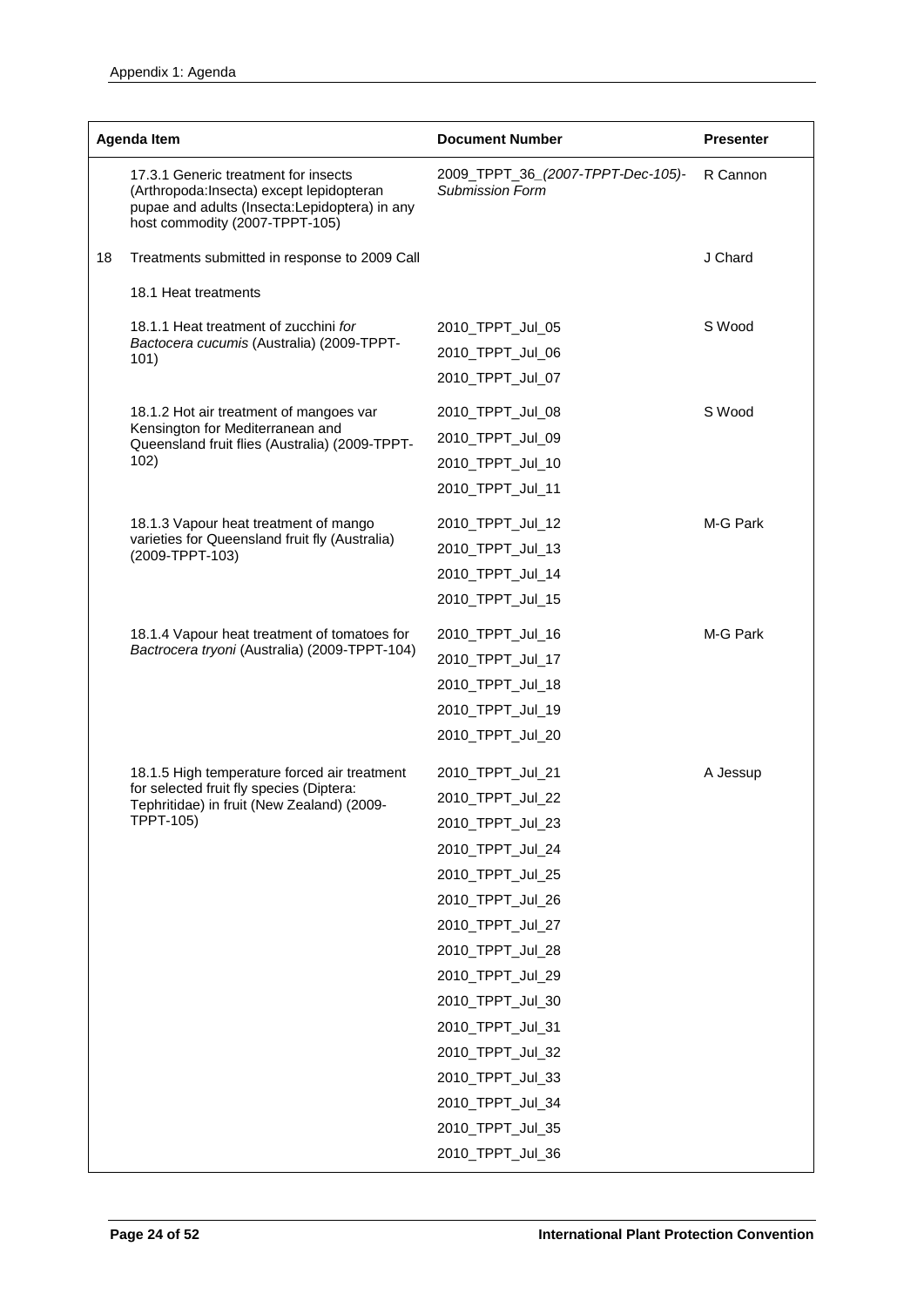| | Agenda Item | Document Number | Presenter |
|---|---|---|---|
| | 17.3.1 Generic treatment for insects (Arthropoda:Insecta) except lepidopteran pupae and adults (Insecta:Lepidoptera) in any host commodity (2007-TPPT-105) | 2009_TPPT_36_*(2007-TPPT-Dec-105)-Submission Form* | R Cannon |
| 18 | Treatments submitted in response to 2009 Call | | J Chard |
| | 18.1 Heat treatments | | |
| | 18.1.1 Heat treatment of zucchini *for Bactocera cucumis* (Australia) (2009-TPPT-101) | 2010_TPPT_Jul_05<br>2010_TPPT_Jul_06<br>2010_TPPT_Jul_07 | S Wood |
| | 18.1.2 Hot air treatment of mangoes var Kensington for Mediterranean and Queensland fruit flies (Australia) (2009-TPPT-102) | 2010_TPPT_Jul_08<br>2010_TPPT_Jul_09<br>2010_TPPT_Jul_10<br>2010_TPPT_Jul_11 | S Wood |
| | 18.1.3 Vapour heat treatment of mango varieties for Queensland fruit fly (Australia) (2009-TPPT-103) | 2010_TPPT_Jul_12<br>2010_TPPT_Jul_13<br>2010_TPPT_Jul_14<br>2010_TPPT_Jul_15 | M-G Park |
| | 18.1.4 Vapour heat treatment of tomatoes for *Bactrocera tryoni* (Australia) (2009-TPPT-104) | 2010_TPPT_Jul_16<br>2010_TPPT_Jul_17<br>2010_TPPT_Jul_18<br>2010_TPPT_Jul_19<br>2010_TPPT_Jul_20 | M-G Park |
| | 18.1.5 High temperature forced air treatment for selected fruit fly species (Diptera: Tephritidae) in fruit (New Zealand) (2009-TPPT-105) | 2010_TPPT_Jul_21<br>2010_TPPT_Jul_22<br>2010_TPPT_Jul_23<br>2010_TPPT_Jul_24<br>2010_TPPT_Jul_25<br>2010_TPPT_Jul_26<br>2010_TPPT_Jul_27<br>2010_TPPT_Jul_28<br>2010_TPPT_Jul_29<br>2010_TPPT_Jul_30<br>2010_TPPT_Jul_31<br>2010_TPPT_Jul_32<br>2010_TPPT_Jul_33<br>2010_TPPT_Jul_34<br>2010_TPPT_Jul_35<br>2010_TPPT_Jul_36 | A Jessup |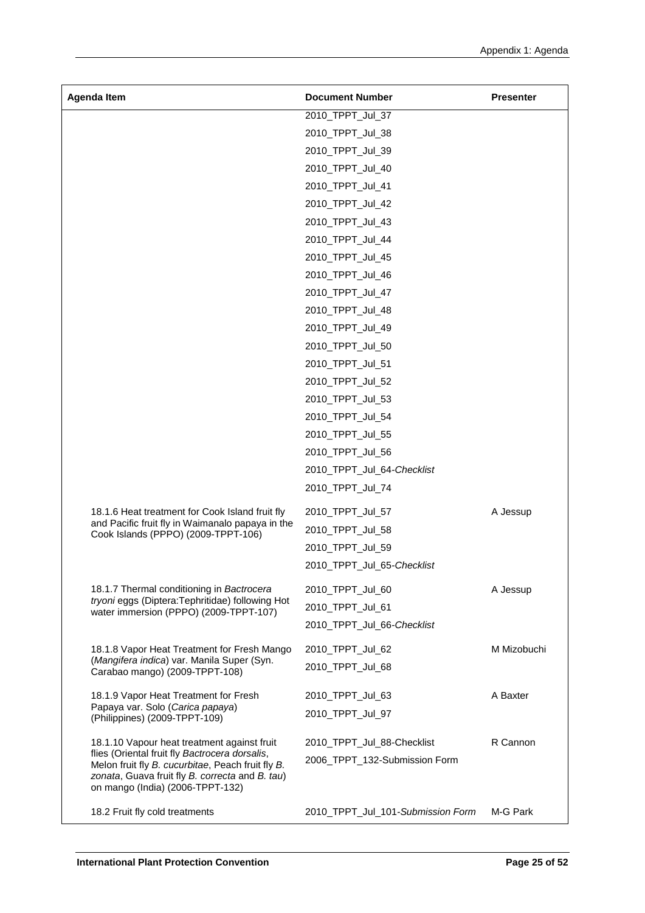| Agenda Item | Document Number | Presenter |
|---|---|---|
| | 2010_TPPT_Jul_37 | |
| | 2010_TPPT_Jul_38 | |
| | 2010_TPPT_Jul_39 | |
| | 2010_TPPT_Jul_40 | |
| | 2010_TPPT_Jul_41 | |
| | 2010_TPPT_Jul_42 | |
| | 2010_TPPT_Jul_43 | |
| | 2010_TPPT_Jul_44 | |
| | 2010_TPPT_Jul_45 | |
| | 2010_TPPT_Jul_46 | |
| | 2010_TPPT_Jul_47 | |
| | 2010_TPPT_Jul_48 | |
| | 2010_TPPT_Jul_49 | |
| | 2010_TPPT_Jul_50 | |
| | 2010_TPPT_Jul_51 | |
| | 2010_TPPT_Jul_52 | |
| | 2010_TPPT_Jul_53 | |
| | 2010_TPPT_Jul_54 | |
| | 2010_TPPT_Jul_55 | |
| | 2010_TPPT_Jul_56 | |
| | 2010_TPPT_Jul_64-*Checklist* | |
| | 2010_TPPT_Jul_74 | |
| 18.1.6 Heat treatment for Cook Island fruit fly and Pacific fruit fly in Waimanalo papaya in the Cook Islands (PPPO) (2009-TPPT-106) | 2010_TPPT_Jul_57<br>2010_TPPT_Jul_58<br>2010_TPPT_Jul_59<br>2010_TPPT_Jul_65-*Checklist* | A Jessup |
| 18.1.7 Thermal conditioning in *Bactrocera tryoni* eggs (Diptera:Tephritidae) following Hot water immersion (PPPO) (2009-TPPT-107) | 2010_TPPT_Jul_60<br>2010_TPPT_Jul_61<br>2010_TPPT_Jul_66-*Checklist* | A Jessup |
| 18.1.8 Vapor Heat Treatment for Fresh Mango (*Mangifera indica*) var. Manila Super (Syn. Carabao mango) (2009-TPPT-108) | 2010_TPPT_Jul_62<br>2010_TPPT_Jul_68 | M Mizobuchi |
| 18.1.9 Vapor Heat Treatment for Fresh Papaya var. Solo (*Carica papaya*) (Philippines) (2009-TPPT-109) | 2010_TPPT_Jul_63<br>2010_TPPT_Jul_97 | A Baxter |
| 18.1.10 Vapour heat treatment against fruit flies (Oriental fruit fly *Bactrocera dorsalis*, Melon fruit fly *B. cucurbitae*, Peach fruit fly *B. zonata*, Guava fruit fly *B. correcta* and *B. tau*) on mango (India) (2006-TPPT-132) | 2010_TPPT_Jul_88-Checklist<br>2006_TPPT_132-Submission Form | R Cannon |
| 18.2 Fruit fly cold treatments | 2010_TPPT_Jul_101-*Submission Form* | M-G Park |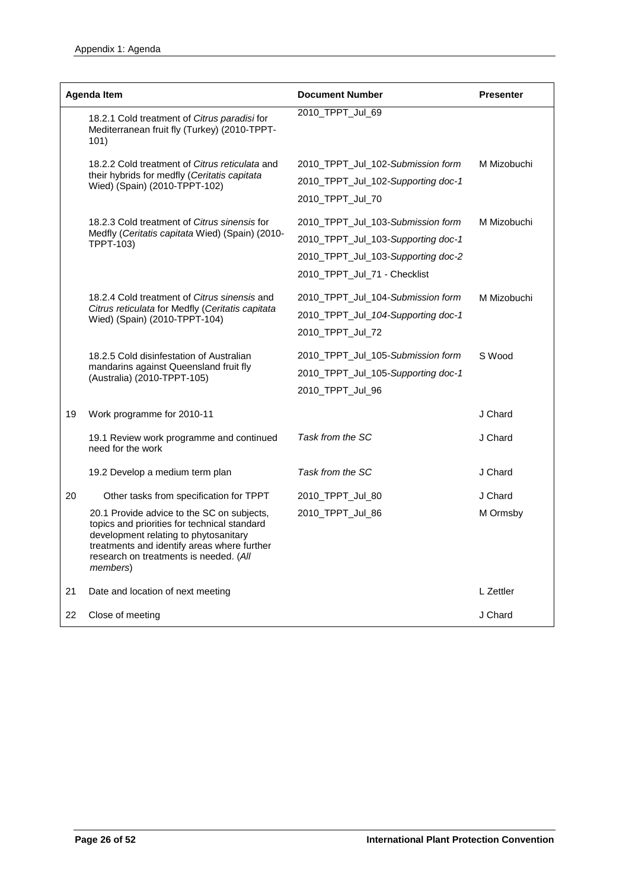Appendix 1: Agenda

| | Agenda Item | Document Number | Presenter |
|---|---|---|---|
| | 18.2.1 Cold treatment of *Citrus paradisi* for Mediterranean fruit fly (Turkey) (2010-TPPT-101) | 2010_TPPT_Jul_69 | |
| | 18.2.2 Cold treatment of *Citrus reticulata* and their hybrids for medfly (*Ceritatis capitata* Wied) (Spain) (2010-TPPT-102) | 2010_TPPT_Jul_102-*Submission form*<br>2010_TPPT_Jul_102-*Supporting doc-1*<br>2010_TPPT_Jul_70 | M Mizobuchi |
| | 18.2.3 Cold treatment of *Citrus sinensis* for Medfly (*Ceritatis capitata* Wied) (Spain) (2010-TPPT-103) | 2010_TPPT_Jul_103-*Submission form*<br>2010_TPPT_Jul_103-*Supporting doc-1*<br>2010_TPPT_Jul_103-*Supporting doc-2*<br>2010_TPPT_Jul_71 - Checklist | M Mizobuchi |
| | 18.2.4 Cold treatment of *Citrus sinensis* and *Citrus reticulata* for Medfly (*Ceritatis capitata* Wied) (Spain) (2010-TPPT-104) | 2010_TPPT_Jul_104-*Submission form*<br>2010_TPPT_Jul_*104-Supporting doc-1*<br>2010_TPPT_Jul_72 | M Mizobuchi |
| | 18.2.5 Cold disinfestation of Australian mandarins against Queensland fruit fly (Australia) (2010-TPPT-105) | 2010_TPPT_Jul_105-*Submission form*<br>2010_TPPT_Jul_105-*Supporting doc-1*<br>2010_TPPT_Jul_96 | S Wood |
| 19 | Work programme for 2010-11 | | J Chard |
| | 19.1 Review work programme and continued need for the work | *Task from the SC* | J Chard |
| | 19.2 Develop a medium term plan | *Task from the SC* | J Chard |
| 20 | Other tasks from specification for TPPT | 2010_TPPT_Jul_80 | J Chard |
| | 20.1 Provide advice to the SC on subjects, topics and priorities for technical standard development relating to phytosanitary treatments and identify areas where further research on treatments is needed. (*All members*) | 2010_TPPT_Jul_86 | M Ormsby |
| 21 | Date and location of next meeting | | L Zettler |
| 22 | Close of meeting | | J Chard |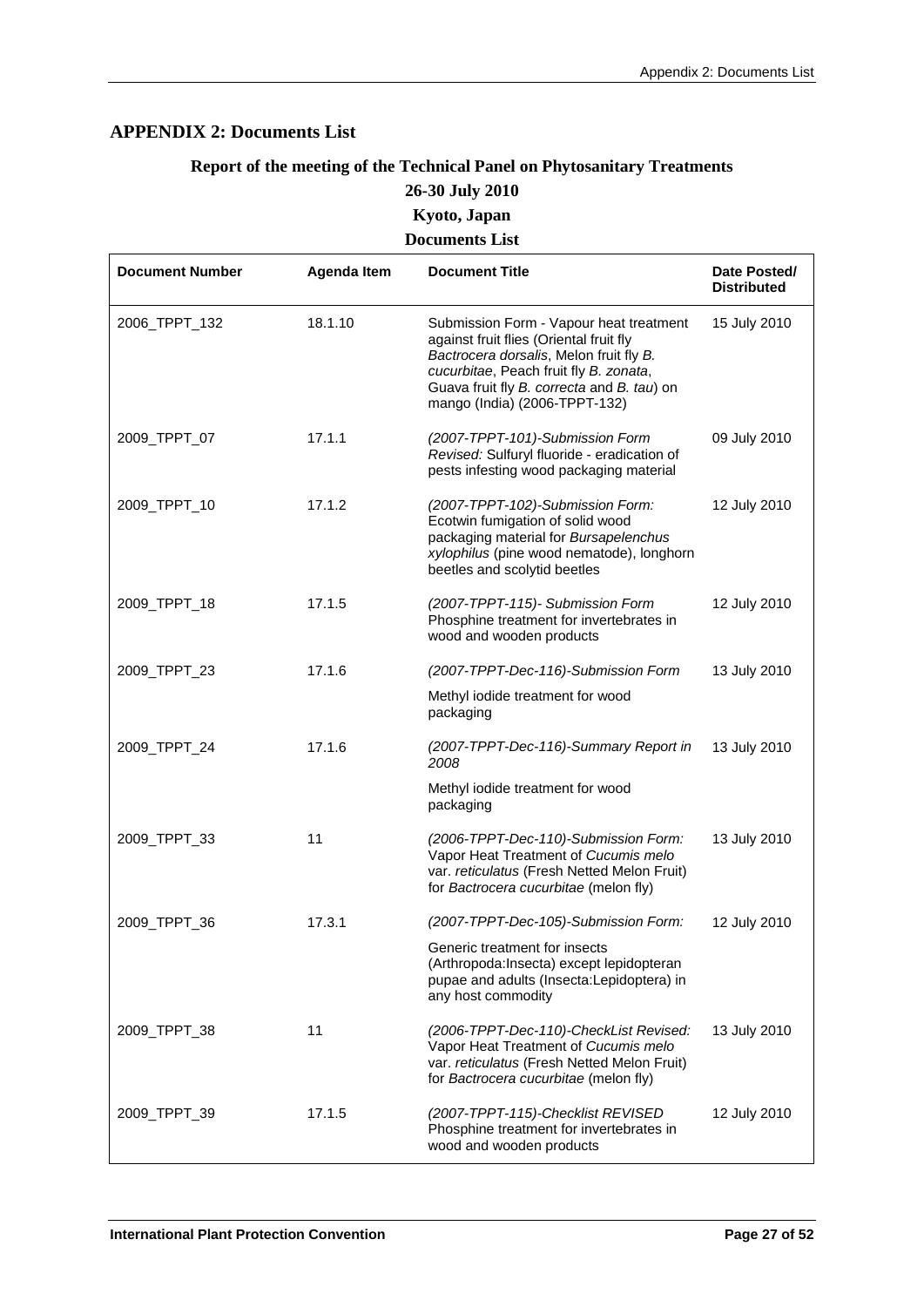## APPENDIX 2: Documents List

### Report of the meeting of the Technical Panel on Phytosanitary Treatments

### 26-30 July 2010

### Kyoto, Japan

### Documents List

| Document Number | Agenda Item | Document Title | Date Posted/ Distributed |
|---|---|---|---|
| 2006_TPPT_132 | 18.1.10 | Submission Form - Vapour heat treatment against fruit flies (Oriental fruit fly *Bactrocera dorsalis*, Melon fruit fly *B. cucurbitae*, Peach fruit fly *B. zonata*, Guava fruit fly *B. correcta* and *B. tau*) on mango (India) (2006-TPPT-132) | 15 July 2010 |
| 2009_TPPT_07 | 17.1.1 | *(2007-TPPT-101)-Submission Form Revised:* Sulfuryl fluoride - eradication of pests infesting wood packaging material | 09 July 2010 |
| 2009_TPPT_10 | 17.1.2 | *(2007-TPPT-102)-Submission Form:* Ecotwin fumigation of solid wood packaging material for *Bursapelenchus xylophilus* (pine wood nematode), longhorn beetles and scolytid beetles | 12 July 2010 |
| 2009_TPPT_18 | 17.1.5 | *(2007-TPPT-115)- Submission Form* Phosphine treatment for invertebrates in wood and wooden products | 12 July 2010 |
| 2009_TPPT_23 | 17.1.6 | *(2007-TPPT-Dec-116)-Submission Form*<br><br>Methyl iodide treatment for wood packaging | 13 July 2010 |
| 2009_TPPT_24 | 17.1.6 | *(2007-TPPT-Dec-116)-Summary Report in 2008*<br><br>Methyl iodide treatment for wood packaging | 13 July 2010 |
| 2009_TPPT_33 | 11 | *(2006-TPPT-Dec-110)-Submission Form:* Vapor Heat Treatment of *Cucumis melo* var. *reticulatus* (Fresh Netted Melon Fruit) for *Bactrocera cucurbitae* (melon fly) | 13 July 2010 |
| 2009_TPPT_36 | 17.3.1 | *(2007-TPPT-Dec-105)-Submission Form:*<br><br>Generic treatment for insects (Arthropoda:Insecta) except lepidopteran pupae and adults (Insecta:Lepidoptera) in any host commodity | 12 July 2010 |
| 2009_TPPT_38 | 11 | *(2006-TPPT-Dec-110)-CheckList Revised:* Vapor Heat Treatment of *Cucumis melo* var. *reticulatus* (Fresh Netted Melon Fruit) for *Bactrocera cucurbitae* (melon fly) | 13 July 2010 |
| 2009_TPPT_39 | 17.1.5 | *(2007-TPPT-115)-Checklist REVISED* Phosphine treatment for invertebrates in wood and wooden products | 12 July 2010 |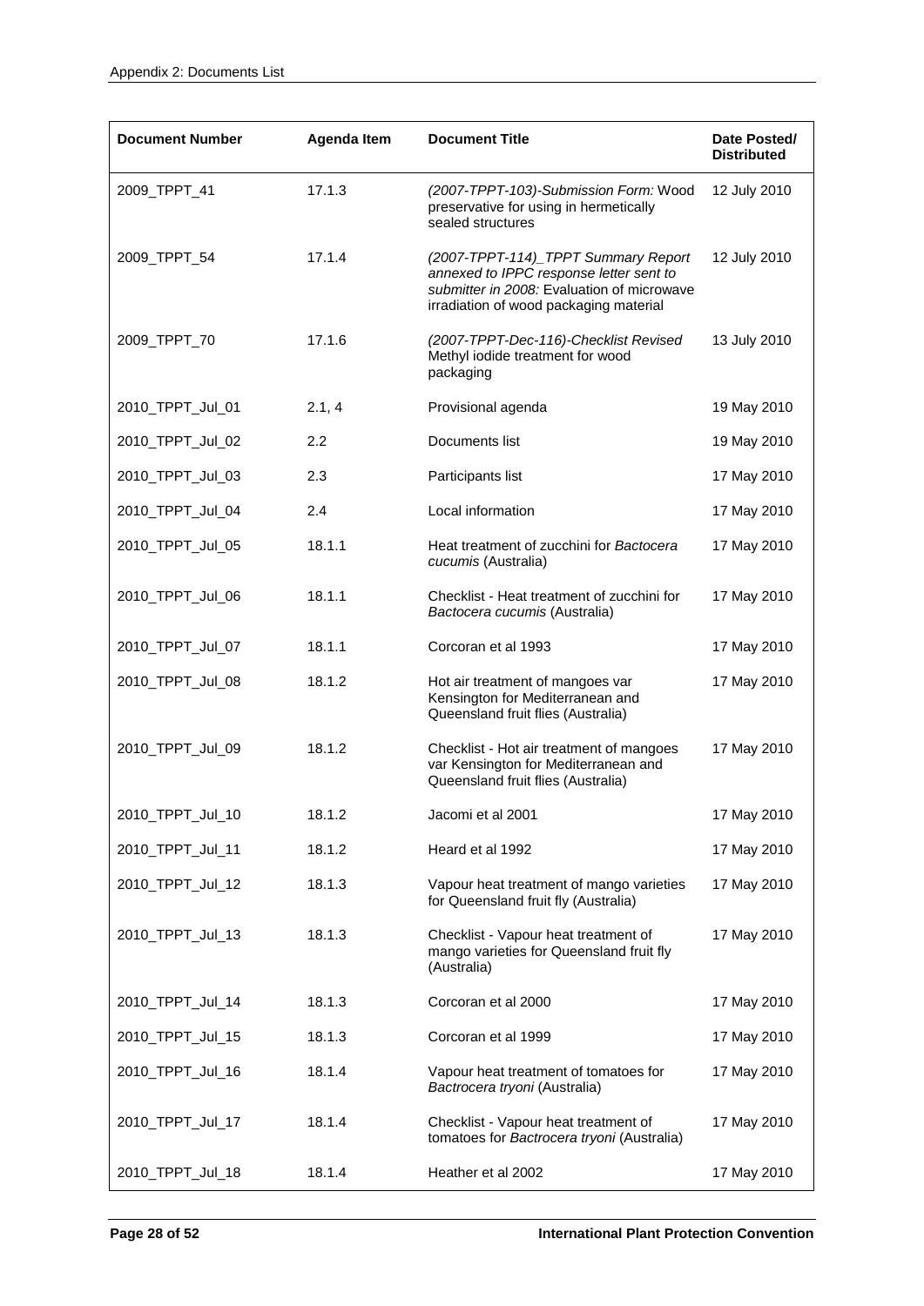| Document Number | Agenda Item | Document Title | Date Posted/ Distributed |
|---|---|---|---|
| 2009_TPPT_41 | 17.1.3 | *(2007-TPPT-103)-Submission Form:* Wood preservative for using in hermetically sealed structures | 12 July 2010 |
| 2009_TPPT_54 | 17.1.4 | *(2007-TPPT-114)_TPPT Summary Report annexed to IPPC response letter sent to submitter in 2008:* Evaluation of microwave irradiation of wood packaging material | 12 July 2010 |
| 2009_TPPT_70 | 17.1.6 | *(2007-TPPT-Dec-116)-Checklist Revised* Methyl iodide treatment for wood packaging | 13 July 2010 |
| 2010_TPPT_Jul_01 | 2.1, 4 | Provisional agenda | 19 May 2010 |
| 2010_TPPT_Jul_02 | 2.2 | Documents list | 19 May 2010 |
| 2010_TPPT_Jul_03 | 2.3 | Participants list | 17 May 2010 |
| 2010_TPPT_Jul_04 | 2.4 | Local information | 17 May 2010 |
| 2010_TPPT_Jul_05 | 18.1.1 | Heat treatment of zucchini for *Bactocera cucumis* (Australia) | 17 May 2010 |
| 2010_TPPT_Jul_06 | 18.1.1 | Checklist - Heat treatment of zucchini for *Bactocera cucumis* (Australia) | 17 May 2010 |
| 2010_TPPT_Jul_07 | 18.1.1 | Corcoran et al 1993 | 17 May 2010 |
| 2010_TPPT_Jul_08 | 18.1.2 | Hot air treatment of mangoes var Kensington for Mediterranean and Queensland fruit flies (Australia) | 17 May 2010 |
| 2010_TPPT_Jul_09 | 18.1.2 | Checklist - Hot air treatment of mangoes var Kensington for Mediterranean and Queensland fruit flies (Australia) | 17 May 2010 |
| 2010_TPPT_Jul_10 | 18.1.2 | Jacomi et al 2001 | 17 May 2010 |
| 2010_TPPT_Jul_11 | 18.1.2 | Heard et al 1992 | 17 May 2010 |
| 2010_TPPT_Jul_12 | 18.1.3 | Vapour heat treatment of mango varieties for Queensland fruit fly (Australia) | 17 May 2010 |
| 2010_TPPT_Jul_13 | 18.1.3 | Checklist - Vapour heat treatment of mango varieties for Queensland fruit fly (Australia) | 17 May 2010 |
| 2010_TPPT_Jul_14 | 18.1.3 | Corcoran et al 2000 | 17 May 2010 |
| 2010_TPPT_Jul_15 | 18.1.3 | Corcoran et al 1999 | 17 May 2010 |
| 2010_TPPT_Jul_16 | 18.1.4 | Vapour heat treatment of tomatoes for *Bactrocera tryoni* (Australia) | 17 May 2010 |
| 2010_TPPT_Jul_17 | 18.1.4 | Checklist - Vapour heat treatment of tomatoes for *Bactrocera tryoni* (Australia) | 17 May 2010 |
| 2010_TPPT_Jul_18 | 18.1.4 | Heather et al 2002 | 17 May 2010 |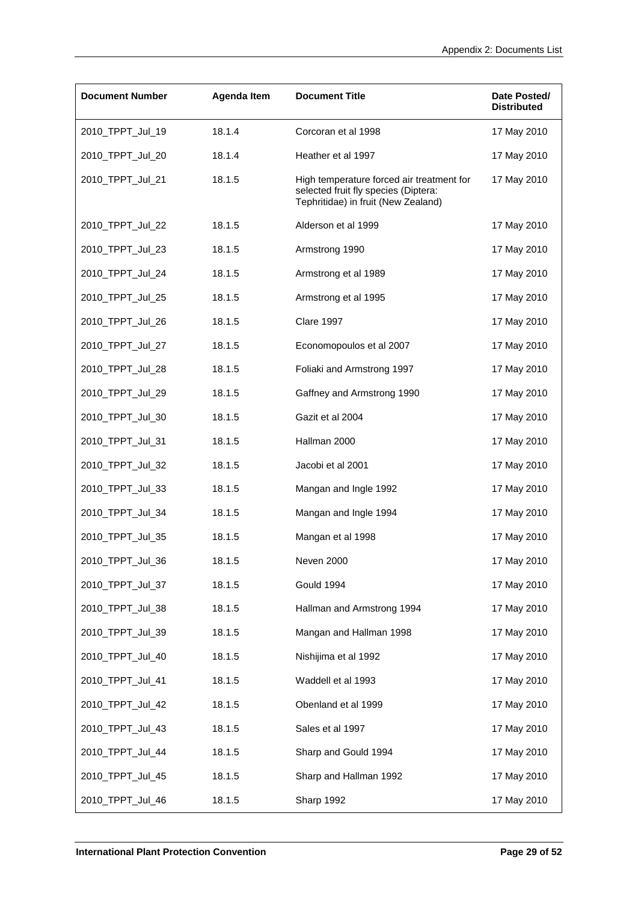| Document Number | Agenda Item | Document Title | Date Posted/ Distributed |
|---|---|---|---|
| 2010_TPPT_Jul_19 | 18.1.4 | Corcoran et al 1998 | 17 May 2010 |
| 2010_TPPT_Jul_20 | 18.1.4 | Heather et al 1997 | 17 May 2010 |
| 2010_TPPT_Jul_21 | 18.1.5 | High temperature forced air treatment for selected fruit fly species (Diptera: Tephritidae) in fruit (New Zealand) | 17 May 2010 |
| 2010_TPPT_Jul_22 | 18.1.5 | Alderson et al 1999 | 17 May 2010 |
| 2010_TPPT_Jul_23 | 18.1.5 | Armstrong 1990 | 17 May 2010 |
| 2010_TPPT_Jul_24 | 18.1.5 | Armstrong et al 1989 | 17 May 2010 |
| 2010_TPPT_Jul_25 | 18.1.5 | Armstrong et al 1995 | 17 May 2010 |
| 2010_TPPT_Jul_26 | 18.1.5 | Clare 1997 | 17 May 2010 |
| 2010_TPPT_Jul_27 | 18.1.5 | Economopoulos et al 2007 | 17 May 2010 |
| 2010_TPPT_Jul_28 | 18.1.5 | Foliaki and Armstrong 1997 | 17 May 2010 |
| 2010_TPPT_Jul_29 | 18.1.5 | Gaffney and Armstrong 1990 | 17 May 2010 |
| 2010_TPPT_Jul_30 | 18.1.5 | Gazit et al 2004 | 17 May 2010 |
| 2010_TPPT_Jul_31 | 18.1.5 | Hallman 2000 | 17 May 2010 |
| 2010_TPPT_Jul_32 | 18.1.5 | Jacobi et al 2001 | 17 May 2010 |
| 2010_TPPT_Jul_33 | 18.1.5 | Mangan and Ingle 1992 | 17 May 2010 |
| 2010_TPPT_Jul_34 | 18.1.5 | Mangan and Ingle 1994 | 17 May 2010 |
| 2010_TPPT_Jul_35 | 18.1.5 | Mangan et al 1998 | 17 May 2010 |
| 2010_TPPT_Jul_36 | 18.1.5 | Neven 2000 | 17 May 2010 |
| 2010_TPPT_Jul_37 | 18.1.5 | Gould 1994 | 17 May 2010 |
| 2010_TPPT_Jul_38 | 18.1.5 | Hallman and Armstrong 1994 | 17 May 2010 |
| 2010_TPPT_Jul_39 | 18.1.5 | Mangan and Hallman 1998 | 17 May 2010 |
| 2010_TPPT_Jul_40 | 18.1.5 | Nishijima et al 1992 | 17 May 2010 |
| 2010_TPPT_Jul_41 | 18.1.5 | Waddell et al 1993 | 17 May 2010 |
| 2010_TPPT_Jul_42 | 18.1.5 | Obenland et al 1999 | 17 May 2010 |
| 2010_TPPT_Jul_43 | 18.1.5 | Sales et al 1997 | 17 May 2010 |
| 2010_TPPT_Jul_44 | 18.1.5 | Sharp and Gould 1994 | 17 May 2010 |
| 2010_TPPT_Jul_45 | 18.1.5 | Sharp and Hallman 1992 | 17 May 2010 |
| 2010_TPPT_Jul_46 | 18.1.5 | Sharp 1992 | 17 May 2010 |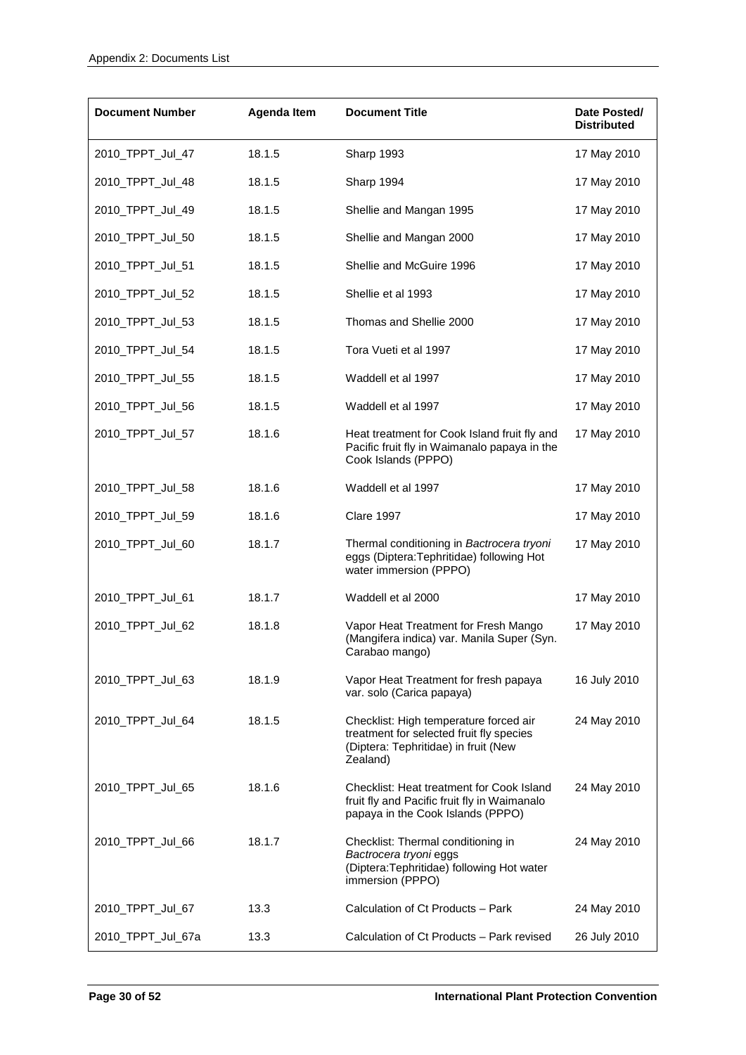| Document Number | Agenda Item | Document Title | Date Posted/ Distributed |
|---|---|---|---|
| 2010_TPPT_Jul_47 | 18.1.5 | Sharp 1993 | 17 May 2010 |
| 2010_TPPT_Jul_48 | 18.1.5 | Sharp 1994 | 17 May 2010 |
| 2010_TPPT_Jul_49 | 18.1.5 | Shellie and Mangan 1995 | 17 May 2010 |
| 2010_TPPT_Jul_50 | 18.1.5 | Shellie and Mangan 2000 | 17 May 2010 |
| 2010_TPPT_Jul_51 | 18.1.5 | Shellie and McGuire 1996 | 17 May 2010 |
| 2010_TPPT_Jul_52 | 18.1.5 | Shellie et al 1993 | 17 May 2010 |
| 2010_TPPT_Jul_53 | 18.1.5 | Thomas and Shellie 2000 | 17 May 2010 |
| 2010_TPPT_Jul_54 | 18.1.5 | Tora Vueti et al 1997 | 17 May 2010 |
| 2010_TPPT_Jul_55 | 18.1.5 | Waddell et al 1997 | 17 May 2010 |
| 2010_TPPT_Jul_56 | 18.1.5 | Waddell et al 1997 | 17 May 2010 |
| 2010_TPPT_Jul_57 | 18.1.6 | Heat treatment for Cook Island fruit fly and Pacific fruit fly in Waimanalo papaya in the Cook Islands (PPPO) | 17 May 2010 |
| 2010_TPPT_Jul_58 | 18.1.6 | Waddell et al 1997 | 17 May 2010 |
| 2010_TPPT_Jul_59 | 18.1.6 | Clare 1997 | 17 May 2010 |
| 2010_TPPT_Jul_60 | 18.1.7 | Thermal conditioning in *Bactrocera tryoni* eggs (Diptera:Tephritidae) following Hot water immersion (PPPO) | 17 May 2010 |
| 2010_TPPT_Jul_61 | 18.1.7 | Waddell et al 2000 | 17 May 2010 |
| 2010_TPPT_Jul_62 | 18.1.8 | Vapor Heat Treatment for Fresh Mango (Mangifera indica) var. Manila Super (Syn. Carabao mango) | 17 May 2010 |
| 2010_TPPT_Jul_63 | 18.1.9 | Vapor Heat Treatment for fresh papaya var. solo (Carica papaya) | 16 July 2010 |
| 2010_TPPT_Jul_64 | 18.1.5 | Checklist: High temperature forced air treatment for selected fruit fly species (Diptera: Tephritidae) in fruit (New Zealand) | 24 May 2010 |
| 2010_TPPT_Jul_65 | 18.1.6 | Checklist: Heat treatment for Cook Island fruit fly and Pacific fruit fly in Waimanalo papaya in the Cook Islands (PPPO) | 24 May 2010 |
| 2010_TPPT_Jul_66 | 18.1.7 | Checklist: Thermal conditioning in *Bactrocera tryoni* eggs (Diptera:Tephritidae) following Hot water immersion (PPPO) | 24 May 2010 |
| 2010_TPPT_Jul_67 | 13.3 | Calculation of Ct Products – Park | 24 May 2010 |
| 2010_TPPT_Jul_67a | 13.3 | Calculation of Ct Products – Park revised | 26 July 2010 |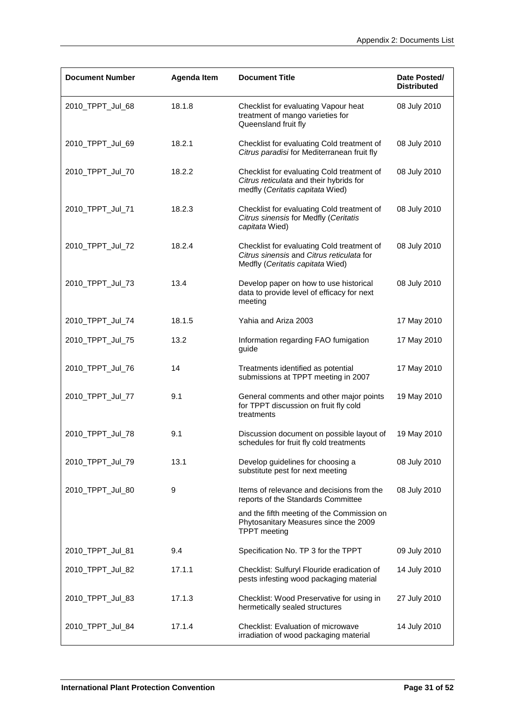| Document Number | Agenda Item | Document Title | Date Posted/ Distributed |
|---|---|---|---|
| 2010_TPPT_Jul_68 | 18.1.8 | Checklist for evaluating Vapour heat treatment of mango varieties for Queensland fruit fly | 08 July 2010 |
| 2010_TPPT_Jul_69 | 18.2.1 | Checklist for evaluating Cold treatment of *Citrus paradisi* for Mediterranean fruit fly | 08 July 2010 |
| 2010_TPPT_Jul_70 | 18.2.2 | Checklist for evaluating Cold treatment of *Citrus reticulata* and their hybrids for medfly (*Ceritatis capitata* Wied) | 08 July 2010 |
| 2010_TPPT_Jul_71 | 18.2.3 | Checklist for evaluating Cold treatment of *Citrus sinensis* for Medfly (*Ceritatis capitata* Wied) | 08 July 2010 |
| 2010_TPPT_Jul_72 | 18.2.4 | Checklist for evaluating Cold treatment of *Citrus sinensis* and *Citrus reticulata* for Medfly (*Ceritatis capitata* Wied) | 08 July 2010 |
| 2010_TPPT_Jul_73 | 13.4 | Develop paper on how to use historical data to provide level of efficacy for next meeting | 08 July 2010 |
| 2010_TPPT_Jul_74 | 18.1.5 | Yahia and Ariza 2003 | 17 May 2010 |
| 2010_TPPT_Jul_75 | 13.2 | Information regarding FAO fumigation guide | 17 May 2010 |
| 2010_TPPT_Jul_76 | 14 | Treatments identified as potential submissions at TPPT meeting in 2007 | 17 May 2010 |
| 2010_TPPT_Jul_77 | 9.1 | General comments and other major points for TPPT discussion on fruit fly cold treatments | 19 May 2010 |
| 2010_TPPT_Jul_78 | 9.1 | Discussion document on possible layout of schedules for fruit fly cold treatments | 19 May 2010 |
| 2010_TPPT_Jul_79 | 13.1 | Develop guidelines for choosing a substitute pest for next meeting | 08 July 2010 |
| 2010_TPPT_Jul_80 | 9 | Items of relevance and decisions from the reports of the Standards Committee and the fifth meeting of the Commission on Phytosanitary Measures since the 2009 TPPT meeting | 08 July 2010 |
| 2010_TPPT_Jul_81 | 9.4 | Specification No. TP 3 for the TPPT | 09 July 2010 |
| 2010_TPPT_Jul_82 | 17.1.1 | Checklist: Sulfuryl Flouride eradication of pests infesting wood packaging material | 14 July 2010 |
| 2010_TPPT_Jul_83 | 17.1.3 | Checklist: Wood Preservative for using in hermetically sealed structures | 27 July 2010 |
| 2010_TPPT_Jul_84 | 17.1.4 | Checklist: Evaluation of microwave irradiation of wood packaging material | 14 July 2010 |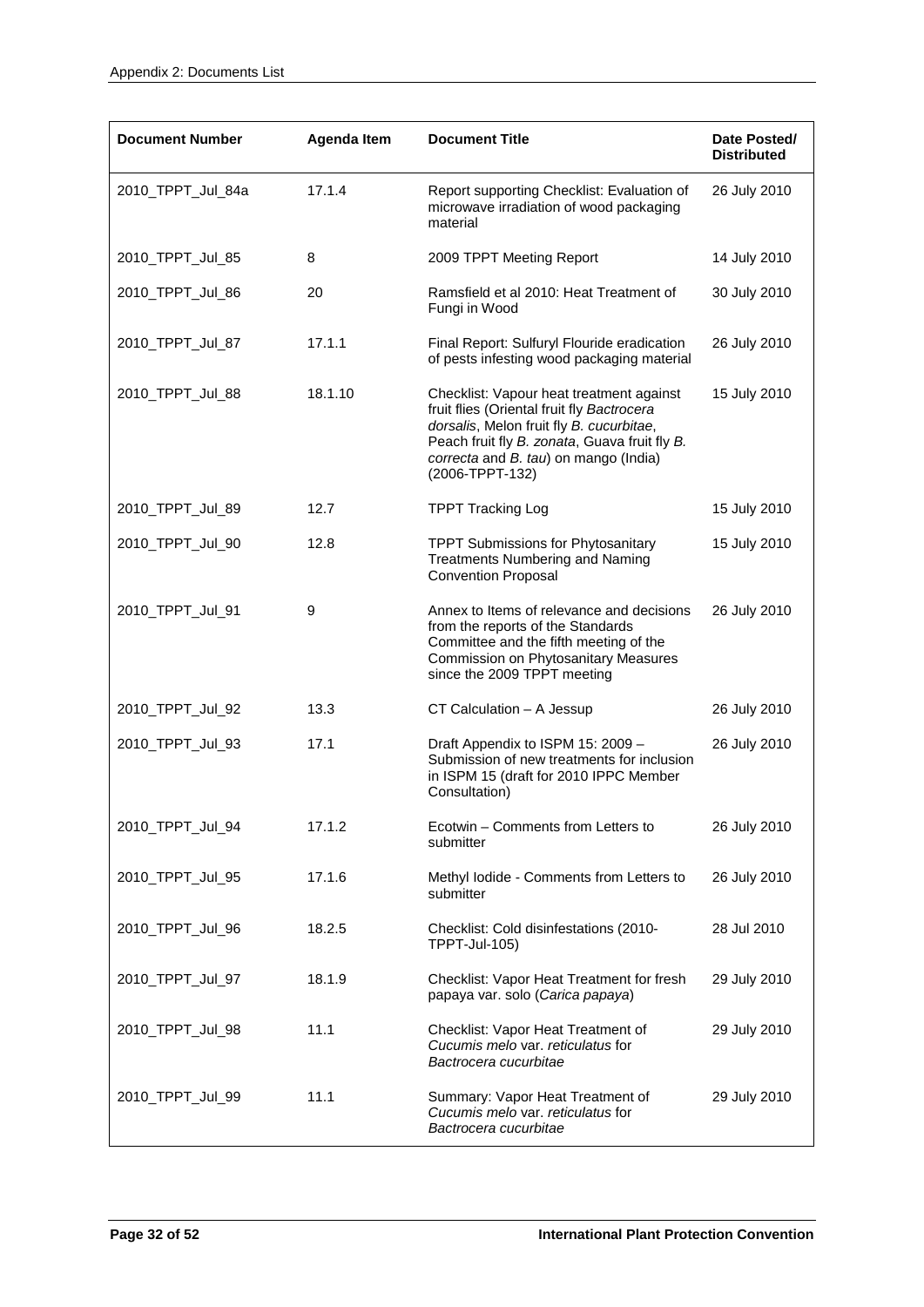| Document Number | Agenda Item | Document Title | Date Posted/ Distributed |
|---|---|---|---|
| 2010_TPPT_Jul_84a | 17.1.4 | Report supporting Checklist: Evaluation of microwave irradiation of wood packaging material | 26 July 2010 |
| 2010_TPPT_Jul_85 | 8 | 2009 TPPT Meeting Report | 14 July 2010 |
| 2010_TPPT_Jul_86 | 20 | Ramsfield et al 2010: Heat Treatment of Fungi in Wood | 30 July 2010 |
| 2010_TPPT_Jul_87 | 17.1.1 | Final Report: Sulfuryl Flouride eradication of pests infesting wood packaging material | 26 July 2010 |
| 2010_TPPT_Jul_88 | 18.1.10 | Checklist: Vapour heat treatment against fruit flies (Oriental fruit fly *Bactrocera dorsalis*, Melon fruit fly *B. cucurbitae*, Peach fruit fly *B. zonata*, Guava fruit fly *B. correcta* and *B. tau*) on mango (India) (2006-TPPT-132) | 15 July 2010 |
| 2010_TPPT_Jul_89 | 12.7 | TPPT Tracking Log | 15 July 2010 |
| 2010_TPPT_Jul_90 | 12.8 | TPPT Submissions for Phytosanitary Treatments Numbering and Naming Convention Proposal | 15 July 2010 |
| 2010_TPPT_Jul_91 | 9 | Annex to Items of relevance and decisions from the reports of the Standards Committee and the fifth meeting of the Commission on Phytosanitary Measures since the 2009 TPPT meeting | 26 July 2010 |
| 2010_TPPT_Jul_92 | 13.3 | CT Calculation – A Jessup | 26 July 2010 |
| 2010_TPPT_Jul_93 | 17.1 | Draft Appendix to ISPM 15: 2009 – Submission of new treatments for inclusion in ISPM 15 (draft for 2010 IPPC Member Consultation) | 26 July 2010 |
| 2010_TPPT_Jul_94 | 17.1.2 | Ecotwin – Comments from Letters to submitter | 26 July 2010 |
| 2010_TPPT_Jul_95 | 17.1.6 | Methyl Iodide - Comments from Letters to submitter | 26 July 2010 |
| 2010_TPPT_Jul_96 | 18.2.5 | Checklist: Cold disinfestations (2010-TPPT-Jul-105) | 28 Jul 2010 |
| 2010_TPPT_Jul_97 | 18.1.9 | Checklist: Vapor Heat Treatment for fresh papaya var. solo (*Carica papaya*) | 29 July 2010 |
| 2010_TPPT_Jul_98 | 11.1 | Checklist: Vapor Heat Treatment of *Cucumis melo* var. *reticulatus* for *Bactrocera cucurbitae* | 29 July 2010 |
| 2010_TPPT_Jul_99 | 11.1 | Summary: Vapor Heat Treatment of *Cucumis melo* var. *reticulatus* for *Bactrocera cucurbitae* | 29 July 2010 |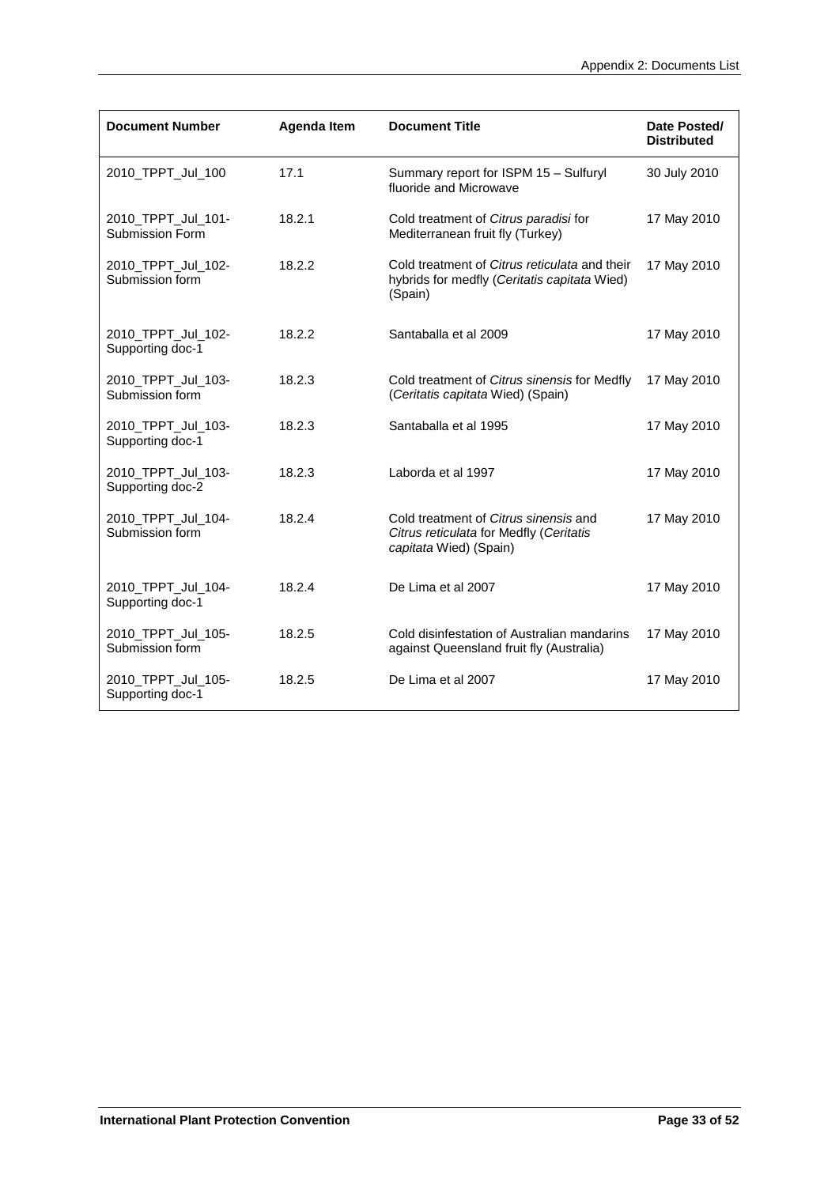| Document Number | Agenda Item | Document Title | Date Posted/ Distributed |
|---|---|---|---|
| 2010_TPPT_Jul_100 | 17.1 | Summary report for ISPM 15 – Sulfuryl fluoride and Microwave | 30 July 2010 |
| 2010_TPPT_Jul_101-Submission Form | 18.2.1 | Cold treatment of *Citrus paradisi* for Mediterranean fruit fly (Turkey) | 17 May 2010 |
| 2010_TPPT_Jul_102-Submission form | 18.2.2 | Cold treatment of *Citrus reticulata* and their hybrids for medfly (*Ceritatis capitata* Wied) (Spain) | 17 May 2010 |
| 2010_TPPT_Jul_102-Supporting doc-1 | 18.2.2 | Santaballa et al 2009 | 17 May 2010 |
| 2010_TPPT_Jul_103-Submission form | 18.2.3 | Cold treatment of *Citrus sinensis* for Medfly (*Ceritatis capitata* Wied) (Spain) | 17 May 2010 |
| 2010_TPPT_Jul_103-Supporting doc-1 | 18.2.3 | Santaballa et al 1995 | 17 May 2010 |
| 2010_TPPT_Jul_103-Supporting doc-2 | 18.2.3 | Laborda et al 1997 | 17 May 2010 |
| 2010_TPPT_Jul_104-Submission form | 18.2.4 | Cold treatment of *Citrus sinensis* and *Citrus reticulata* for Medfly (*Ceritatis capitata* Wied) (Spain) | 17 May 2010 |
| 2010_TPPT_Jul_104-Supporting doc-1 | 18.2.4 | De Lima et al 2007 | 17 May 2010 |
| 2010_TPPT_Jul_105-Submission form | 18.2.5 | Cold disinfestation of Australian mandarins against Queensland fruit fly (Australia) | 17 May 2010 |
| 2010_TPPT_Jul_105-Supporting doc-1 | 18.2.5 | De Lima et al 2007 | 17 May 2010 |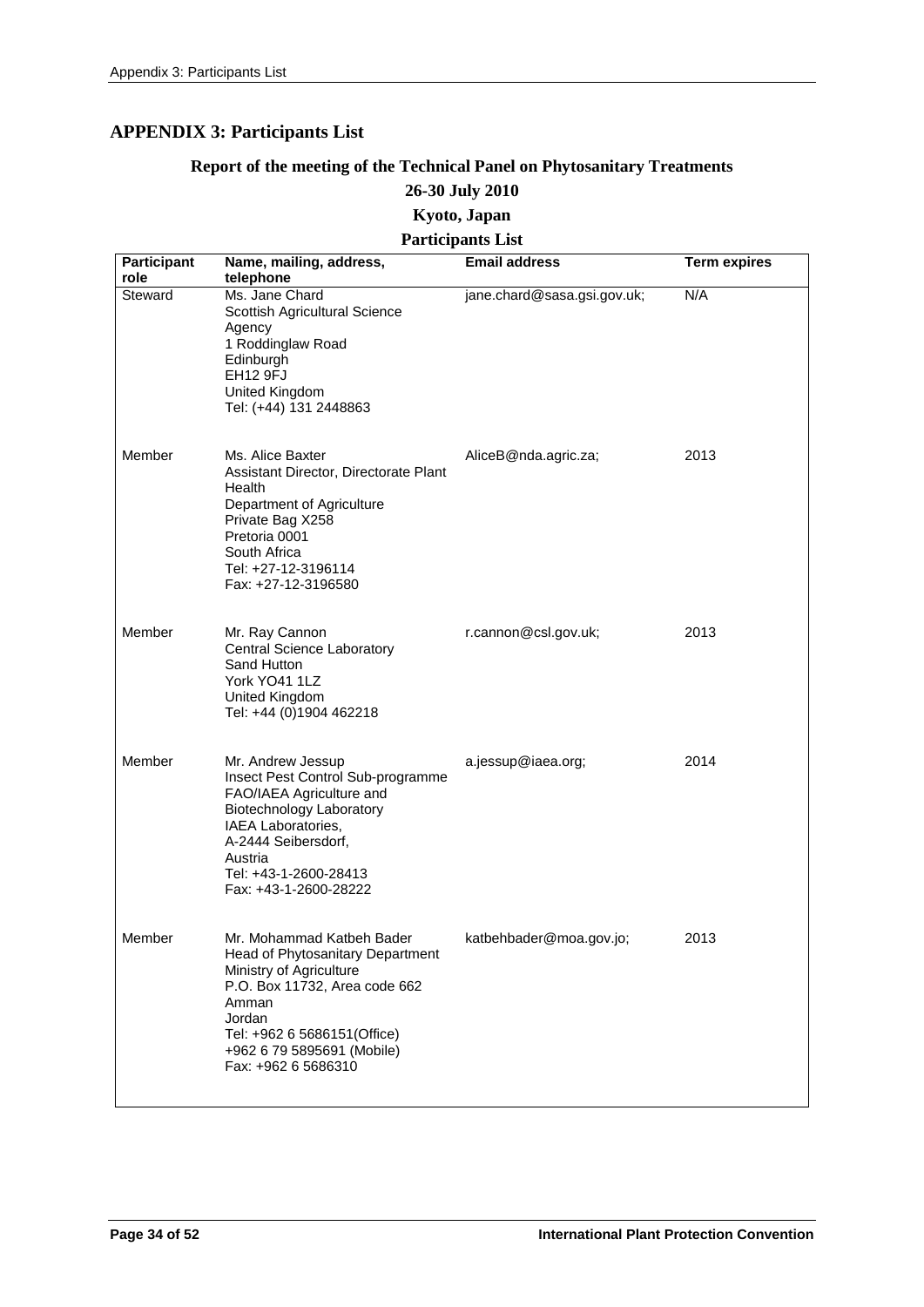# APPENDIX 3: Participants List

## Report of the meeting of the Technical Panel on Phytosanitary Treatments

## 26-30 July 2010

## Kyoto, Japan

## Participants List

| Participant role | Name, mailing, address, telephone | Email address | Term expires |
|---|---|---|---|
| Steward | Ms. Jane Chard<br>Scottish Agricultural Science Agency<br>1 Roddinglaw Road<br>Edinburgh<br>EH12 9FJ<br>United Kingdom<br>Tel: (+44) 131 2448863 | jane.chard@sasa.gsi.gov.uk; | N/A |
| Member | Ms. Alice Baxter<br>Assistant Director, Directorate Plant Health<br>Department of Agriculture<br>Private Bag X258<br>Pretoria 0001<br>South Africa<br>Tel: +27-12-3196114<br>Fax: +27-12-3196580 | AliceB@nda.agric.za; | 2013 |
| Member | Mr. Ray Cannon<br>Central Science Laboratory<br>Sand Hutton<br>York YO41 1LZ<br>United Kingdom<br>Tel: +44 (0)1904 462218 | r.cannon@csl.gov.uk; | 2013 |
| Member | Mr. Andrew Jessup<br>Insect Pest Control Sub-programme<br>FAO/IAEA Agriculture and Biotechnology Laboratory<br>IAEA Laboratories,<br>A-2444 Seibersdorf,<br>Austria<br>Tel: +43-1-2600-28413<br>Fax: +43-1-2600-28222 | a.jessup@iaea.org; | 2014 |
| Member | Mr. Mohammad Katbeh Bader<br>Head of Phytosanitary Department<br>Ministry of Agriculture<br>P.O. Box 11732, Area code 662<br>Amman<br>Jordan<br>Tel: +962 6 5686151(Office)<br>+962 6 79 5895691 (Mobile)<br>Fax: +962 6 5686310 | katbehbader@moa.gov.jo; | 2013 |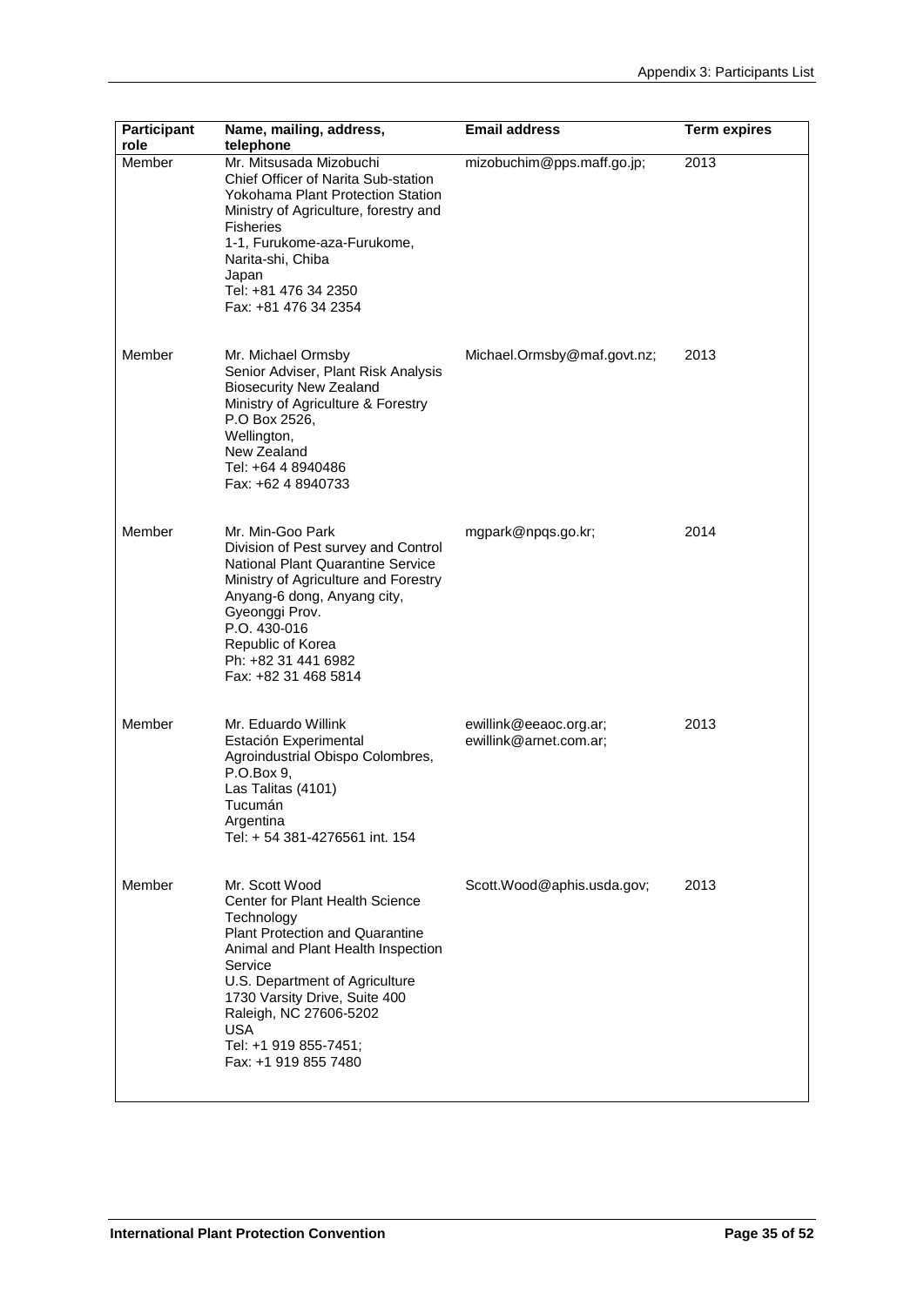| Participant role | Name, mailing, address, telephone | Email address | Term expires |
|---|---|---|---|
| Member | Mr. Mitsusada Mizobuchi<br>Chief Officer of Narita Sub-station<br>Yokohama Plant Protection Station<br>Ministry of Agriculture, forestry and Fisheries<br>1-1, Furukome-aza-Furukome, Narita-shi, Chiba<br>Japan<br>Tel: +81 476 34 2350<br>Fax: +81 476 34 2354 | mizobuchim@pps.maff.go.jp; | 2013 |
| Member | Mr. Michael Ormsby<br>Senior Adviser, Plant Risk Analysis<br>Biosecurity New Zealand<br>Ministry of Agriculture & Forestry<br>P.O Box 2526,<br>Wellington,<br>New Zealand<br>Tel: +64 4 8940486<br>Fax: +62 4 8940733 | Michael.Ormsby@maf.govt.nz; | 2013 |
| Member | Mr. Min-Goo Park<br>Division of Pest survey and Control<br>National Plant Quarantine Service<br>Ministry of Agriculture and Forestry<br>Anyang-6 dong, Anyang city, Gyeonggi Prov.<br>P.O. 430-016<br>Republic of Korea<br>Ph: +82 31 441 6982<br>Fax: +82 31 468 5814 | mgpark@npqs.go.kr; | 2014 |
| Member | Mr. Eduardo Willink<br>Estación Experimental Agroindustrial Obispo Colombres,<br>P.O.Box 9,<br>Las Talitas (4101)<br>Tucumán<br>Argentina<br>Tel: + 54 381-4276561 int. 154 | ewillink@eeaoc.org.ar;<br>ewillink@arnet.com.ar; | 2013 |
| Member | Mr. Scott Wood<br>Center for Plant Health Science Technology<br>Plant Protection and Quarantine<br>Animal and Plant Health Inspection Service<br>U.S. Department of Agriculture<br>1730 Varsity Drive, Suite 400<br>Raleigh, NC 27606-5202<br>USA<br>Tel: +1 919 855-7451;<br>Fax: +1 919 855 7480 | Scott.Wood@aphis.usda.gov; | 2013 |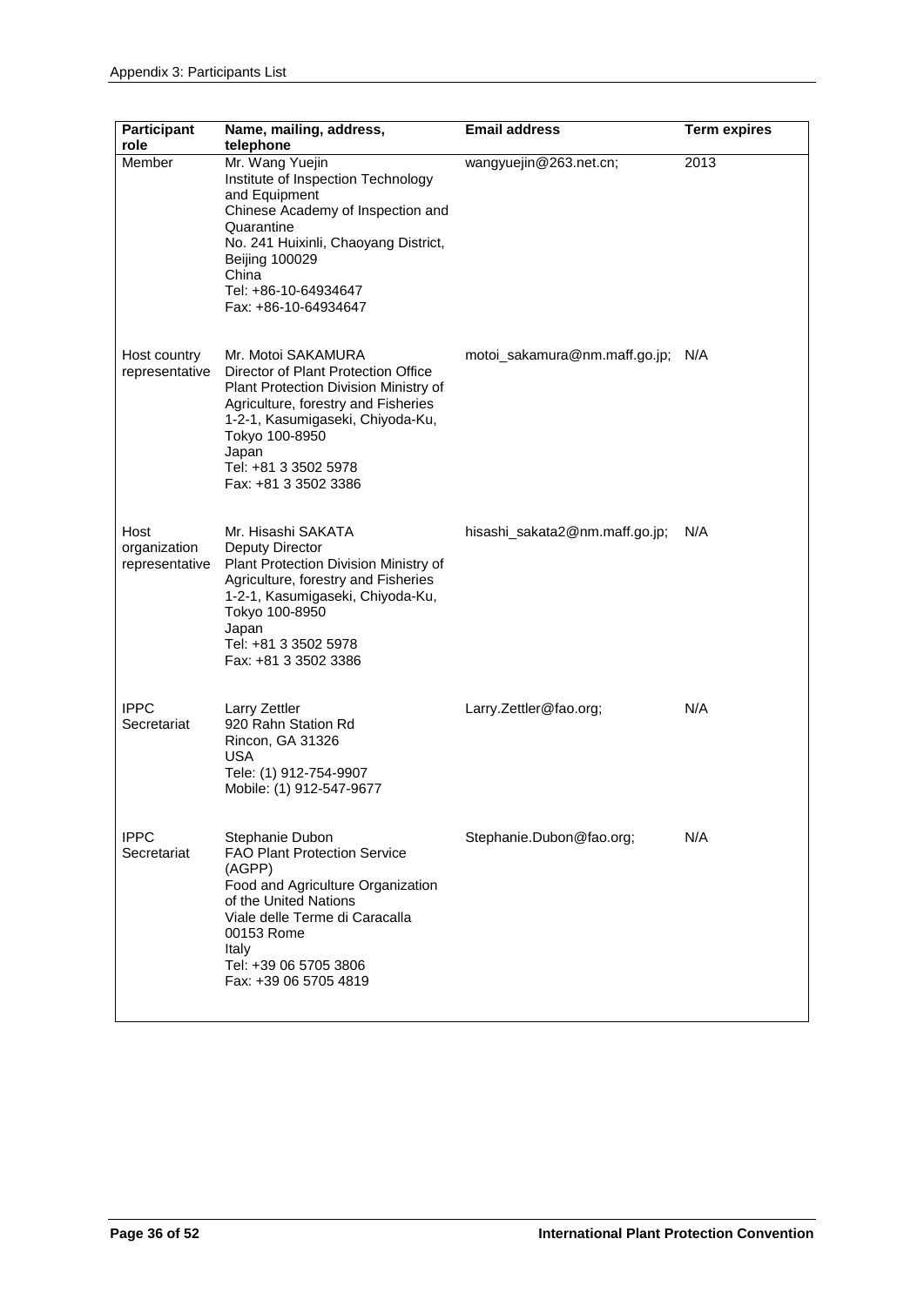| Participant role | Name, mailing, address, telephone | Email address | Term expires |
|---|---|---|---|
| Member | Mr. Wang Yuejin<br>Institute of Inspection Technology and Equipment<br>Chinese Academy of Inspection and Quarantine<br>No. 241 Huixinli, Chaoyang District, Beijing 100029<br>China<br>Tel: +86-10-64934647<br>Fax: +86-10-64934647 | wangyuejin@263.net.cn; | 2013 |
| Host country representative | Mr. Motoi SAKAMURA<br>Director of Plant Protection Office<br>Plant Protection Division Ministry of Agriculture, forestry and Fisheries<br>1-2-1, Kasumigaseki, Chiyoda-Ku, Tokyo 100-8950<br>Japan<br>Tel: +81 3 3502 5978<br>Fax: +81 3 3502 3386 | motoi_sakamura@nm.maff.go.jp; | N/A |
| Host organization representative | Mr. Hisashi SAKATA<br>Deputy Director<br>Plant Protection Division Ministry of Agriculture, forestry and Fisheries<br>1-2-1, Kasumigaseki, Chiyoda-Ku, Tokyo 100-8950<br>Japan<br>Tel: +81 3 3502 5978<br>Fax: +81 3 3502 3386 | hisashi_sakata2@nm.maff.go.jp; | N/A |
| IPPC Secretariat | Larry Zettler<br>920 Rahn Station Rd<br>Rincon, GA 31326<br>USA<br>Tele: (1) 912-754-9907<br>Mobile: (1) 912-547-9677 | Larry.Zettler@fao.org; | N/A |
| IPPC Secretariat | Stephanie Dubon<br>FAO Plant Protection Service (AGPP)<br>Food and Agriculture Organization of the United Nations<br>Viale delle Terme di Caracalla<br>00153 Rome<br>Italy<br>Tel: +39 06 5705 3806<br>Fax: +39 06 5705 4819 | Stephanie.Dubon@fao.org; | N/A |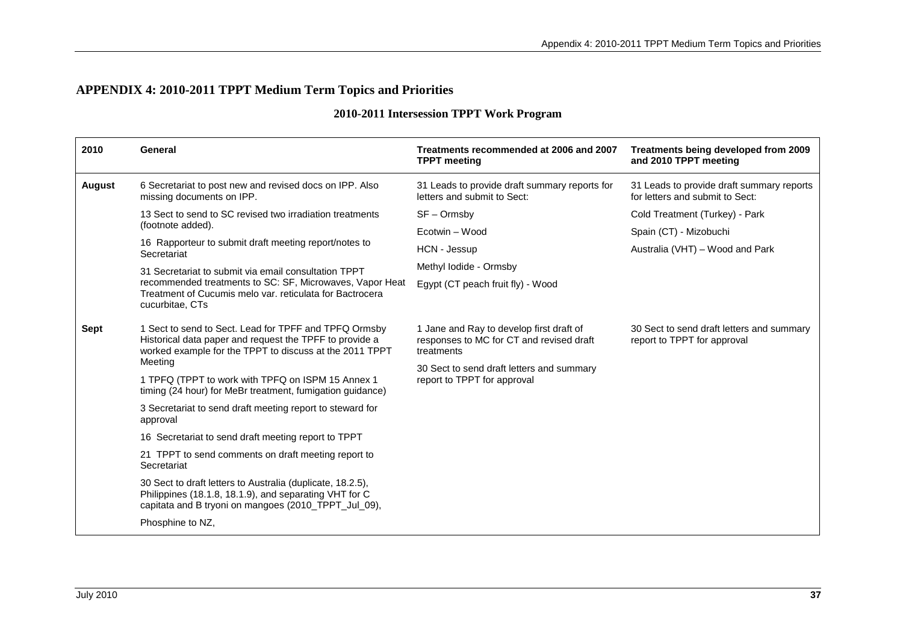# APPENDIX 4: 2010-2011 TPPT Medium Term Topics and Priorities

## 2010-2011 Intersession TPPT Work Program

| 2010 | General | Treatments recommended at 2006 and 2007 TPPT meeting | Treatments being developed from 2009 and 2010 TPPT meeting |
|---|---|---|---|
| **August** | 6 Secretariat to post new and revised docs on IPP. Also missing documents on IPP.<br><br>13 Sect to send to SC revised two irradiation treatments (footnote added).<br><br>16 Rapporteur to submit draft meeting report/notes to Secretariat<br><br>31 Secretariat to submit via email consultation TPPT recommended treatments to SC: SF, Microwaves, Vapor Heat Treatment of Cucumis melo var. reticulata for Bactrocera cucurbitae, CTs | 31 Leads to provide draft summary reports for letters and submit to Sect:<br><br>SF – Ormsby<br><br>Ecotwin – Wood<br><br>HCN - Jessup<br><br>Methyl Iodide - Ormsby<br><br>Egypt (CT peach fruit fly) - Wood | 31 Leads to provide draft summary reports for letters and submit to Sect:<br><br>Cold Treatment (Turkey) - Park<br><br>Spain (CT) - Mizobuchi<br><br>Australia (VHT) – Wood and Park |
| **Sept** | 1 Sect to send to Sect. Lead for TPFF and TPFQ Ormsby Historical data paper and request the TPFF to provide a worked example for the TPPT to discuss at the 2011 TPPT Meeting<br><br>1 TPFQ (TPPT to work with TPFQ on ISPM 15 Annex 1 timing (24 hour) for MeBr treatment, fumigation guidance)<br><br>3 Secretariat to send draft meeting report to steward for approval<br><br>16 Secretariat to send draft meeting report to TPPT<br><br>21 TPPT to send comments on draft meeting report to Secretariat<br><br>30 Sect to draft letters to Australia (duplicate, 18.2.5), Philippines (18.1.8, 18.1.9), and separating VHT for C capitata and B tryoni on mangoes (2010_TPPT_Jul_09),<br><br>Phosphine to NZ, | 1 Jane and Ray to develop first draft of responses to MC for CT and revised draft treatments<br><br>30 Sect to send draft letters and summary report to TPPT for approval | 30 Sect to send draft letters and summary report to TPPT for approval |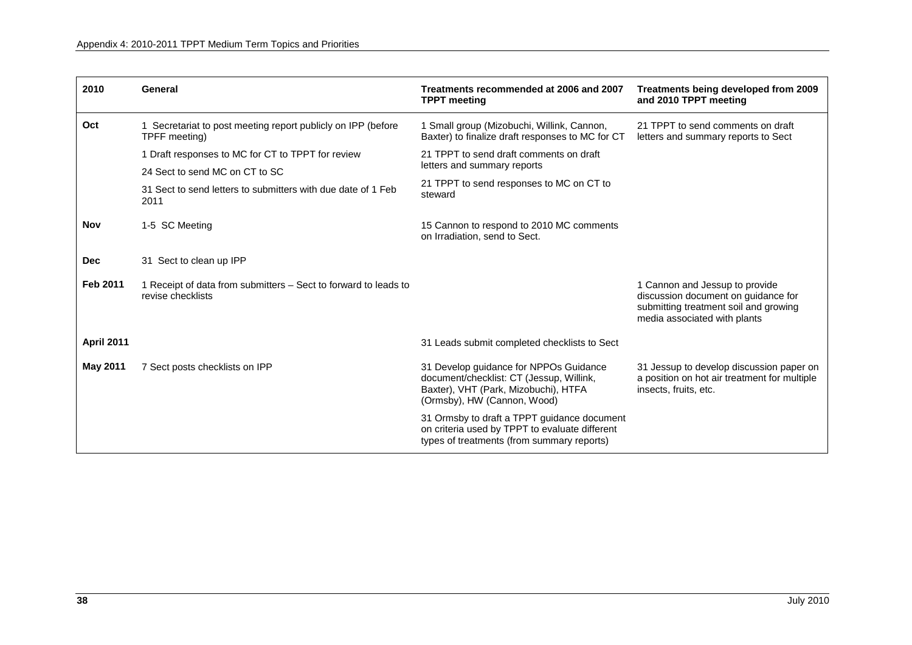| 2010 | General | Treatments recommended at 2006 and 2007 TPPT meeting | Treatments being developed from 2009 and 2010 TPPT meeting |
|---|---|---|---|
| **Oct** | 1 Secretariat to post meeting report publicly on IPP (before TPFF meeting)<br><br>1 Draft responses to MC for CT to TPPT for review<br><br>24 Sect to send MC on CT to SC<br><br>31 Sect to send letters to submitters with due date of 1 Feb 2011 | 1 Small group (Mizobuchi, Willink, Cannon, Baxter) to finalize draft responses to MC for CT<br><br>21 TPPT to send draft comments on draft letters and summary reports<br><br>21 TPPT to send responses to MC on CT to steward | 21 TPPT to send comments on draft letters and summary reports to Sect |
| **Nov** | 1-5 SC Meeting | 15 Cannon to respond to 2010 MC comments on Irradiation, send to Sect. | |
| **Dec** | 31 Sect to clean up IPP | | |
| **Feb 2011** | 1 Receipt of data from submitters – Sect to forward to leads to revise checklists | | 1 Cannon and Jessup to provide discussion document on guidance for submitting treatment soil and growing media associated with plants |
| **April 2011** | | 31 Leads submit completed checklists to Sect | |
| **May 2011** | 7 Sect posts checklists on IPP | 31 Develop guidance for NPPOs Guidance document/checklist: CT (Jessup, Willink, Baxter), VHT (Park, Mizobuchi), HTFA (Ormsby), HW (Cannon, Wood)<br><br>31 Ormsby to draft a TPPT guidance document on criteria used by TPPT to evaluate different types of treatments (from summary reports) | 31 Jessup to develop discussion paper on a position on hot air treatment for multiple insects, fruits, etc. |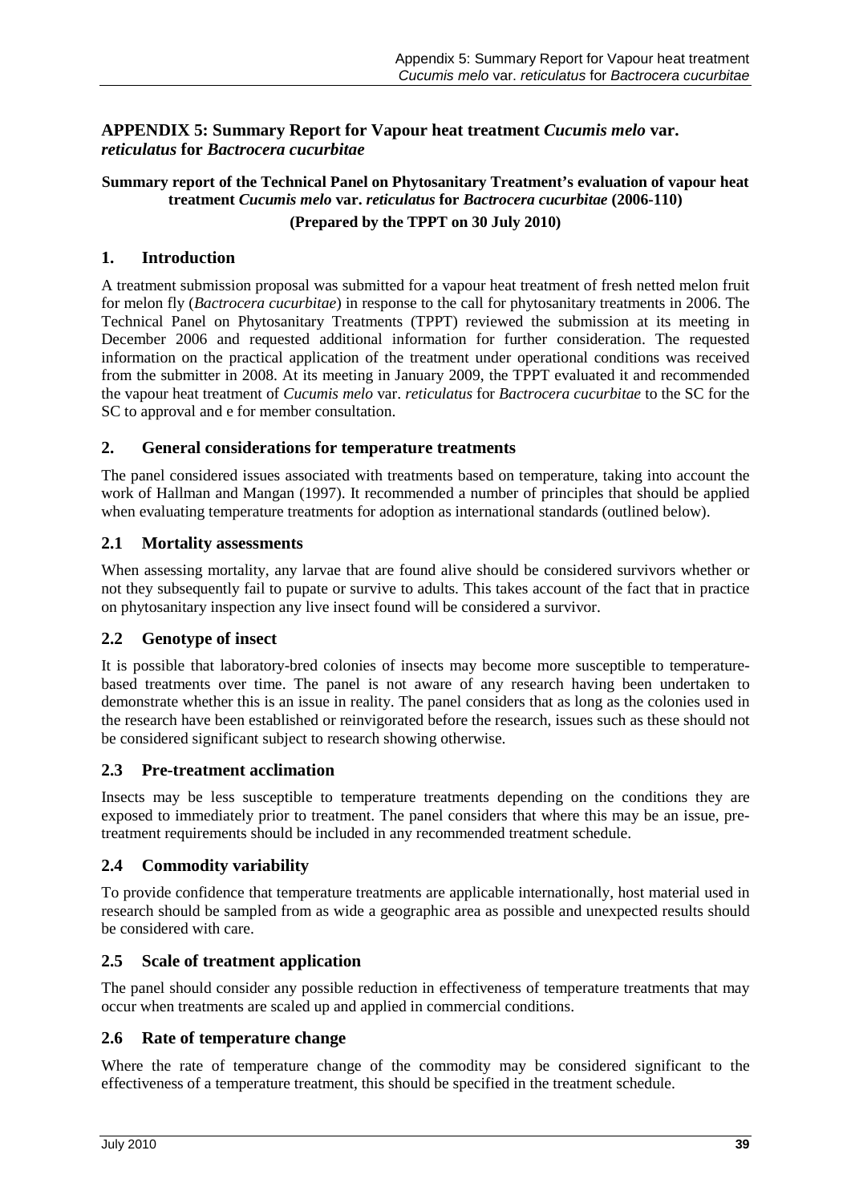# APPENDIX 5: Summary Report for Vapour heat treatment *Cucumis melo* var. *reticulatus* for *Bactrocera cucurbitae*

**Summary report of the Technical Panel on Phytosanitary Treatment's evaluation of vapour heat treatment *Cucumis melo* var. *reticulatus* for *Bactrocera cucurbitae* (2006-110)**

**(Prepared by the TPPT on 30 July 2010)**

## 1. Introduction

A treatment submission proposal was submitted for a vapour heat treatment of fresh netted melon fruit for melon fly (*Bactrocera cucurbitae*) in response to the call for phytosanitary treatments in 2006. The Technical Panel on Phytosanitary Treatments (TPPT) reviewed the submission at its meeting in December 2006 and requested additional information for further consideration. The requested information on the practical application of the treatment under operational conditions was received from the submitter in 2008. At its meeting in January 2009, the TPPT evaluated it and recommended the vapour heat treatment of *Cucumis melo* var. *reticulatus* for *Bactrocera cucurbitae* to the SC for the SC to approval and e for member consultation.

## 2. General considerations for temperature treatments

The panel considered issues associated with treatments based on temperature, taking into account the work of Hallman and Mangan (1997). It recommended a number of principles that should be applied when evaluating temperature treatments for adoption as international standards (outlined below).

### 2.1 Mortality assessments

When assessing mortality, any larvae that are found alive should be considered survivors whether or not they subsequently fail to pupate or survive to adults. This takes account of the fact that in practice on phytosanitary inspection any live insect found will be considered a survivor.

### 2.2 Genotype of insect

It is possible that laboratory-bred colonies of insects may become more susceptible to temperature-based treatments over time. The panel is not aware of any research having been undertaken to demonstrate whether this is an issue in reality. The panel considers that as long as the colonies used in the research have been established or reinvigorated before the research, issues such as these should not be considered significant subject to research showing otherwise.

### 2.3 Pre-treatment acclimation

Insects may be less susceptible to temperature treatments depending on the conditions they are exposed to immediately prior to treatment. The panel considers that where this may be an issue, pre-treatment requirements should be included in any recommended treatment schedule.

### 2.4 Commodity variability

To provide confidence that temperature treatments are applicable internationally, host material used in research should be sampled from as wide a geographic area as possible and unexpected results should be considered with care.

### 2.5 Scale of treatment application

The panel should consider any possible reduction in effectiveness of temperature treatments that may occur when treatments are scaled up and applied in commercial conditions.

### 2.6 Rate of temperature change

Where the rate of temperature change of the commodity may be considered significant to the effectiveness of a temperature treatment, this should be specified in the treatment schedule.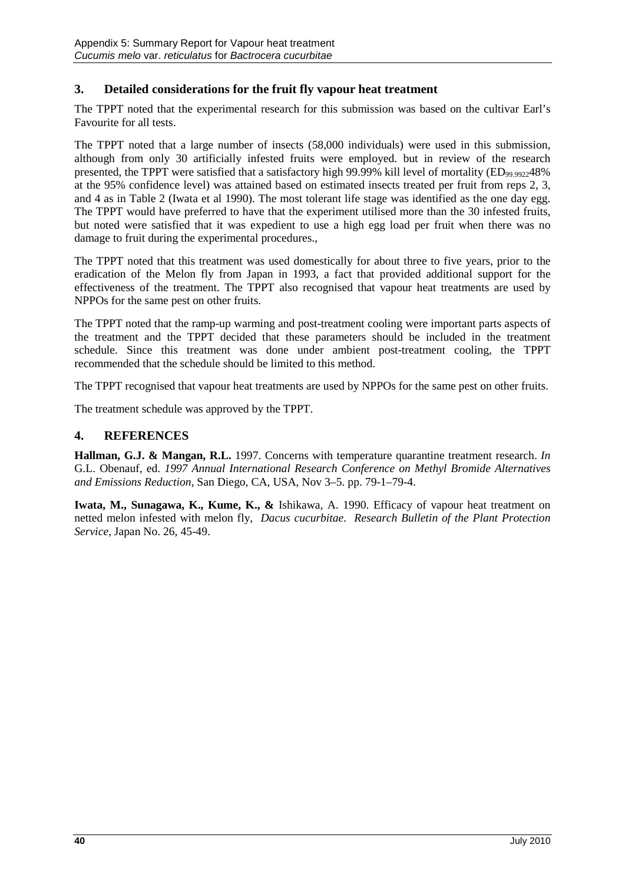## 3. Detailed considerations for the fruit fly vapour heat treatment

The TPPT noted that the experimental research for this submission was based on the cultivar Earl's Favourite for all tests.

The TPPT noted that a large number of insects (58,000 individuals) were used in this submission, although from only 30 artificially infested fruits were employed. but in review of the research presented, the TPPT were satisfied that a satisfactory high 99.99% kill level of mortality ($ED_{99.9922}$48% at the 95% confidence level) was attained based on estimated insects treated per fruit from reps 2, 3, and 4 as in Table 2 (Iwata et al 1990). The most tolerant life stage was identified as the one day egg. The TPPT would have preferred to have that the experiment utilised more than the 30 infested fruits, but noted were satisfied that it was expedient to use a high egg load per fruit when there was no damage to fruit during the experimental procedures.,

The TPPT noted that this treatment was used domestically for about three to five years, prior to the eradication of the Melon fly from Japan in 1993, a fact that provided additional support for the effectiveness of the treatment. The TPPT also recognised that vapour heat treatments are used by NPPOs for the same pest on other fruits.

The TPPT noted that the ramp-up warming and post-treatment cooling were important parts aspects of the treatment and the TPPT decided that these parameters should be included in the treatment schedule. Since this treatment was done under ambient post-treatment cooling, the TPPT recommended that the schedule should be limited to this method.

The TPPT recognised that vapour heat treatments are used by NPPOs for the same pest on other fruits.

The treatment schedule was approved by the TPPT.

## 4. REFERENCES

**Hallman, G.J. & Mangan, R.L.** 1997. Concerns with temperature quarantine treatment research. *In* G.L. Obenauf, ed. *1997 Annual International Research Conference on Methyl Bromide Alternatives and Emissions Reduction*, San Diego, CA, USA, Nov 3–5. pp. 79-1–79-4.

**Iwata, M., Sunagawa, K., Kume, K., &** Ishikawa, A. 1990. Efficacy of vapour heat treatment on netted melon infested with melon fly, *Dacus cucurbitae. Research Bulletin of the Plant Protection Service*, Japan No. 26, 45-49.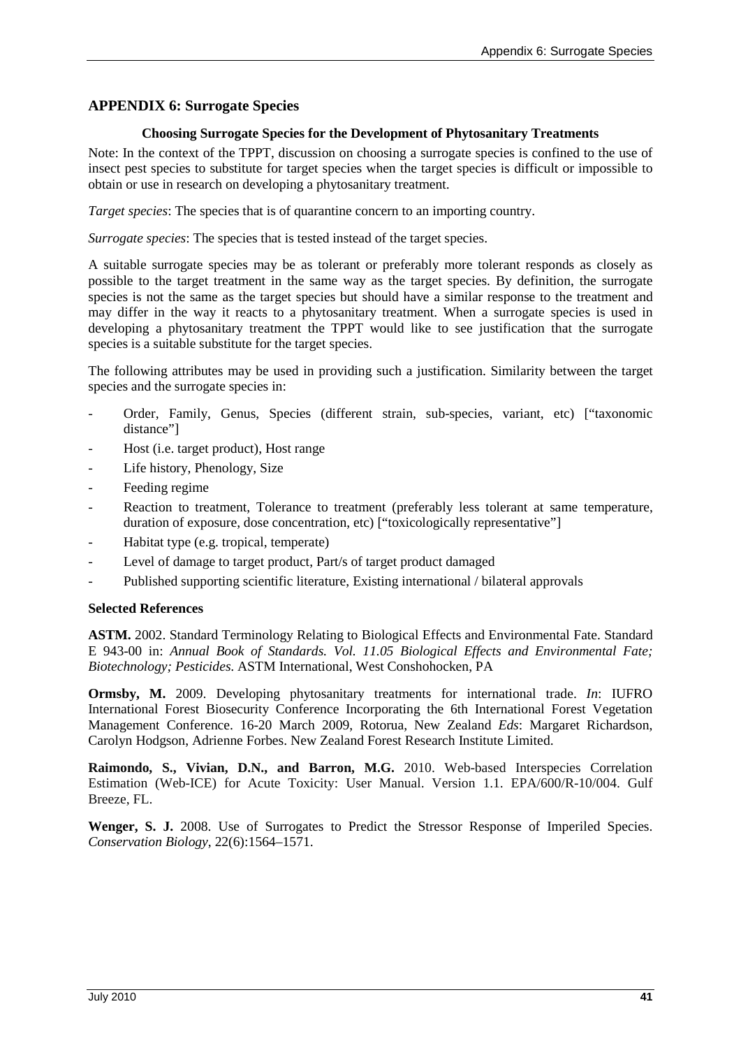## APPENDIX 6: Surrogate Species

### Choosing Surrogate Species for the Development of Phytosanitary Treatments

Note: In the context of the TPPT, discussion on choosing a surrogate species is confined to the use of insect pest species to substitute for target species when the target species is difficult or impossible to obtain or use in research on developing a phytosanitary treatment.

*Target species*: The species that is of quarantine concern to an importing country.

*Surrogate species*: The species that is tested instead of the target species.

A suitable surrogate species may be as tolerant or preferably more tolerant responds as closely as possible to the target treatment in the same way as the target species. By definition, the surrogate species is not the same as the target species but should have a similar response to the treatment and may differ in the way it reacts to a phytosanitary treatment. When a surrogate species is used in developing a phytosanitary treatment the TPPT would like to see justification that the surrogate species is a suitable substitute for the target species.

The following attributes may be used in providing such a justification. Similarity between the target species and the surrogate species in:

- Order, Family, Genus, Species (different strain, sub-species, variant, etc) ["taxonomic distance"]
- Host (i.e. target product), Host range
- Life history, Phenology, Size
- Feeding regime
- Reaction to treatment, Tolerance to treatment (preferably less tolerant at same temperature, duration of exposure, dose concentration, etc) ["toxicologically representative"]
- Habitat type (e.g. tropical, temperate)
- Level of damage to target product, Part/s of target product damaged
- Published supporting scientific literature, Existing international / bilateral approvals

**Selected References**

**ASTM.** 2002. Standard Terminology Relating to Biological Effects and Environmental Fate. Standard E 943-00 in: *Annual Book of Standards. Vol. 11.05 Biological Effects and Environmental Fate; Biotechnology; Pesticides.* ASTM International, West Conshohocken, PA

**Ormsby, M.** 2009. Developing phytosanitary treatments for international trade. *In*: IUFRO International Forest Biosecurity Conference Incorporating the 6th International Forest Vegetation Management Conference. 16-20 March 2009, Rotorua, New Zealand *Eds*: Margaret Richardson, Carolyn Hodgson, Adrienne Forbes. New Zealand Forest Research Institute Limited.

**Raimondo, S., Vivian, D.N., and Barron, M.G.** 2010. Web-based Interspecies Correlation Estimation (Web-ICE) for Acute Toxicity: User Manual. Version 1.1. EPA/600/R-10/004. Gulf Breeze, FL.

**Wenger, S. J.** 2008. Use of Surrogates to Predict the Stressor Response of Imperiled Species. *Conservation Biology*, 22(6):1564–1571.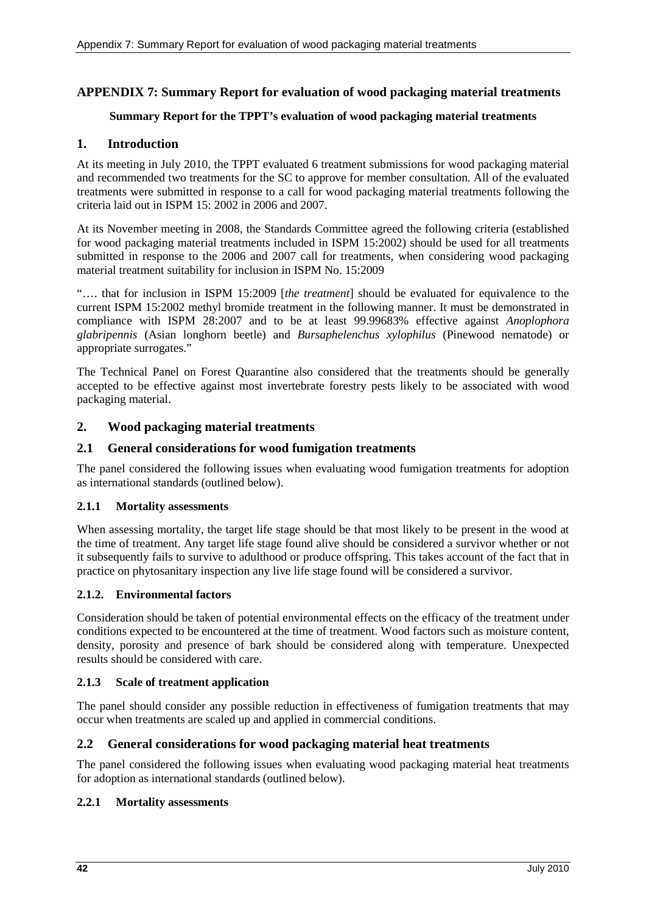# APPENDIX 7: Summary Report for evaluation of wood packaging material treatments

**Summary Report for the TPPT's evaluation of wood packaging material treatments**

## 1. Introduction

At its meeting in July 2010, the TPPT evaluated 6 treatment submissions for wood packaging material and recommended two treatments for the SC to approve for member consultation. All of the evaluated treatments were submitted in response to a call for wood packaging material treatments following the criteria laid out in ISPM 15: 2002 in 2006 and 2007.

At its November meeting in 2008, the Standards Committee agreed the following criteria (established for wood packaging material treatments included in ISPM 15:2002) should be used for all treatments submitted in response to the 2006 and 2007 call for treatments, when considering wood packaging material treatment suitability for inclusion in ISPM No. 15:2009

"…. that for inclusion in ISPM 15:2009 [*the treatment*] should be evaluated for equivalence to the current ISPM 15:2002 methyl bromide treatment in the following manner. It must be demonstrated in compliance with ISPM 28:2007 and to be at least 99.99683% effective against *Anoplophora glabripennis* (Asian longhorn beetle) and *Bursaphelenchus xylophilus* (Pinewood nematode) or appropriate surrogates."

The Technical Panel on Forest Quarantine also considered that the treatments should be generally accepted to be effective against most invertebrate forestry pests likely to be associated with wood packaging material.

## 2. Wood packaging material treatments

## 2.1 General considerations for wood fumigation treatments

The panel considered the following issues when evaluating wood fumigation treatments for adoption as international standards (outlined below).

### 2.1.1 Mortality assessments

When assessing mortality, the target life stage should be that most likely to be present in the wood at the time of treatment. Any target life stage found alive should be considered a survivor whether or not it subsequently fails to survive to adulthood or produce offspring. This takes account of the fact that in practice on phytosanitary inspection any live life stage found will be considered a survivor.

### 2.1.2. Environmental factors

Consideration should be taken of potential environmental effects on the efficacy of the treatment under conditions expected to be encountered at the time of treatment. Wood factors such as moisture content, density, porosity and presence of bark should be considered along with temperature. Unexpected results should be considered with care.

### 2.1.3 Scale of treatment application

The panel should consider any possible reduction in effectiveness of fumigation treatments that may occur when treatments are scaled up and applied in commercial conditions.

## 2.2 General considerations for wood packaging material heat treatments

The panel considered the following issues when evaluating wood packaging material heat treatments for adoption as international standards (outlined below).

### 2.2.1 Mortality assessments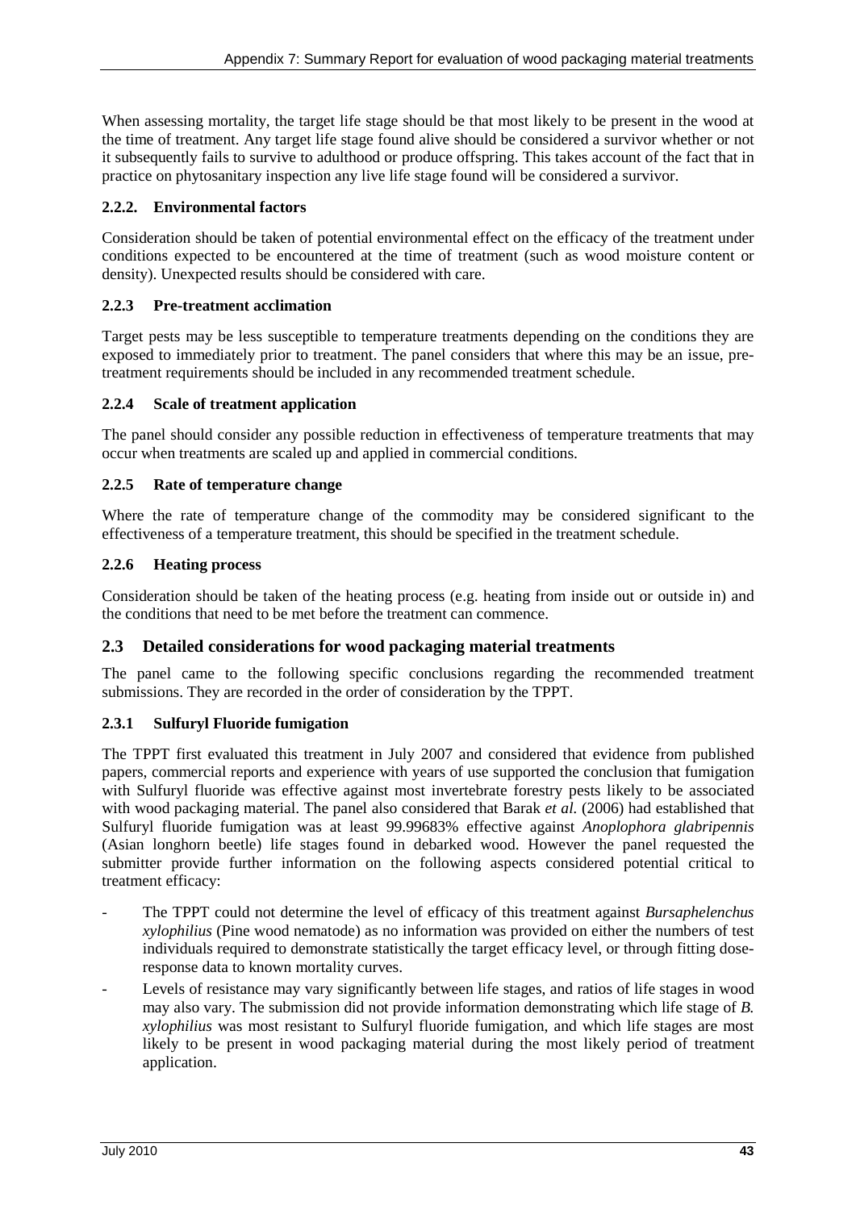When assessing mortality, the target life stage should be that most likely to be present in the wood at the time of treatment. Any target life stage found alive should be considered a survivor whether or not it subsequently fails to survive to adulthood or produce offspring. This takes account of the fact that in practice on phytosanitary inspection any live life stage found will be considered a survivor.

#### 2.2.2. Environmental factors

Consideration should be taken of potential environmental effect on the efficacy of the treatment under conditions expected to be encountered at the time of treatment (such as wood moisture content or density). Unexpected results should be considered with care.

#### 2.2.3 Pre-treatment acclimation

Target pests may be less susceptible to temperature treatments depending on the conditions they are exposed to immediately prior to treatment. The panel considers that where this may be an issue, pre-treatment requirements should be included in any recommended treatment schedule.

#### 2.2.4 Scale of treatment application

The panel should consider any possible reduction in effectiveness of temperature treatments that may occur when treatments are scaled up and applied in commercial conditions.

#### 2.2.5 Rate of temperature change

Where the rate of temperature change of the commodity may be considered significant to the effectiveness of a temperature treatment, this should be specified in the treatment schedule.

#### 2.2.6 Heating process

Consideration should be taken of the heating process (e.g. heating from inside out or outside in) and the conditions that need to be met before the treatment can commence.

### 2.3 Detailed considerations for wood packaging material treatments

The panel came to the following specific conclusions regarding the recommended treatment submissions. They are recorded in the order of consideration by the TPPT.

#### 2.3.1 Sulfuryl Fluoride fumigation

The TPPT first evaluated this treatment in July 2007 and considered that evidence from published papers, commercial reports and experience with years of use supported the conclusion that fumigation with Sulfuryl fluoride was effective against most invertebrate forestry pests likely to be associated with wood packaging material. The panel also considered that Barak *et al.* (2006) had established that Sulfuryl fluoride fumigation was at least 99.99683% effective against *Anoplophora glabripennis* (Asian longhorn beetle) life stages found in debarked wood. However the panel requested the submitter provide further information on the following aspects considered potential critical to treatment efficacy:

- The TPPT could not determine the level of efficacy of this treatment against *Bursaphelenchus xylophilius* (Pine wood nematode) as no information was provided on either the numbers of test individuals required to demonstrate statistically the target efficacy level, or through fitting dose-response data to known mortality curves.
- Levels of resistance may vary significantly between life stages, and ratios of life stages in wood may also vary. The submission did not provide information demonstrating which life stage of *B. xylophilius* was most resistant to Sulfuryl fluoride fumigation, and which life stages are most likely to be present in wood packaging material during the most likely period of treatment application.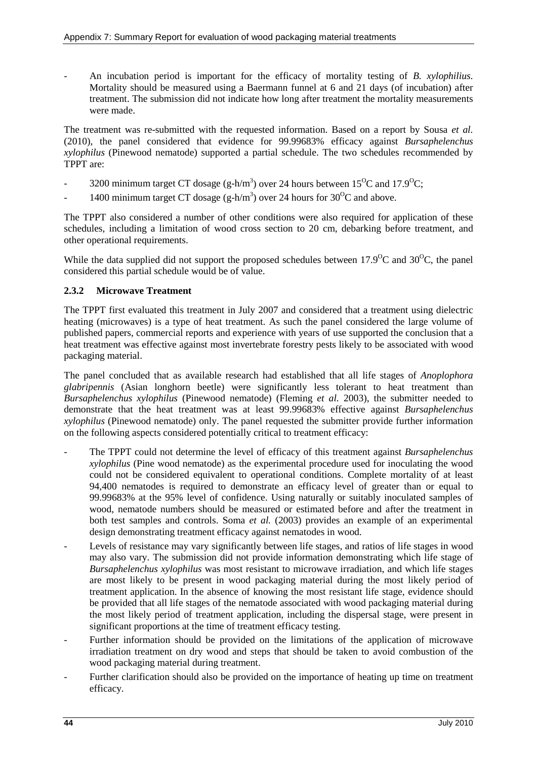- An incubation period is important for the efficacy of mortality testing of *B. xylophilius*. Mortality should be measured using a Baermann funnel at 6 and 21 days (of incubation) after treatment. The submission did not indicate how long after treatment the mortality measurements were made.

The treatment was re-submitted with the requested information. Based on a report by Sousa *et al*. (2010), the panel considered that evidence for 99.99683% efficacy against *Bursaphelenchus xylophilus* (Pinewood nematode) supported a partial schedule. The two schedules recommended by TPPT are:

- 3200 minimum target CT dosage (g-h/$m^3$) over 24 hours between 15$^O$C and 17.9$^O$C;
- 1400 minimum target CT dosage (g-h/$m^3$) over 24 hours for 30$^O$C and above.

The TPPT also considered a number of other conditions were also required for application of these schedules, including a limitation of wood cross section to 20 cm, debarking before treatment, and other operational requirements.

While the data supplied did not support the proposed schedules between 17.9$^O$C and 30$^O$C, the panel considered this partial schedule would be of value.

### 2.3.2 Microwave Treatment

The TPPT first evaluated this treatment in July 2007 and considered that a treatment using dielectric heating (microwaves) is a type of heat treatment. As such the panel considered the large volume of published papers, commercial reports and experience with years of use supported the conclusion that a heat treatment was effective against most invertebrate forestry pests likely to be associated with wood packaging material.

The panel concluded that as available research had established that all life stages of *Anoplophora glabripennis* (Asian longhorn beetle) were significantly less tolerant to heat treatment than *Bursaphelenchus xylophilus* (Pinewood nematode) (Fleming *et al.* 2003), the submitter needed to demonstrate that the heat treatment was at least 99.99683% effective against *Bursaphelenchus xylophilus* (Pinewood nematode) only. The panel requested the submitter provide further information on the following aspects considered potentially critical to treatment efficacy:

- The TPPT could not determine the level of efficacy of this treatment against *Bursaphelenchus xylophilus* (Pine wood nematode) as the experimental procedure used for inoculating the wood could not be considered equivalent to operational conditions. Complete mortality of at least 94,400 nematodes is required to demonstrate an efficacy level of greater than or equal to 99.99683% at the 95% level of confidence. Using naturally or suitably inoculated samples of wood, nematode numbers should be measured or estimated before and after the treatment in both test samples and controls. Soma *et al.* (2003) provides an example of an experimental design demonstrating treatment efficacy against nematodes in wood.
- Levels of resistance may vary significantly between life stages, and ratios of life stages in wood may also vary. The submission did not provide information demonstrating which life stage of *Bursaphelenchus xylophilus* was most resistant to microwave irradiation, and which life stages are most likely to be present in wood packaging material during the most likely period of treatment application. In the absence of knowing the most resistant life stage, evidence should be provided that all life stages of the nematode associated with wood packaging material during the most likely period of treatment application, including the dispersal stage, were present in significant proportions at the time of treatment efficacy testing.
- Further information should be provided on the limitations of the application of microwave irradiation treatment on dry wood and steps that should be taken to avoid combustion of the wood packaging material during treatment.
- Further clarification should also be provided on the importance of heating up time on treatment efficacy.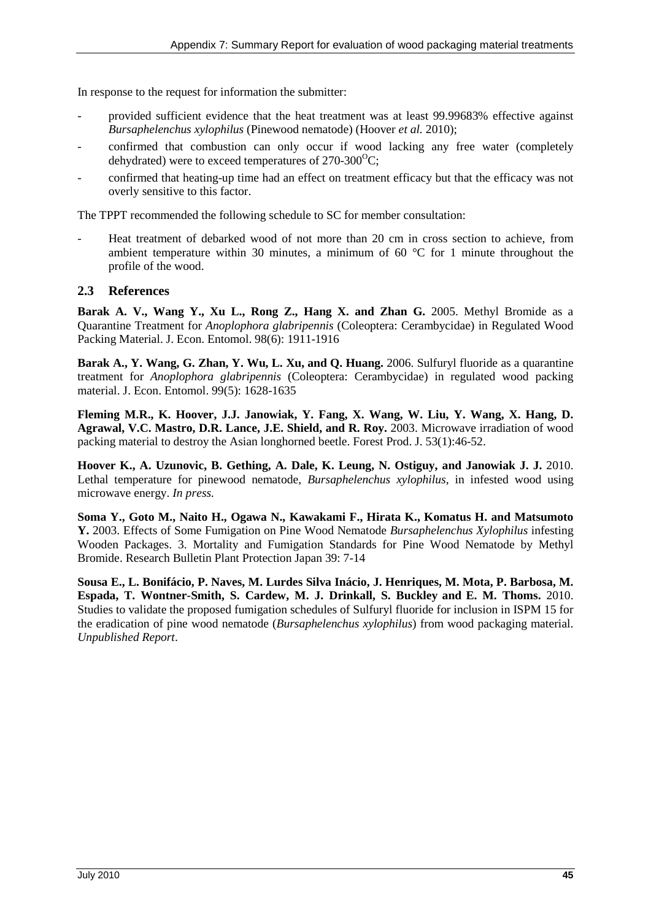In response to the request for information the submitter:

- provided sufficient evidence that the heat treatment was at least 99.99683% effective against *Bursaphelenchus xylophilus* (Pinewood nematode) (Hoover *et al.* 2010);
- confirmed that combustion can only occur if wood lacking any free water (completely dehydrated) were to exceed temperatures of 270-300$^{O}$C;
- confirmed that heating-up time had an effect on treatment efficacy but that the efficacy was not overly sensitive to this factor.

The TPPT recommended the following schedule to SC for member consultation:

- Heat treatment of debarked wood of not more than 20 cm in cross section to achieve, from ambient temperature within 30 minutes, a minimum of 60 °C for 1 minute throughout the profile of the wood.

## 2.3 References

**Barak A. V., Wang Y., Xu L., Rong Z., Hang X. and Zhan G.** 2005. Methyl Bromide as a Quarantine Treatment for *Anoplophora glabripennis* (Coleoptera: Cerambycidae) in Regulated Wood Packing Material. J. Econ. Entomol. 98(6): 1911-1916

**Barak A., Y. Wang, G. Zhan, Y. Wu, L. Xu, and Q. Huang.** 2006. Sulfuryl fluoride as a quarantine treatment for *Anoplophora glabripennis* (Coleoptera: Cerambycidae) in regulated wood packing material. J. Econ. Entomol. 99(5): 1628-1635

**Fleming M.R., K. Hoover, J.J. Janowiak, Y. Fang, X. Wang, W. Liu, Y. Wang, X. Hang, D. Agrawal, V.C. Mastro, D.R. Lance, J.E. Shield, and R. Roy.** 2003. Microwave irradiation of wood packing material to destroy the Asian longhorned beetle. Forest Prod. J. 53(1):46-52.

**Hoover K., A. Uzunovic, B. Gething, A. Dale, K. Leung, N. Ostiguy, and Janowiak J. J.** 2010. Lethal temperature for pinewood nematode, *Bursaphelenchus xylophilus*, in infested wood using microwave energy. *In press.*

**Soma Y., Goto M., Naito H., Ogawa N., Kawakami F., Hirata K., Komatus H. and Matsumoto Y.** 2003. Effects of Some Fumigation on Pine Wood Nematode *Bursaphelenchus Xylophilus* infesting Wooden Packages. 3. Mortality and Fumigation Standards for Pine Wood Nematode by Methyl Bromide. Research Bulletin Plant Protection Japan 39: 7-14

**Sousa E., L. Bonifácio, P. Naves, M. Lurdes Silva Inácio, J. Henriques, M. Mota, P. Barbosa, M. Espada, T. Wontner-Smith, S. Cardew, M. J. Drinkall, S. Buckley and E. M. Thoms.** 2010. Studies to validate the proposed fumigation schedules of Sulfuryl fluoride for inclusion in ISPM 15 for the eradication of pine wood nematode (*Bursaphelenchus xylophilus*) from wood packaging material. *Unpublished Report*.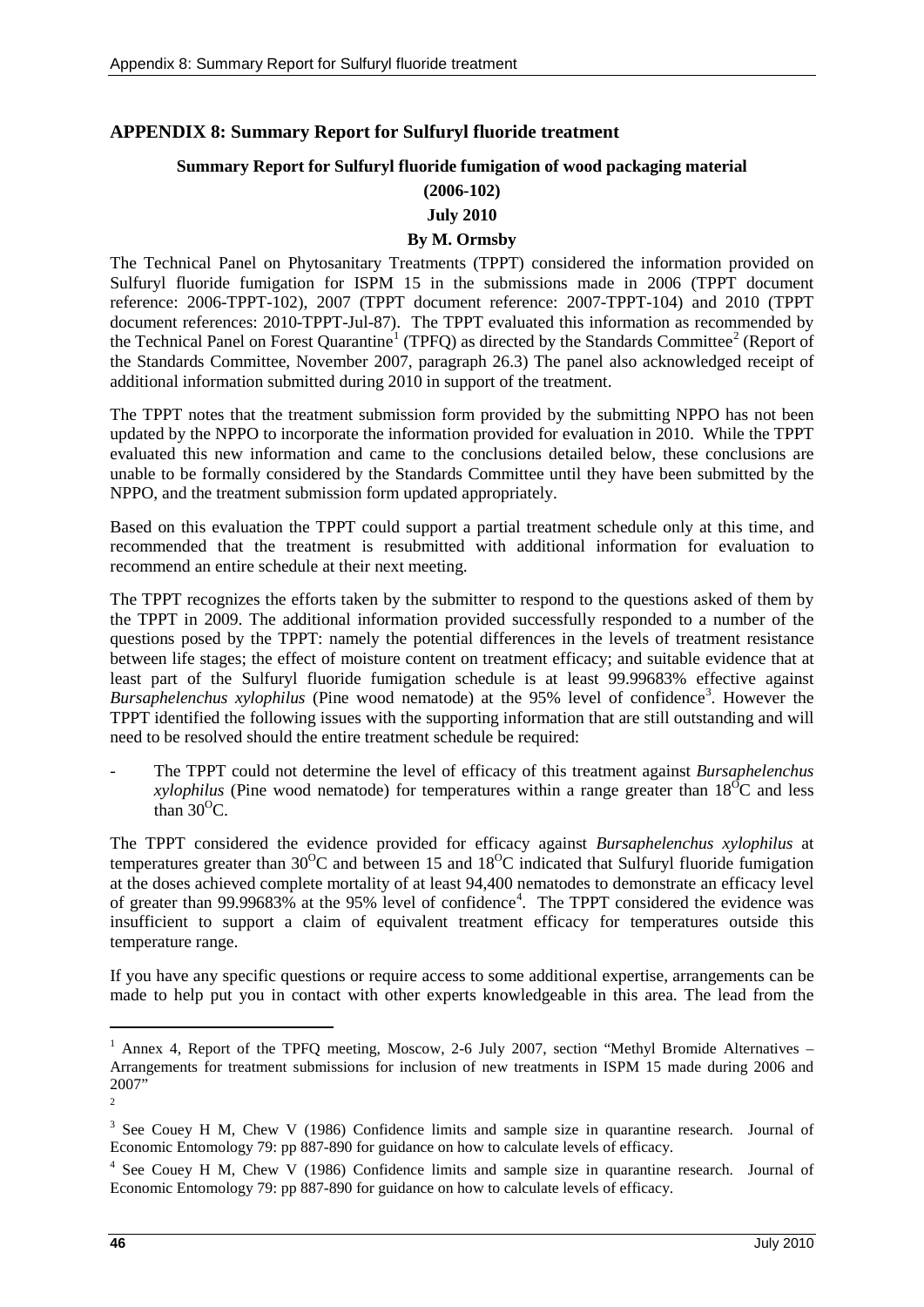## APPENDIX 8: Summary Report for Sulfuryl fluoride treatment

### Summary Report for Sulfuryl fluoride fumigation of wood packaging material

**(2006-102)**

**July 2010**

**By M. Ormsby**

The Technical Panel on Phytosanitary Treatments (TPPT) considered the information provided on Sulfuryl fluoride fumigation for ISPM 15 in the submissions made in 2006 (TPPT document reference: 2006-TPPT-102), 2007 (TPPT document reference: 2007-TPPT-104) and 2010 (TPPT document references: 2010-TPPT-Jul-87). The TPPT evaluated this information as recommended by the Technical Panel on Forest Quarantine[1] (TPFQ) as directed by the Standards Committee[2] (Report of the Standards Committee, November 2007, paragraph 26.3) The panel also acknowledged receipt of additional information submitted during 2010 in support of the treatment.

The TPPT notes that the treatment submission form provided by the submitting NPPO has not been updated by the NPPO to incorporate the information provided for evaluation in 2010. While the TPPT evaluated this new information and came to the conclusions detailed below, these conclusions are unable to be formally considered by the Standards Committee until they have been submitted by the NPPO, and the treatment submission form updated appropriately.

Based on this evaluation the TPPT could support a partial treatment schedule only at this time, and recommended that the treatment is resubmitted with additional information for evaluation to recommend an entire schedule at their next meeting.

The TPPT recognizes the efforts taken by the submitter to respond to the questions asked of them by the TPPT in 2009. The additional information provided successfully responded to a number of the questions posed by the TPPT: namely the potential differences in the levels of treatment resistance between life stages; the effect of moisture content on treatment efficacy; and suitable evidence that at least part of the Sulfuryl fluoride fumigation schedule is at least 99.99683% effective against *Bursaphelenchus xylophilus* (Pine wood nematode) at the 95% level of confidence[3]. However the TPPT identified the following issues with the supporting information that are still outstanding and will need to be resolved should the entire treatment schedule be required:

- The TPPT could not determine the level of efficacy of this treatment against *Bursaphelenchus xylophilus* (Pine wood nematode) for temperatures within a range greater than 18$^{O}$C and less than 30$^{O}$C.

The TPPT considered the evidence provided for efficacy against *Bursaphelenchus xylophilus* at temperatures greater than 30$^{O}$C and between 15 and 18$^{O}$C indicated that Sulfuryl fluoride fumigation at the doses achieved complete mortality of at least 94,400 nematodes to demonstrate an efficacy level of greater than 99.99683% at the 95% level of confidence[4]. The TPPT considered the evidence was insufficient to support a claim of equivalent treatment efficacy for temperatures outside this temperature range.

If you have any specific questions or require access to some additional expertise, arrangements can be made to help put you in contact with other experts knowledgeable in this area. The lead from the

---

[1] Annex 4, Report of the TPFQ meeting, Moscow, 2-6 July 2007, section "Methyl Bromide Alternatives – Arrangements for treatment submissions for inclusion of new treatments in ISPM 15 made during 2006 and 2007"

[2]

[3] See Couey H M, Chew V (1986) Confidence limits and sample size in quarantine research. Journal of Economic Entomology 79: pp 887-890 for guidance on how to calculate levels of efficacy.

[4] See Couey H M, Chew V (1986) Confidence limits and sample size in quarantine research. Journal of Economic Entomology 79: pp 887-890 for guidance on how to calculate levels of efficacy.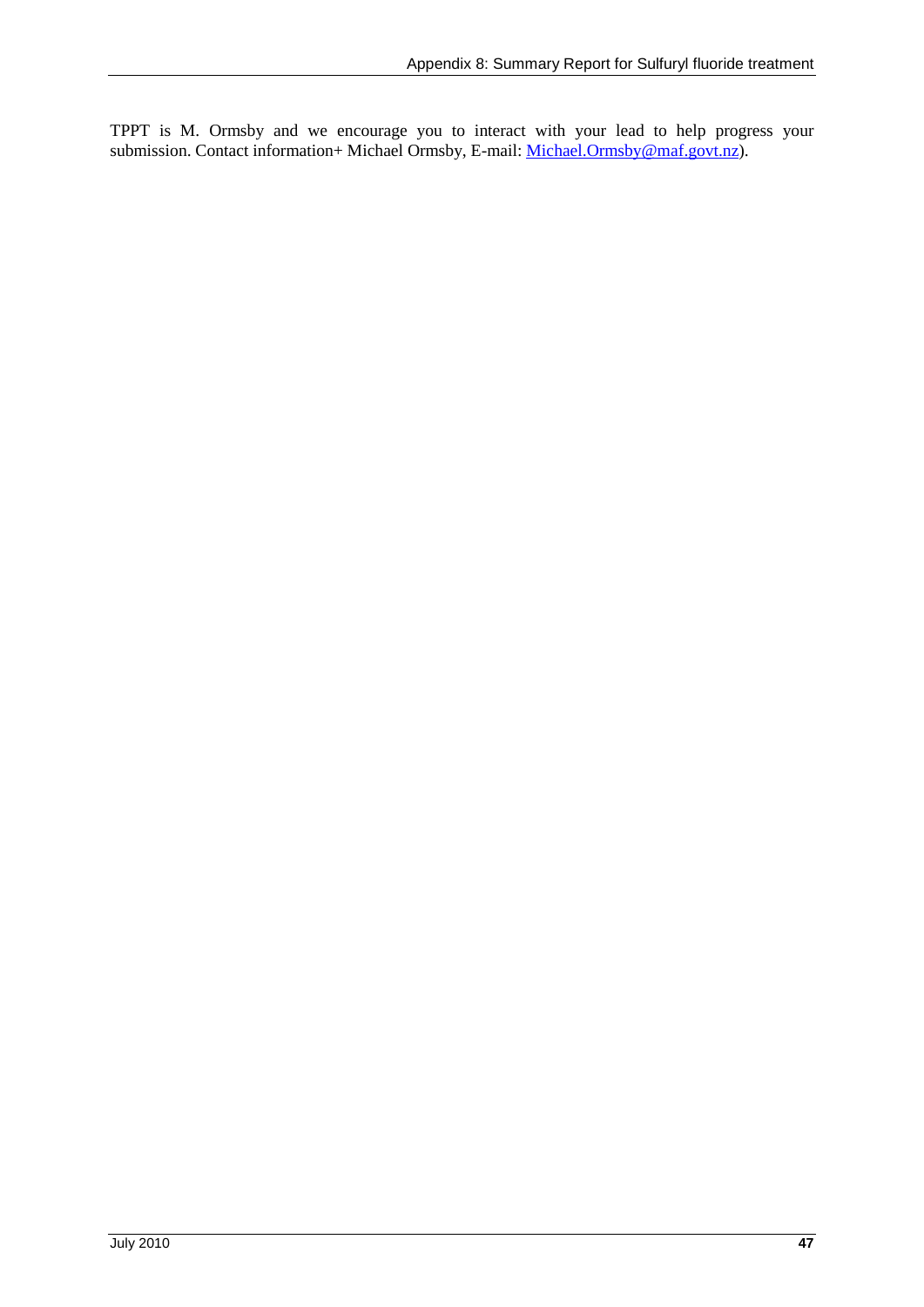TPPT is M. Ormsby and we encourage you to interact with your lead to help progress your submission. Contact information+ Michael Ormsby, E-mail: Michael.Ormsby@maf.govt.nz).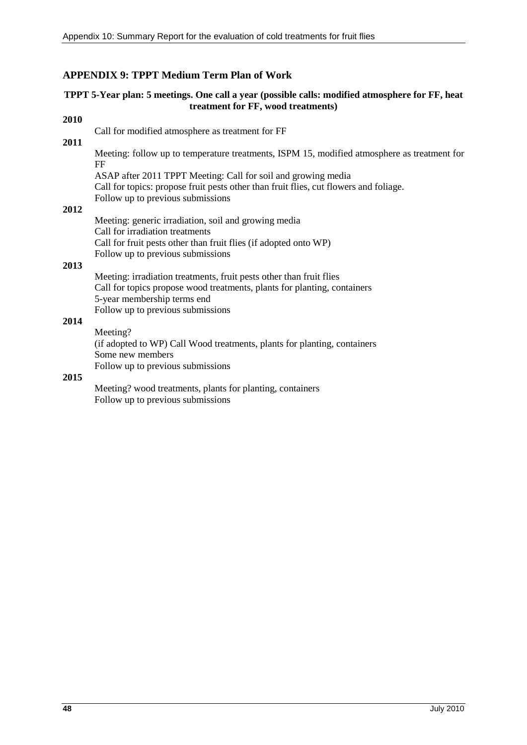## APPENDIX 9: TPPT Medium Term Plan of Work

**TPPT 5-Year plan: 5 meetings. One call a year (possible calls: modified atmosphere for FF, heat treatment for FF, wood treatments)**

**2010**

Call for modified atmosphere as treatment for FF

**2011**

Meeting: follow up to temperature treatments, ISPM 15, modified atmosphere as treatment for FF

ASAP after 2011 TPPT Meeting: Call for soil and growing media

Call for topics: propose fruit pests other than fruit flies, cut flowers and foliage.

Follow up to previous submissions

**2012**

Meeting: generic irradiation, soil and growing media

Call for irradiation treatments

Call for fruit pests other than fruit flies (if adopted onto WP)

Follow up to previous submissions

**2013**

Meeting: irradiation treatments, fruit pests other than fruit flies

Call for topics propose wood treatments, plants for planting, containers

5-year membership terms end

Follow up to previous submissions

**2014**

Meeting?

(if adopted to WP) Call Wood treatments, plants for planting, containers

Some new members

Follow up to previous submissions

**2015**

Meeting? wood treatments, plants for planting, containers

Follow up to previous submissions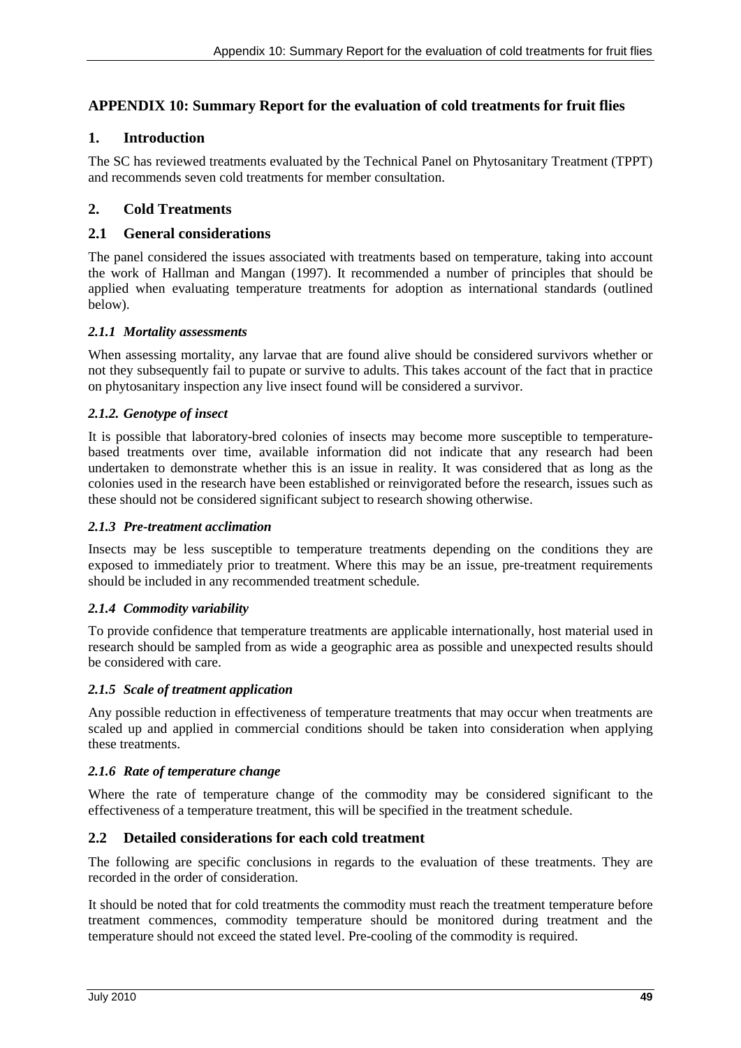## APPENDIX 10: Summary Report for the evaluation of cold treatments for fruit flies

## 1. Introduction

The SC has reviewed treatments evaluated by the Technical Panel on Phytosanitary Treatment (TPPT) and recommends seven cold treatments for member consultation.

## 2. Cold Treatments

### 2.1 General considerations

The panel considered the issues associated with treatments based on temperature, taking into account the work of Hallman and Mangan (1997). It recommended a number of principles that should be applied when evaluating temperature treatments for adoption as international standards (outlined below).

#### *2.1.1 Mortality assessments*

When assessing mortality, any larvae that are found alive should be considered survivors whether or not they subsequently fail to pupate or survive to adults. This takes account of the fact that in practice on phytosanitary inspection any live insect found will be considered a survivor.

#### *2.1.2. Genotype of insect*

It is possible that laboratory-bred colonies of insects may become more susceptible to temperature-based treatments over time, available information did not indicate that any research had been undertaken to demonstrate whether this is an issue in reality. It was considered that as long as the colonies used in the research have been established or reinvigorated before the research, issues such as these should not be considered significant subject to research showing otherwise.

#### *2.1.3 Pre-treatment acclimation*

Insects may be less susceptible to temperature treatments depending on the conditions they are exposed to immediately prior to treatment. Where this may be an issue, pre-treatment requirements should be included in any recommended treatment schedule.

#### *2.1.4 Commodity variability*

To provide confidence that temperature treatments are applicable internationally, host material used in research should be sampled from as wide a geographic area as possible and unexpected results should be considered with care.

#### *2.1.5 Scale of treatment application*

Any possible reduction in effectiveness of temperature treatments that may occur when treatments are scaled up and applied in commercial conditions should be taken into consideration when applying these treatments.

#### *2.1.6 Rate of temperature change*

Where the rate of temperature change of the commodity may be considered significant to the effectiveness of a temperature treatment, this will be specified in the treatment schedule.

### 2.2 Detailed considerations for each cold treatment

The following are specific conclusions in regards to the evaluation of these treatments. They are recorded in the order of consideration.

It should be noted that for cold treatments the commodity must reach the treatment temperature before treatment commences, commodity temperature should be monitored during treatment and the temperature should not exceed the stated level. Pre-cooling of the commodity is required.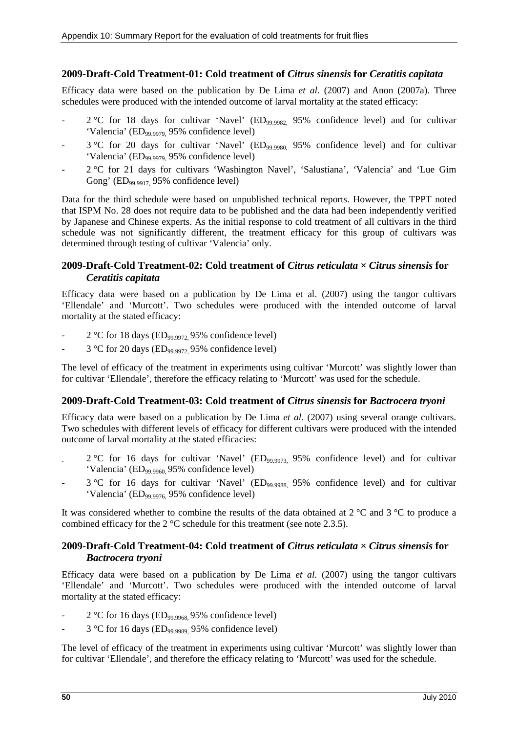### 2009-Draft-Cold Treatment-01: Cold treatment of *Citrus sinensis* for *Ceratitis capitata*

Efficacy data were based on the publication by De Lima *et al.* (2007) and Anon (2007a). Three schedules were produced with the intended outcome of larval mortality at the stated efficacy:

- 2 °C for 18 days for cultivar 'Navel' ($ED_{99.9982}$, 95% confidence level) and for cultivar 'Valencia' ($ED_{99.9979}$, 95% confidence level)
- 3 °C for 20 days for cultivar 'Navel' ($ED_{99.9980}$, 95% confidence level) and for cultivar 'Valencia' ($ED_{99.9979}$, 95% confidence level)
- 2 °C for 21 days for cultivars 'Washington Navel', 'Salustiana', 'Valencia' and 'Lue Gim Gong' ($ED_{99.9917}$, 95% confidence level)

Data for the third schedule were based on unpublished technical reports. However, the TPPT noted that ISPM No. 28 does not require data to be published and the data had been independently verified by Japanese and Chinese experts. As the initial response to cold treatment of all cultivars in the third schedule was not significantly different, the treatment efficacy for this group of cultivars was determined through testing of cultivar 'Valencia' only.

### 2009-Draft-Cold Treatment-02: Cold treatment of *Citrus reticulata* × *Citrus sinensis* for *Ceratitis capitata*

Efficacy data were based on a publication by De Lima et al. (2007) using the tangor cultivars 'Ellendale' and 'Murcott'. Two schedules were produced with the intended outcome of larval mortality at the stated efficacy:

- 2 °C for 18 days ($ED_{99.9972}$, 95% confidence level)
- 3 °C for 20 days ($ED_{99.9972}$, 95% confidence level)

The level of efficacy of the treatment in experiments using cultivar 'Murcott' was slightly lower than for cultivar 'Ellendale', therefore the efficacy relating to 'Murcott' was used for the schedule.

### 2009-Draft-Cold Treatment-03: Cold treatment of *Citrus sinensis* for *Bactrocera tryoni*

Efficacy data were based on a publication by De Lima *et al.* (2007) using several orange cultivars. Two schedules with different levels of efficacy for different cultivars were produced with the intended outcome of larval mortality at the stated efficacies:

- 2 °C for 16 days for cultivar 'Navel' ($ED_{99.9973}$, 95% confidence level) and for cultivar 'Valencia' ($ED_{99.9960}$, 95% confidence level)
- 3 °C for 16 days for cultivar 'Navel' ($ED_{99.9988}$, 95% confidence level) and for cultivar 'Valencia' ($ED_{99.9976}$, 95% confidence level)

It was considered whether to combine the results of the data obtained at 2 °C and 3 °C to produce a combined efficacy for the 2 °C schedule for this treatment (see note 2.3.5).

### 2009-Draft-Cold Treatment-04: Cold treatment of *Citrus reticulata* × *Citrus sinensis* for *Bactrocera tryoni*

Efficacy data were based on a publication by De Lima *et al.* (2007) using the tangor cultivars 'Ellendale' and 'Murcott'. Two schedules were produced with the intended outcome of larval mortality at the stated efficacy:

- 2 °C for 16 days ($ED_{99.9968}$, 95% confidence level)
- 3 °C for 16 days ($ED_{99.9989}$, 95% confidence level)

The level of efficacy of the treatment in experiments using cultivar 'Murcott' was slightly lower than for cultivar 'Ellendale', and therefore the efficacy relating to 'Murcott' was used for the schedule.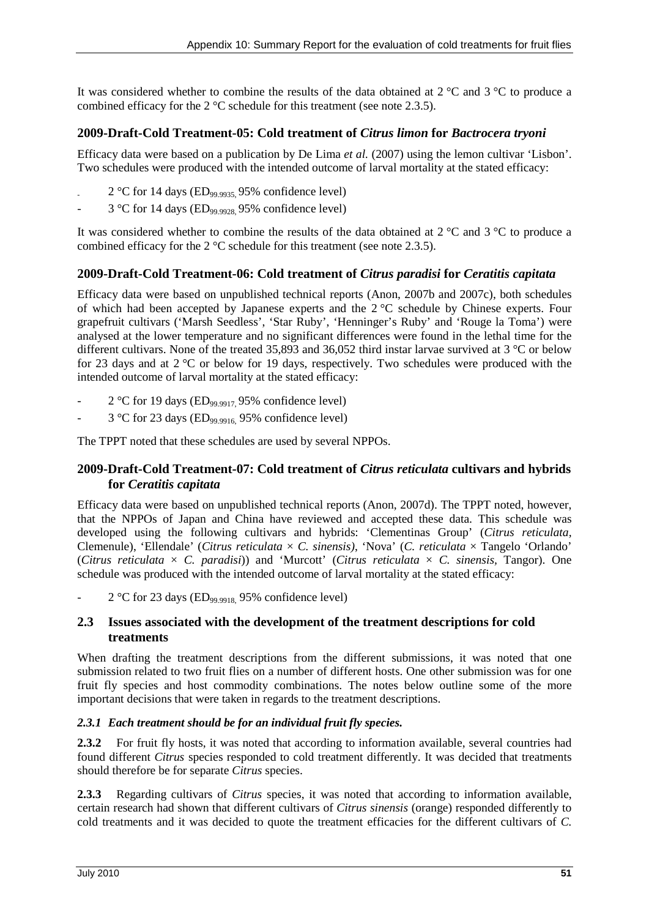It was considered whether to combine the results of the data obtained at 2 °C and 3 °C to produce a combined efficacy for the 2 °C schedule for this treatment (see note 2.3.5).

### 2009-Draft-Cold Treatment-05: Cold treatment of *Citrus limon* for *Bactrocera tryoni*

Efficacy data were based on a publication by De Lima *et al.* (2007) using the lemon cultivar 'Lisbon'. Two schedules were produced with the intended outcome of larval mortality at the stated efficacy:

- 2 °C for 14 days ($ED_{99.9935}$, 95% confidence level)
- 3 °C for 14 days ($ED_{99.9928}$, 95% confidence level)

It was considered whether to combine the results of the data obtained at 2 °C and 3 °C to produce a combined efficacy for the 2 °C schedule for this treatment (see note 2.3.5).

### 2009-Draft-Cold Treatment-06: Cold treatment of *Citrus paradisi* for *Ceratitis capitata*

Efficacy data were based on unpublished technical reports (Anon, 2007b and 2007c), both schedules of which had been accepted by Japanese experts and the 2 °C schedule by Chinese experts. Four grapefruit cultivars ('Marsh Seedless', 'Star Ruby', 'Henninger's Ruby' and 'Rouge la Toma') were analysed at the lower temperature and no significant differences were found in the lethal time for the different cultivars. None of the treated 35,893 and 36,052 third instar larvae survived at 3 °C or below for 23 days and at 2 °C or below for 19 days, respectively. Two schedules were produced with the intended outcome of larval mortality at the stated efficacy:

- 2 °C for 19 days ($ED_{99.9917}$, 95% confidence level)
- 3 °C for 23 days ($ED_{99.9916}$, 95% confidence level)

The TPPT noted that these schedules are used by several NPPOs.

### 2009-Draft-Cold Treatment-07: Cold treatment of *Citrus reticulata* cultivars and hybrids for *Ceratitis capitata*

Efficacy data were based on unpublished technical reports (Anon, 2007d). The TPPT noted, however, that the NPPOs of Japan and China have reviewed and accepted these data. This schedule was developed using the following cultivars and hybrids: 'Clementinas Group' (*Citrus reticulata*, Clemenule), 'Ellendale' (*Citrus reticulata* × *C. sinensis)*, 'Nova' (*C. reticulata* × Tangelo 'Orlando' (*Citrus reticulata* × *C. paradisi*)) and 'Murcott' (*Citrus reticulata* × *C. sinensis*, Tangor). One schedule was produced with the intended outcome of larval mortality at the stated efficacy:

- 2 °C for 23 days ($ED_{99.9918}$, 95% confidence level)

## 2.3 Issues associated with the development of the treatment descriptions for cold treatments

When drafting the treatment descriptions from the different submissions, it was noted that one submission related to two fruit flies on a number of different hosts. One other submission was for one fruit fly species and host commodity combinations. The notes below outline some of the more important decisions that were taken in regards to the treatment descriptions.

#### *2.3.1 Each treatment should be for an individual fruit fly species.*

**2.3.2** For fruit fly hosts, it was noted that according to information available, several countries had found different *Citrus* species responded to cold treatment differently. It was decided that treatments should therefore be for separate *Citrus* species.

**2.3.3** Regarding cultivars of *Citrus* species, it was noted that according to information available, certain research had shown that different cultivars of *Citrus sinensis* (orange) responded differently to cold treatments and it was decided to quote the treatment efficacies for the different cultivars of *C.*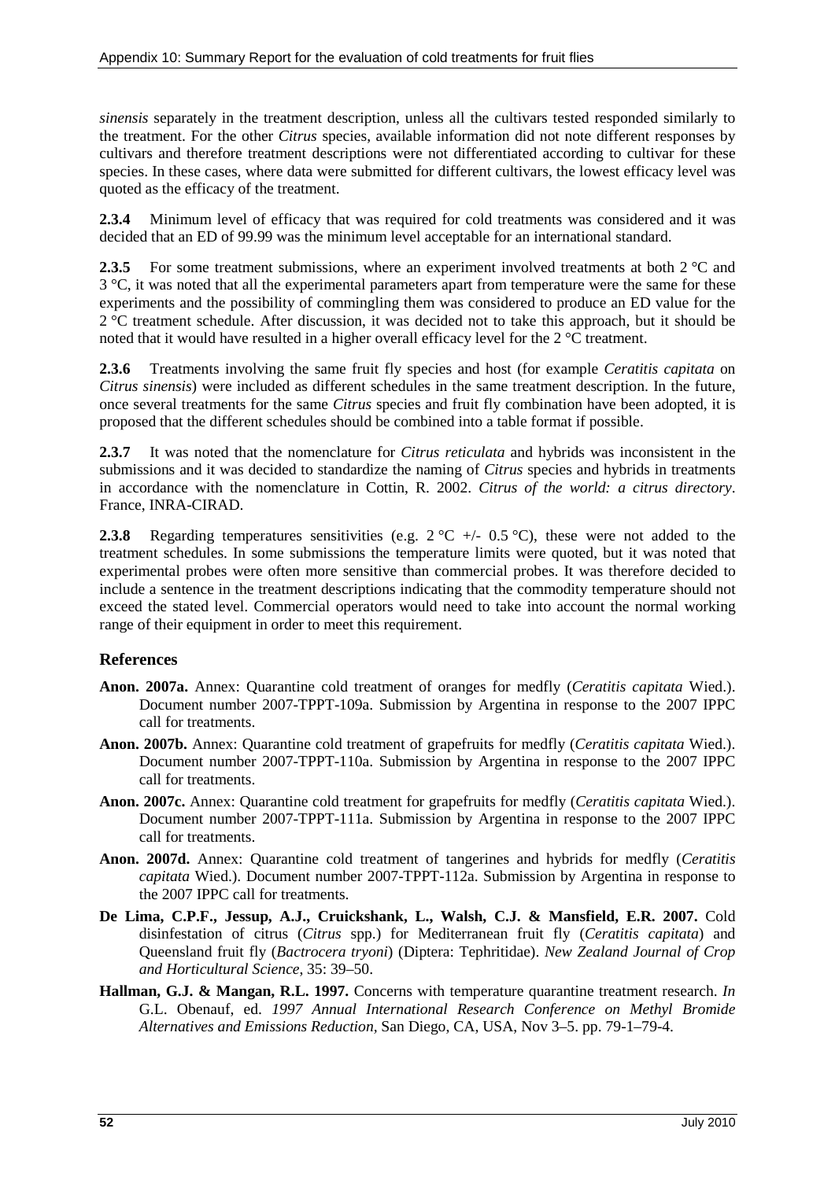*sinensis* separately in the treatment description, unless all the cultivars tested responded similarly to the treatment. For the other *Citrus* species, available information did not note different responses by cultivars and therefore treatment descriptions were not differentiated according to cultivar for these species. In these cases, where data were submitted for different cultivars, the lowest efficacy level was quoted as the efficacy of the treatment.

**2.3.4** Minimum level of efficacy that was required for cold treatments was considered and it was decided that an ED of 99.99 was the minimum level acceptable for an international standard.

**2.3.5** For some treatment submissions, where an experiment involved treatments at both 2 °C and 3 °C, it was noted that all the experimental parameters apart from temperature were the same for these experiments and the possibility of commingling them was considered to produce an ED value for the 2 °C treatment schedule. After discussion, it was decided not to take this approach, but it should be noted that it would have resulted in a higher overall efficacy level for the 2 °C treatment.

**2.3.6** Treatments involving the same fruit fly species and host (for example *Ceratitis capitata* on *Citrus sinensis*) were included as different schedules in the same treatment description. In the future, once several treatments for the same *Citrus* species and fruit fly combination have been adopted, it is proposed that the different schedules should be combined into a table format if possible.

**2.3.7** It was noted that the nomenclature for *Citrus reticulata* and hybrids was inconsistent in the submissions and it was decided to standardize the naming of *Citrus* species and hybrids in treatments in accordance with the nomenclature in Cottin, R. 2002. *Citrus of the world: a citrus directory*. France, INRA-CIRAD.

**2.3.8** Regarding temperatures sensitivities (e.g. 2 °C +/- 0.5 °C), these were not added to the treatment schedules. In some submissions the temperature limits were quoted, but it was noted that experimental probes were often more sensitive than commercial probes. It was therefore decided to include a sentence in the treatment descriptions indicating that the commodity temperature should not exceed the stated level. Commercial operators would need to take into account the normal working range of their equipment in order to meet this requirement.

## References

**Anon. 2007a.** Annex: Quarantine cold treatment of oranges for medfly (*Ceratitis capitata* Wied.). Document number 2007-TPPT-109a. Submission by Argentina in response to the 2007 IPPC call for treatments.

**Anon. 2007b.** Annex: Quarantine cold treatment of grapefruits for medfly (*Ceratitis capitata* Wied.). Document number 2007-TPPT-110a. Submission by Argentina in response to the 2007 IPPC call for treatments.

**Anon. 2007c.** Annex: Quarantine cold treatment for grapefruits for medfly (*Ceratitis capitata* Wied.). Document number 2007-TPPT-111a. Submission by Argentina in response to the 2007 IPPC call for treatments.

**Anon. 2007d.** Annex: Quarantine cold treatment of tangerines and hybrids for medfly (*Ceratitis capitata* Wied.). Document number 2007-TPPT-112a. Submission by Argentina in response to the 2007 IPPC call for treatments.

**De Lima, C.P.F., Jessup, A.J., Cruickshank, L., Walsh, C.J. & Mansfield, E.R. 2007.** Cold disinfestation of citrus (*Citrus* spp.) for Mediterranean fruit fly (*Ceratitis capitata*) and Queensland fruit fly (*Bactrocera tryoni*) (Diptera: Tephritidae). *New Zealand Journal of Crop and Horticultural Science*, 35: 39–50.

**Hallman, G.J. & Mangan, R.L. 1997.** Concerns with temperature quarantine treatment research. *In* G.L. Obenauf, ed. *1997 Annual International Research Conference on Methyl Bromide Alternatives and Emissions Reduction*, San Diego, CA, USA, Nov 3–5. pp. 79-1–79-4.